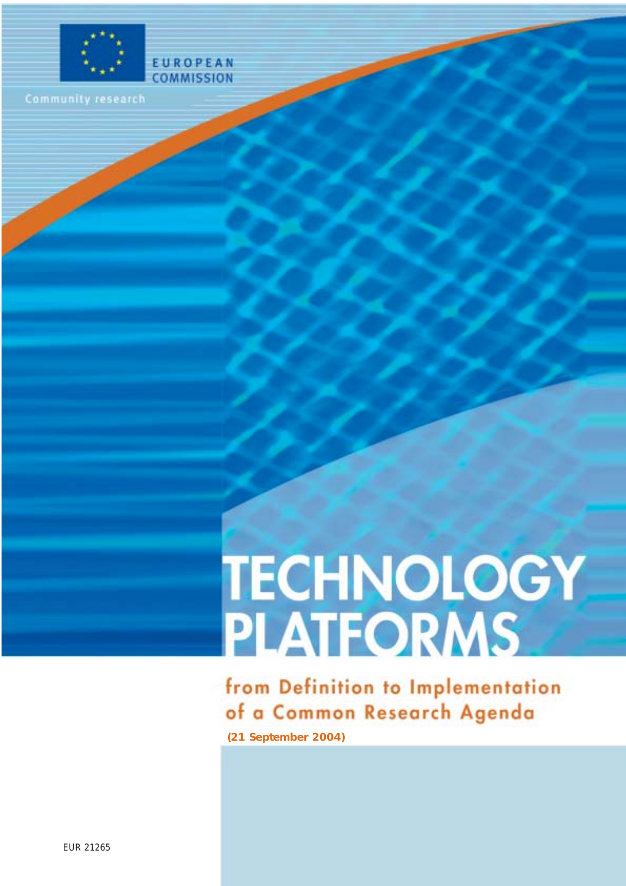EUROPEAN COMMISSION

Community research

# TECHNOLOGY PLATFORMS

## from Definition to Implementation of a Common Research Agenda

**(21 September 2004)**

EUR 21265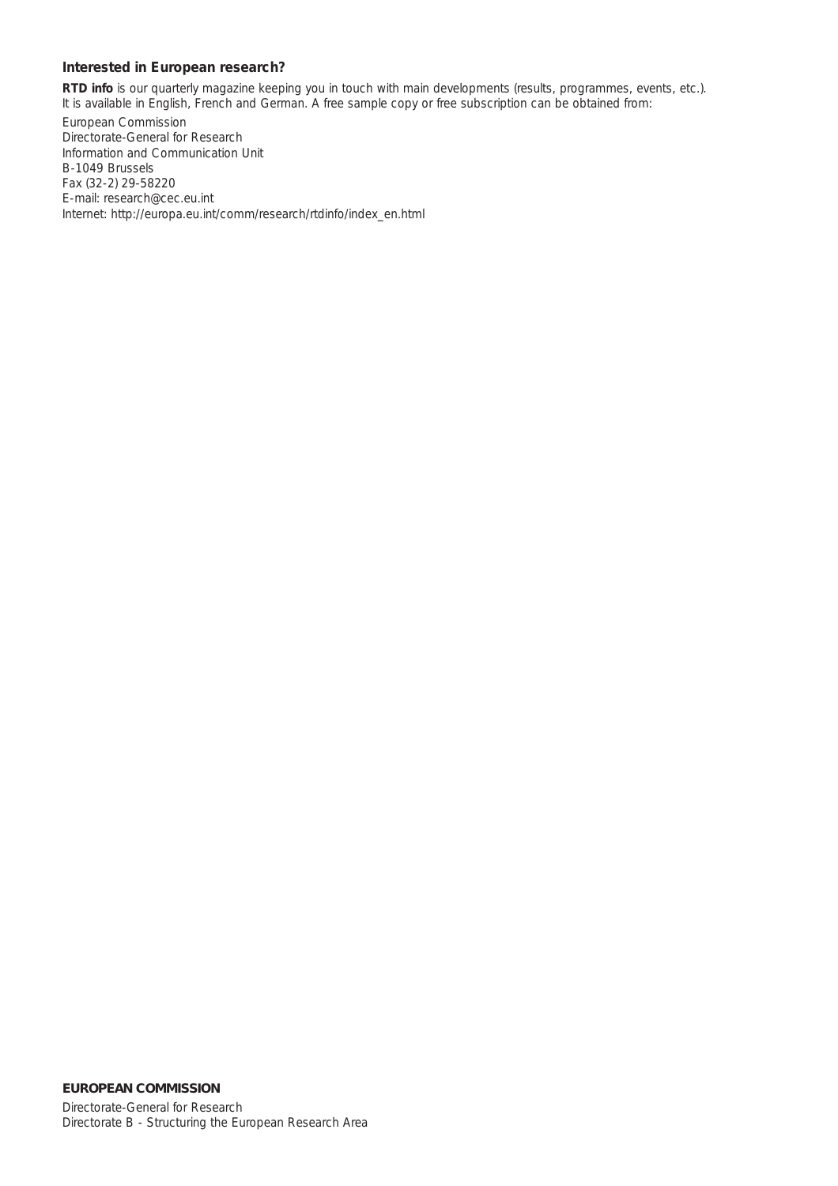### Interested in European research?

**RTD info** is our quarterly magazine keeping you in touch with main developments (results, programmes, events, etc.). It is available in English, French and German. A free sample copy or free subscription can be obtained from:

European Commission
Directorate-General for Research
Information and Communication Unit
B-1049 Brussels
Fax (32-2) 29-58220
E-mail: research@cec.eu.int
Internet: http://europa.eu.int/comm/research/rtdinfo/index_en.html

**EUROPEAN COMMISSION**

Directorate-General for Research
Directorate B - Structuring the European Research Area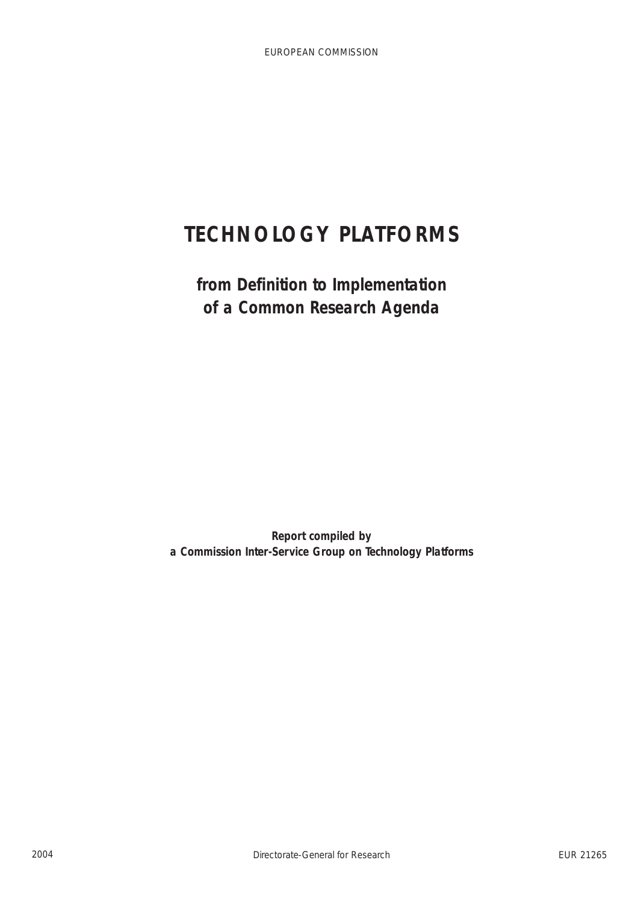EUROPEAN COMMISSION

# TECHNOLOGY PLATFORMS

## from Definition to Implementation of a Common Research Agenda

**Report compiled by**
**a Commission Inter-Service Group on Technology Platforms**

2004 Directorate-General for Research EUR 21265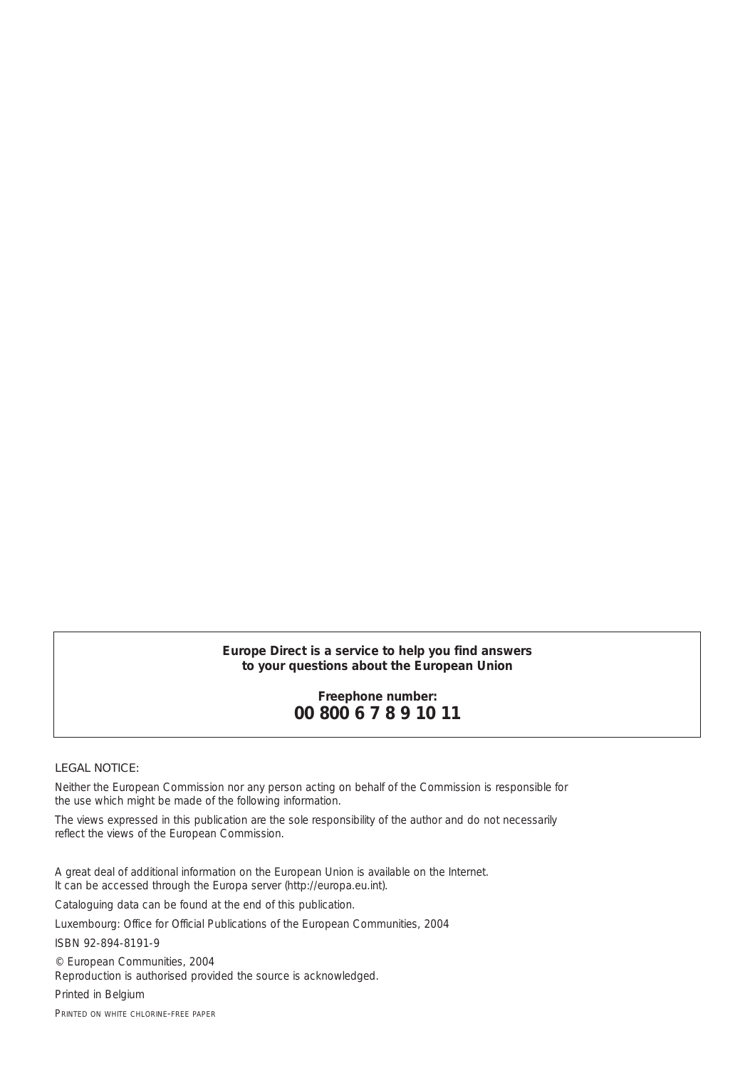**Europe Direct is a service to help you find answers to your questions about the European Union**

**Freephone number:**
**00 800 6 7 8 9 10 11**

LEGAL NOTICE:

Neither the European Commission nor any person acting on behalf of the Commission is responsible for the use which might be made of the following information.

The views expressed in this publication are the sole responsibility of the author and do not necessarily reflect the views of the European Commission.

A great deal of additional information on the European Union is available on the Internet.
It can be accessed through the Europa server (http://europa.eu.int).

Cataloguing data can be found at the end of this publication.

Luxembourg: Office for Official Publications of the European Communities, 2004

ISBN 92-894-8191-9

© European Communities, 2004
Reproduction is authorised provided the source is acknowledged.

Printed in Belgium

PRINTED ON WHITE CHLORINE-FREE PAPER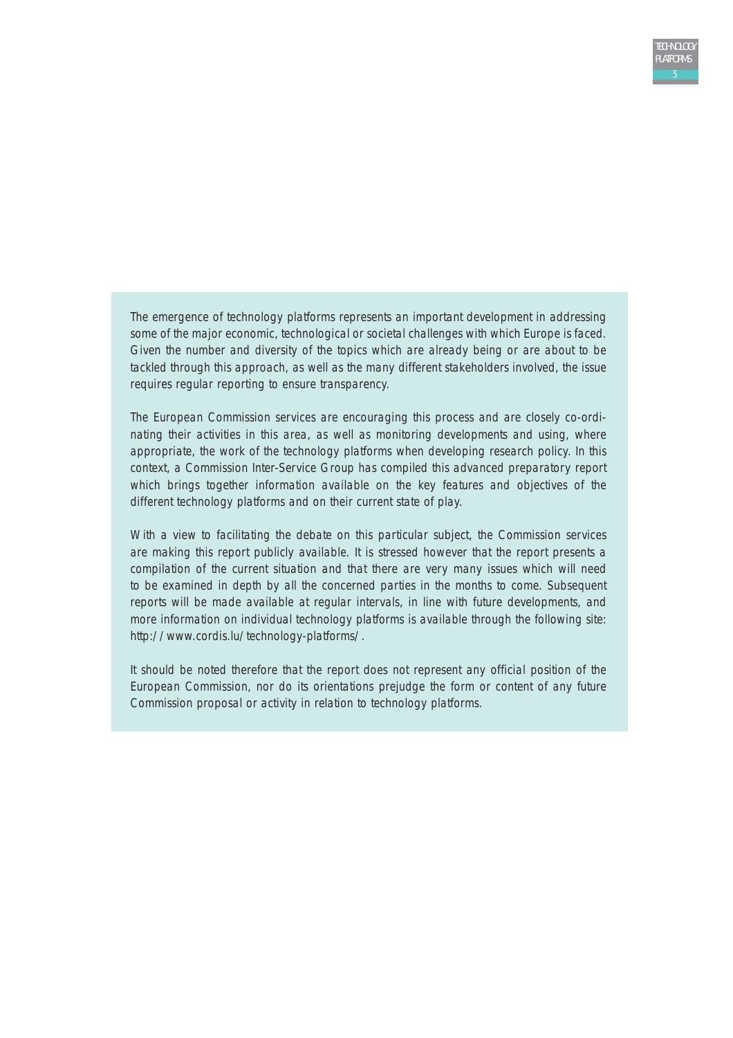The emergence of technology platforms represents an important development in addressing some of the major economic, technological or societal challenges with which Europe is faced. Given the number and diversity of the topics which are already being or are about to be tackled through this approach, as well as the many different stakeholders involved, the issue requires regular reporting to ensure transparency.

The European Commission services are encouraging this process and are closely co-ordinating their activities in this area, as well as monitoring developments and using, where appropriate, the work of the technology platforms when developing research policy. In this context, a Commission Inter-Service Group has compiled this advanced preparatory report which brings together information available on the key features and objectives of the different technology platforms and on their current state of play.

With a view to facilitating the debate on this particular subject, the Commission services are making this report publicly available. It is stressed however that the report presents a compilation of the current situation and that there are very many issues which will need to be examined in depth by all the concerned parties in the months to come. Subsequent reports will be made available at regular intervals, in line with future developments, and more information on individual technology platforms is available through the following site: http://www.cordis.lu/technology-platforms/.

It should be noted therefore that the report does not represent any official position of the European Commission, nor do its orientations prejudge the form or content of any future Commission proposal or activity in relation to technology platforms.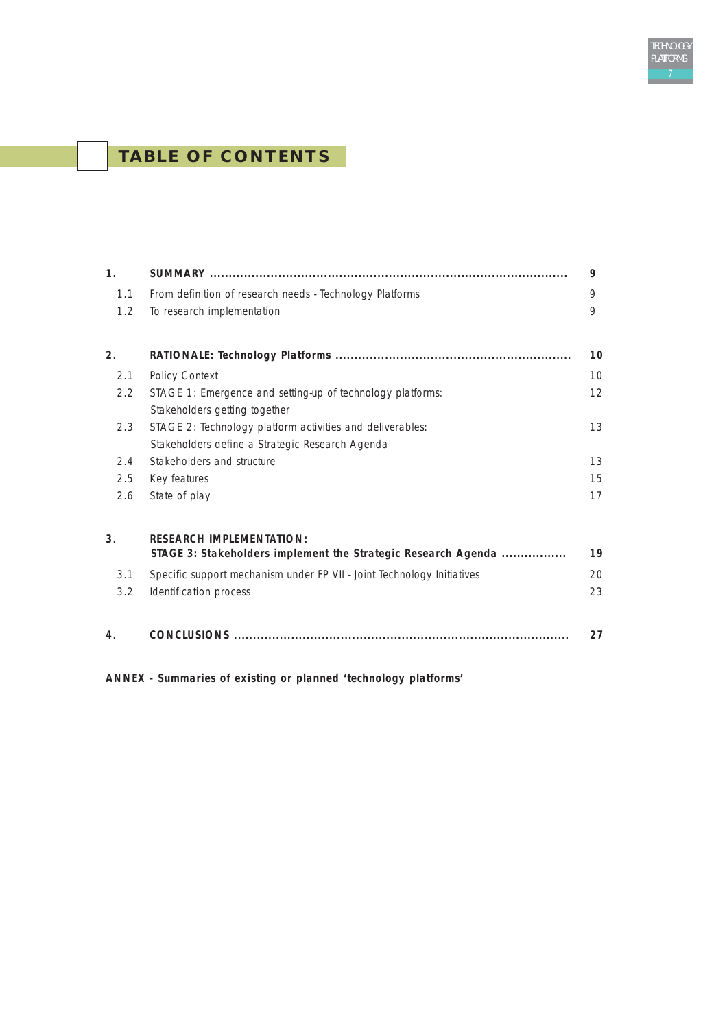# TABLE OF CONTENTS

| | | |
|---|---|---|
| **1.** | **SUMMARY** | **9** |
| 1.1 | From definition of research needs - Technology Platforms | 9 |
| 1.2 | To research implementation | 9 |
| **2.** | **RATIONALE: Technology Platforms** | **10** |
| 2.1 | Policy Context | 10 |
| 2.2 | STAGE 1: Emergence and setting-up of technology platforms: Stakeholders getting together | 12 |
| 2.3 | STAGE 2: Technology platform activities and deliverables: Stakeholders define a Strategic Research Agenda | 13 |
| 2.4 | Stakeholders and structure | 13 |
| 2.5 | Key features | 15 |
| 2.6 | State of play | 17 |
| **3.** | **RESEARCH IMPLEMENTATION: STAGE 3: Stakeholders implement the Strategic Research Agenda** | **19** |
| 3.1 | Specific support mechanism under FP VII - Joint Technology Initiatives | 20 |
| 3.2 | Identification process | 23 |
| **4.** | **CONCLUSIONS** | **27** |

**ANNEX - Summaries of existing or planned 'technology platforms'**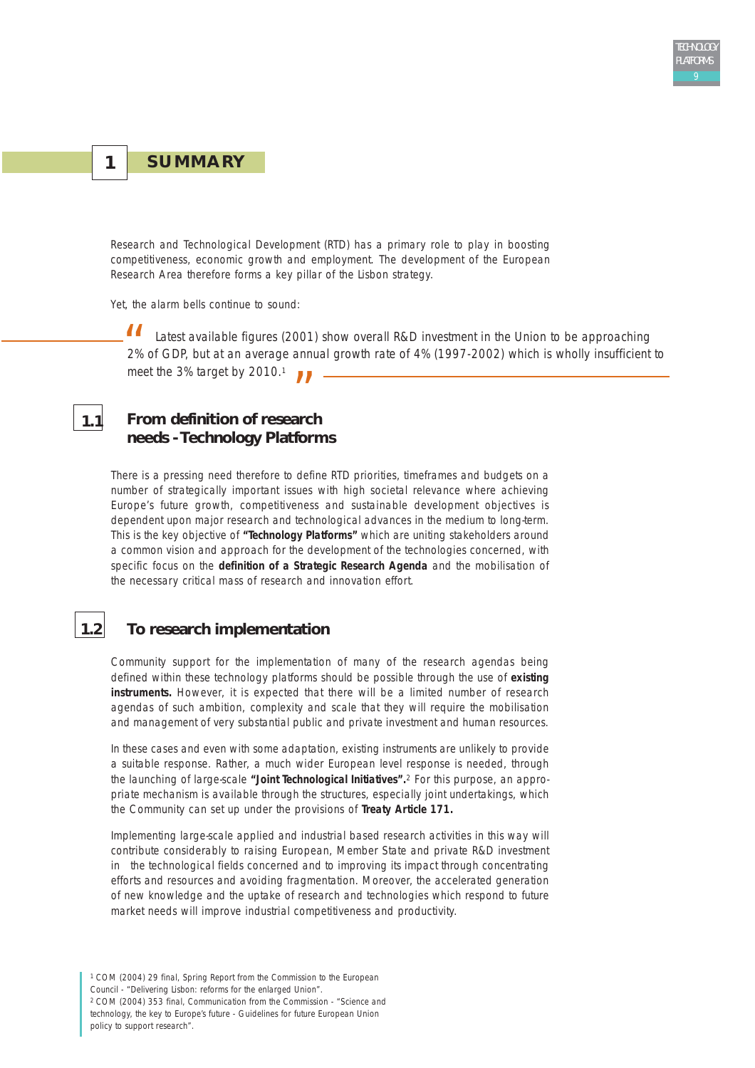# 1 SUMMARY

Research and Technological Development (RTD) has a primary role to play in boosting competitiveness, economic growth and employment. The development of the European Research Area therefore forms a key pillar of the Lisbon strategy.

Yet, the alarm bells continue to sound:

> "Latest available figures (2001) show overall R&D investment in the Union to be approaching 2% of GDP, but at an average annual growth rate of 4% (1997-2002) which is wholly insufficient to meet the 3% target by 2010.[1]"

## 1.1 From definition of research needs - Technology Platforms

There is a pressing need therefore to define RTD priorities, timeframes and budgets on a number of strategically important issues with high societal relevance where achieving Europe's future growth, competitiveness and sustainable development objectives is dependent upon major research and technological advances in the medium to long-term. This is the key objective of **"Technology Platforms"** which are uniting stakeholders around a common vision and approach for the development of the technologies concerned, with specific focus on the **definition of a Strategic Research Agenda** and the mobilisation of the necessary critical mass of research and innovation effort.

## 1.2 To research implementation

Community support for the implementation of many of the research agendas being defined within these technology platforms should be possible through the use of **existing instruments.** However, it is expected that there will be a limited number of research agendas of such ambition, complexity and scale that they will require the mobilisation and management of very substantial public and private investment and human resources.

In these cases and even with some adaptation, existing instruments are unlikely to provide a suitable response. Rather, a much wider European level response is needed, through the launching of large-scale **"Joint Technological Initiatives".**[2] For this purpose, an appropriate mechanism is available through the structures, especially joint undertakings, which the Community can set up under the provisions of **Treaty Article 171.**

Implementing large-scale applied and industrial based research activities in this way will contribute considerably to raising European, Member State and private R&D investment in the technological fields concerned and to improving its impact through concentrating efforts and resources and avoiding fragmentation. Moreover, the accelerated generation of new knowledge and the uptake of research and technologies which respond to future market needs will improve industrial competitiveness and productivity.

[1] COM (2004) 29 final, Spring Report from the Commission to the European Council - "Delivering Lisbon: reforms for the enlarged Union".
[2] COM (2004) 353 final, Communication from the Commission - "Science and technology, the key to Europe's future - Guidelines for future European Union policy to support research".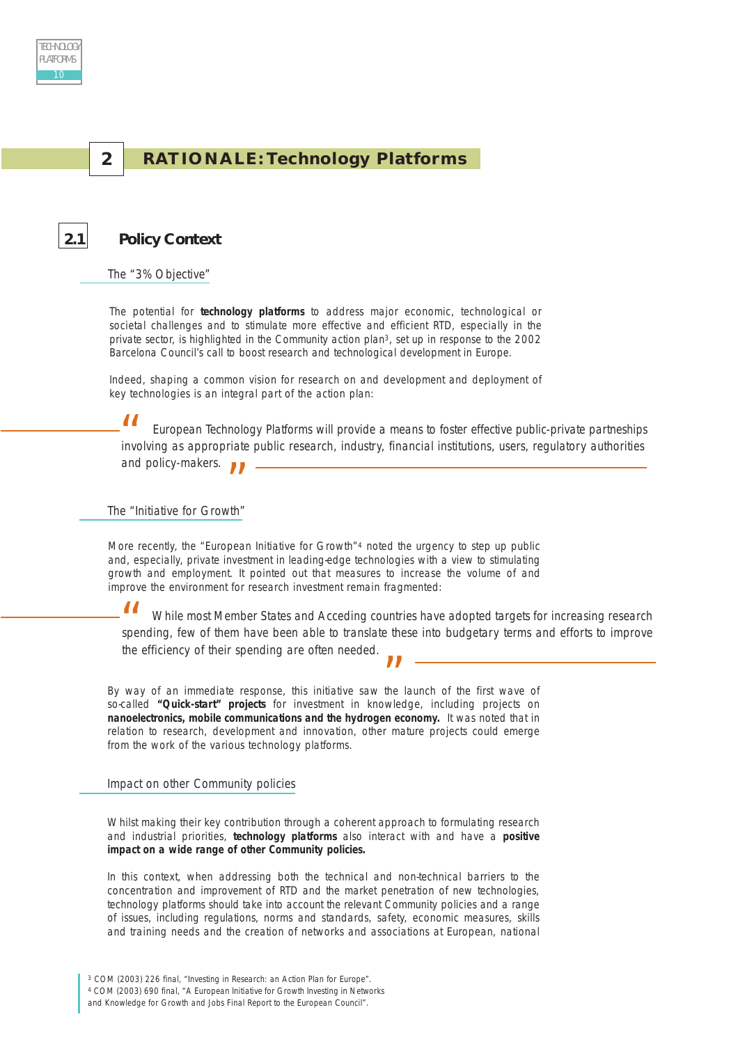## 2 RATIONALE: Technology Platforms

### 2.1 Policy Context

#### The "3% Objective"

The potential for **technology platforms** to address major economic, technological or societal challenges and to stimulate more effective and efficient RTD, especially in the private sector, is highlighted in the Community action plan[3], set up in response to the 2002 Barcelona Council's call to boost research and technological development in Europe.

Indeed, shaping a common vision for research on and development and deployment of key technologies is an integral part of the action plan:

> "European Technology Platforms will provide a means to foster effective public-private partnerships involving as appropriate public research, industry, financial institutions, users, regulatory authorities and policy-makers."

#### The "Initiative for Growth"

More recently, the "European Initiative for Growth"[4] noted the urgency to step up public and, especially, private investment in leading-edge technologies with a view to stimulating growth and employment. It pointed out that measures to increase the volume of and improve the environment for research investment remain fragmented:

> "While most Member States and Acceding countries have adopted targets for increasing research spending, few of them have been able to translate these into budgetary terms and efforts to improve the efficiency of their spending are often needed."

By way of an immediate response, this initiative saw the launch of the first wave of so-called **"Quick-start" projects** for investment in knowledge, including projects on **nanoelectronics, mobile communications and the hydrogen economy.** It was noted that in relation to research, development and innovation, other mature projects could emerge from the work of the various technology platforms.

#### Impact on other Community policies

Whilst making their key contribution through a coherent approach to formulating research and industrial priorities, **technology platforms** also interact with and have a **positive impact on a wide range of other Community policies.**

In this context, when addressing both the technical and non-technical barriers to the concentration and improvement of RTD and the market penetration of new technologies, technology platforms should take into account the relevant Community policies and a range of issues, including regulations, norms and standards, safety, economic measures, skills and training needs and the creation of networks and associations at European, national

[3] COM (2003) 226 final, "Investing in Research: an Action Plan for Europe".

[4] COM (2003) 690 final, "A European Initiative for Growth Investing in Networks and Knowledge for Growth and Jobs Final Report to the European Council".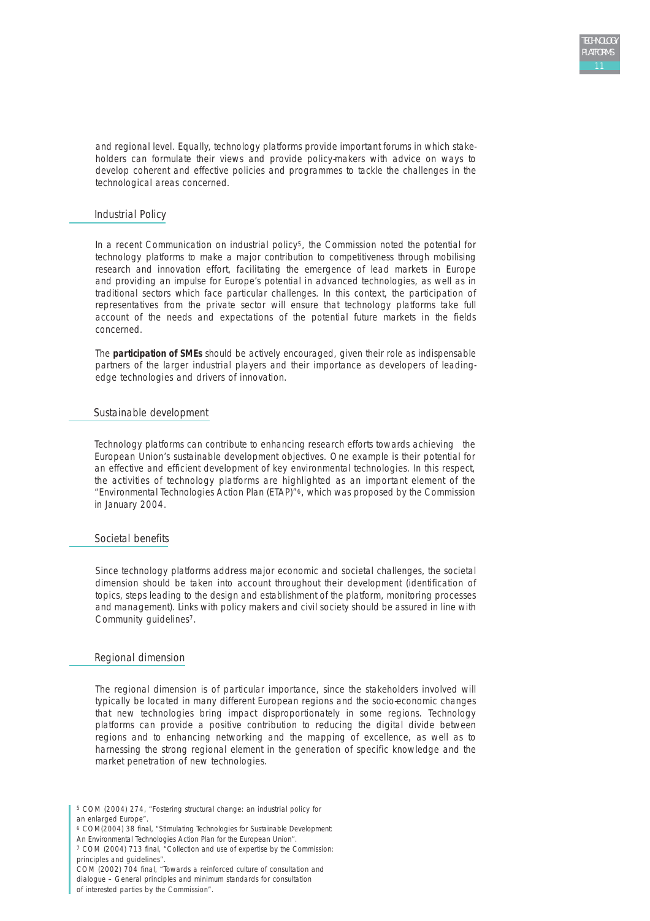and regional level. Equally, technology platforms provide important forums in which stakeholders can formulate their views and provide policy-makers with advice on ways to develop coherent and effective policies and programmes to tackle the challenges in the technological areas concerned.

## Industrial Policy

In a recent Communication on industrial policy[5], the Commission noted the potential for technology platforms to make a major contribution to competitiveness through mobilising research and innovation effort, facilitating the emergence of lead markets in Europe and providing an impulse for Europe's potential in advanced technologies, as well as in traditional sectors which face particular challenges. In this context, the participation of representatives from the private sector will ensure that technology platforms take full account of the needs and expectations of the potential future markets in the fields concerned.

The **participation of SMEs** should be actively encouraged, given their role as indispensable partners of the larger industrial players and their importance as developers of leading-edge technologies and drivers of innovation.

## Sustainable development

Technology platforms can contribute to enhancing research efforts towards achieving the European Union's sustainable development objectives. One example is their potential for an effective and efficient development of key environmental technologies. In this respect, the activities of technology platforms are highlighted as an important element of the "Environmental Technologies Action Plan (ETAP)"[6], which was proposed by the Commission in January 2004.

## Societal benefits

Since technology platforms address major economic and societal challenges, the societal dimension should be taken into account throughout their development (identification of topics, steps leading to the design and establishment of the platform, monitoring processes and management). Links with policy makers and civil society should be assured in line with Community guidelines[7].

## Regional dimension

The regional dimension is of particular importance, since the stakeholders involved will typically be located in many different European regions and the socio-economic changes that new technologies bring impact disproportionately in some regions. Technology platforms can provide a positive contribution to reducing the digital divide between regions and to enhancing networking and the mapping of excellence, as well as to harnessing the strong regional element in the generation of specific knowledge and the market penetration of new technologies.

[5] COM (2004) 274, "Fostering structural change: an industrial policy for an enlarged Europe".
[6] COM(2004) 38 final, "Stimulating Technologies for Sustainable Development: An Environmental Technologies Action Plan for the European Union".
[7] COM (2004) 713 final, "Collection and use of expertise by the Commission: principles and guidelines".
COM (2002) 704 final, "Towards a reinforced culture of consultation and dialogue – General principles and minimum standards for consultation of interested parties by the Commission".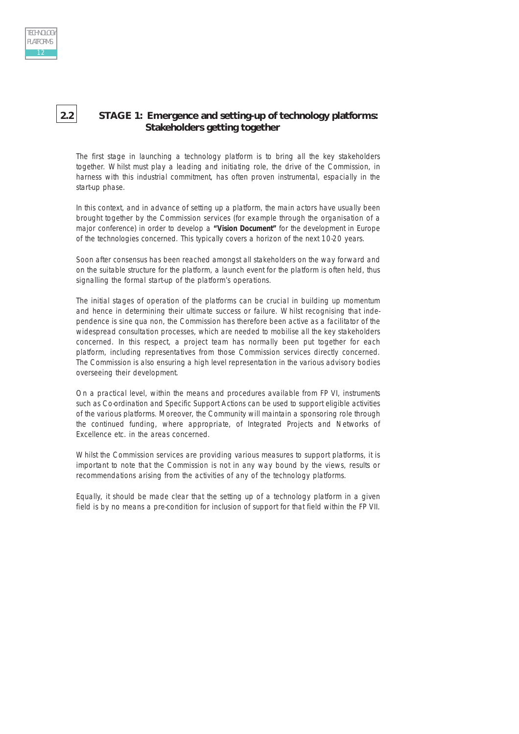## 2.2 STAGE 1: Emergence and setting-up of technology platforms: Stakeholders getting together

The first stage in launching a technology platform is to bring all the key stakeholders together. Whilst must play a leading and initiating role, the drive of the Commission, in harness with this industrial commitment, has often proven instrumental, espacially in the start-up phase.

In this context, and in advance of setting up a platform, the main actors have usually been brought together by the Commission services (for example through the organisation of a major conference) in order to develop a **"Vision Document"** for the development in Europe of the technologies concerned. This typically covers a horizon of the next 10-20 years.

Soon after consensus has been reached amongst all stakeholders on the way forward and on the suitable structure for the platform, a launch event for the platform is often held, thus signalling the formal start-up of the platform's operations.

The initial stages of operation of the platforms can be crucial in building up momentum and hence in determining their ultimate success or failure. Whilst recognising that independence is sine qua non, the Commission has therefore been active as a facilitator of the widespread consultation processes, which are needed to mobilise all the key stakeholders concerned. In this respect, a project team has normally been put together for each platform, including representatives from those Commission services directly concerned. The Commission is also ensuring a high level representation in the various advisory bodies overseeing their development.

On a practical level, within the means and procedures available from FP VI, instruments such as Co-ordination and Specific Support Actions can be used to support eligible activities of the various platforms. Moreover, the Community will maintain a sponsoring role through the continued funding, where appropriate, of Integrated Projects and Networks of Excellence etc. in the areas concerned.

Whilst the Commission services are providing various measures to support platforms, it is important to note that the Commission is not in any way bound by the views, results or recommendations arising from the activities of any of the technology platforms.

Equally, it should be made clear that the setting up of a technology platform in a given field is by no means a pre-condition for inclusion of support for that field within the FP VII.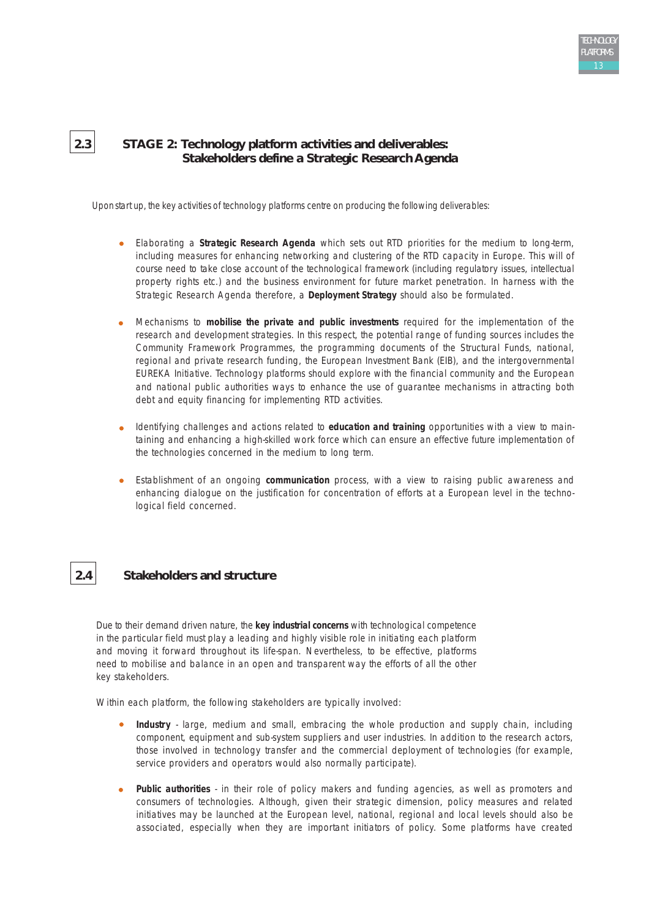## 2.3 STAGE 2: Technology platform activities and deliverables: Stakeholders define a Strategic Research Agenda

Upon start up, the key activities of technology platforms centre on producing the following deliverables:

- Elaborating a **Strategic Research Agenda** which sets out RTD priorities for the medium to long-term, including measures for enhancing networking and clustering of the RTD capacity in Europe. This will of course need to take close account of the technological framework (including regulatory issues, intellectual property rights etc.) and the business environment for future market penetration. In harness with the Strategic Research Agenda therefore, a **Deployment Strategy** should also be formulated.
- Mechanisms to **mobilise the private and public investments** required for the implementation of the research and development strategies. In this respect, the potential range of funding sources includes the Community Framework Programmes, the programming documents of the Structural Funds, national, regional and private research funding, the European Investment Bank (EIB), and the intergovernmental EUREKA Initiative. Technology platforms should explore with the financial community and the European and national public authorities ways to enhance the use of guarantee mechanisms in attracting both debt and equity financing for implementing RTD activities.
- Identifying challenges and actions related to **education and training** opportunities with a view to maintaining and enhancing a high-skilled work force which can ensure an effective future implementation of the technologies concerned in the medium to long term.
- Establishment of an ongoing **communication** process, with a view to raising public awareness and enhancing dialogue on the justification for concentration of efforts at a European level in the technological field concerned.

## 2.4 Stakeholders and structure

Due to their demand driven nature, the **key industrial concerns** with technological competence in the particular field must play a leading and highly visible role in initiating each platform and moving it forward throughout its life-span. Nevertheless, to be effective, platforms need to mobilise and balance in an open and transparent way the efforts of all the other key stakeholders.

Within each platform, the following stakeholders are typically involved:

- **Industry** - large, medium and small, embracing the whole production and supply chain, including component, equipment and sub-system suppliers and user industries. In addition to the research actors, those involved in technology transfer and the commercial deployment of technologies (for example, service providers and operators would also normally participate).
- **Public authorities** - in their role of policy makers and funding agencies, as well as promoters and consumers of technologies. Although, given their strategic dimension, policy measures and related initiatives may be launched at the European level, national, regional and local levels should also be associated, especially when they are important initiators of policy. Some platforms have created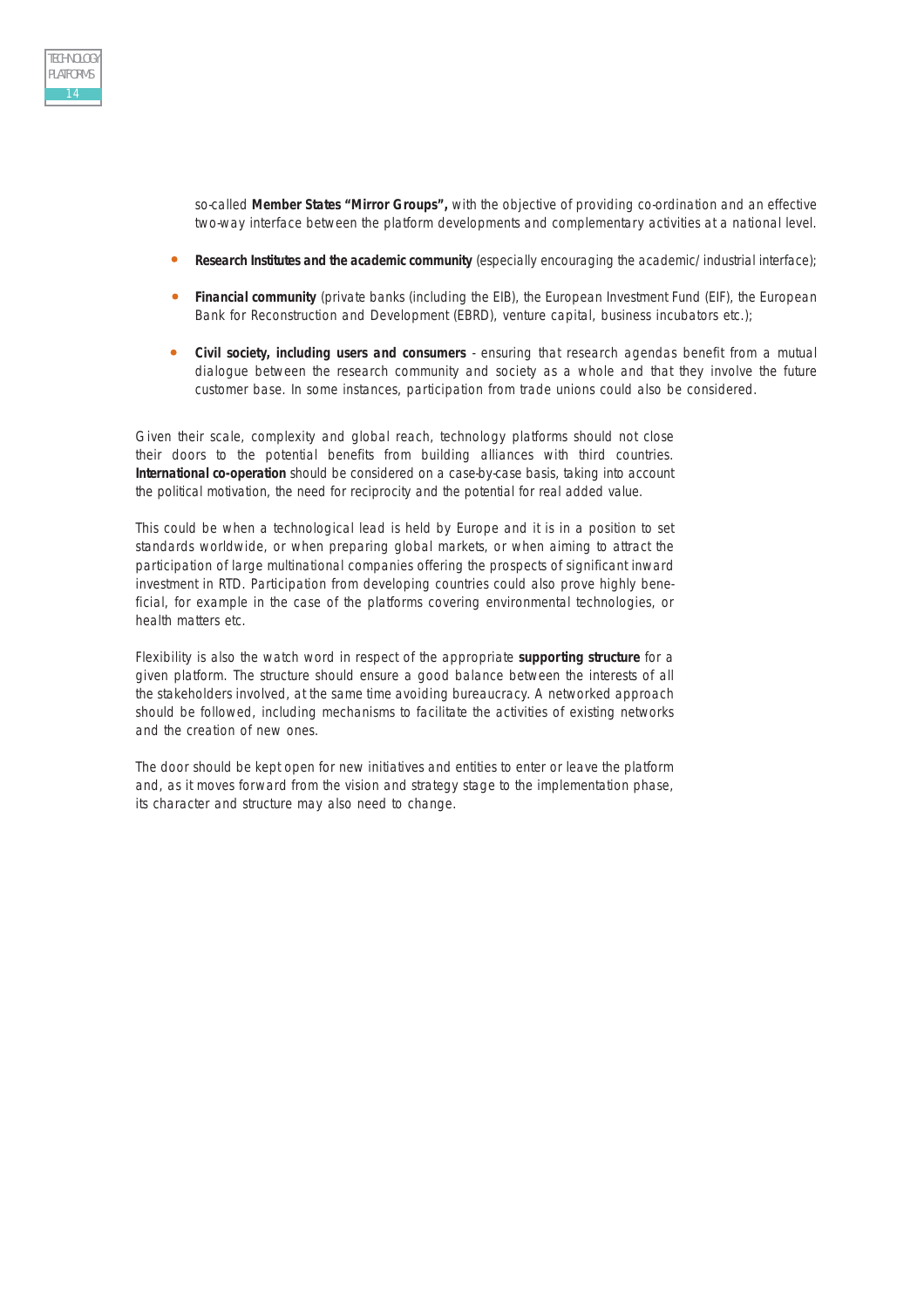so-called **Member States "Mirror Groups",** with the objective of providing co-ordination and an effective two-way interface between the platform developments and complementary activities at a national level.

- **Research Institutes and the academic community** (especially encouraging the academic/industrial interface);
- **Financial community** (private banks (including the EIB), the European Investment Fund (EIF), the European Bank for Reconstruction and Development (EBRD), venture capital, business incubators etc.);
- **Civil society, including users and consumers** - ensuring that research agendas benefit from a mutual dialogue between the research community and society as a whole and that they involve the future customer base. In some instances, participation from trade unions could also be considered.

Given their scale, complexity and global reach, technology platforms should not close their doors to the potential benefits from building alliances with third countries. **International co-operation** should be considered on a case-by-case basis, taking into account the political motivation, the need for reciprocity and the potential for real added value.

This could be when a technological lead is held by Europe and it is in a position to set standards worldwide, or when preparing global markets, or when aiming to attract the participation of large multinational companies offering the prospects of significant inward investment in RTD. Participation from developing countries could also prove highly beneficial, for example in the case of the platforms covering environmental technologies, or health matters etc.

Flexibility is also the watch word in respect of the appropriate **supporting structure** for a given platform. The structure should ensure a good balance between the interests of all the stakeholders involved, at the same time avoiding bureaucracy. A networked approach should be followed, including mechanisms to facilitate the activities of existing networks and the creation of new ones.

The door should be kept open for new initiatives and entities to enter or leave the platform and, as it moves forward from the vision and strategy stage to the implementation phase, its character and structure may also need to change.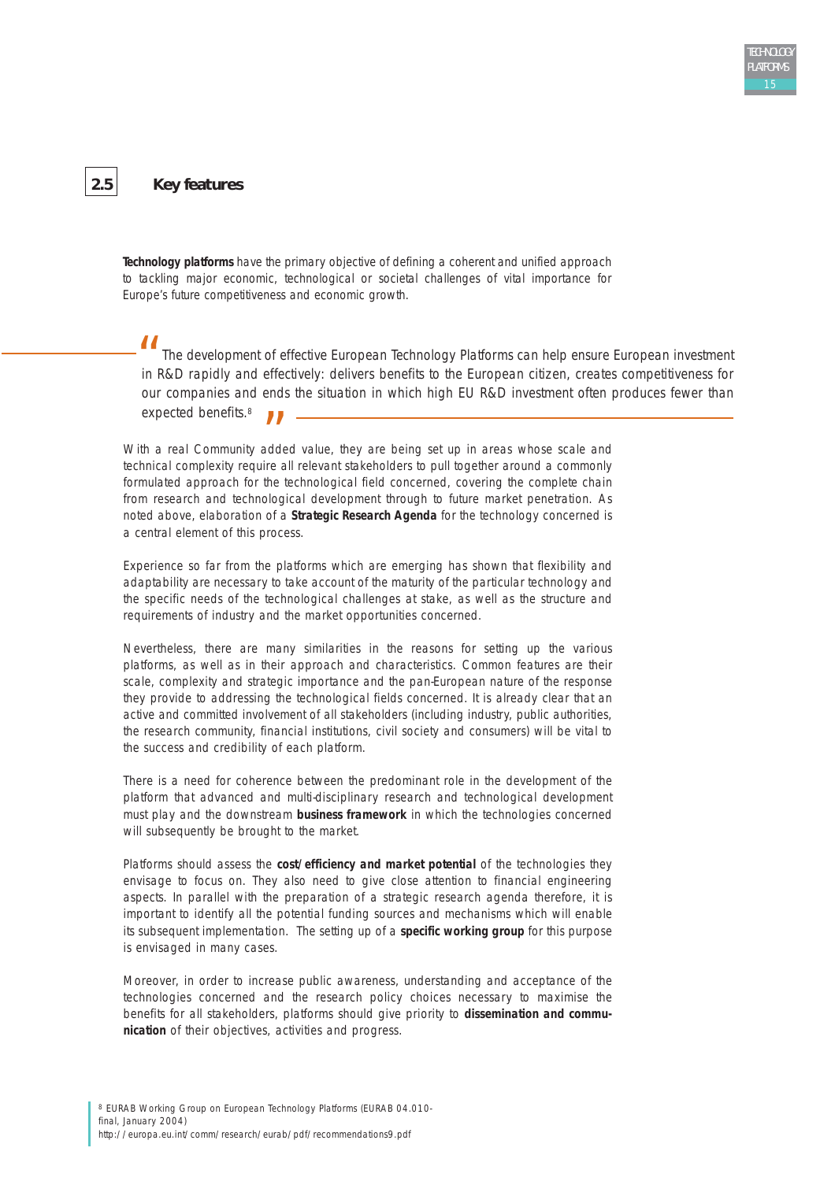## 2.5 Key features

**Technology platforms** have the primary objective of defining a coherent and unified approach to tackling major economic, technological or societal challenges of vital importance for Europe's future competitiveness and economic growth.

> "The development of effective European Technology Platforms can help ensure European investment in R&D rapidly and effectively: delivers benefits to the European citizen, creates competitiveness for our companies and ends the situation in which high EU R&D investment often produces fewer than expected benefits.[8]"

With a real Community added value, they are being set up in areas whose scale and technical complexity require all relevant stakeholders to pull together around a commonly formulated approach for the technological field concerned, covering the complete chain from research and technological development through to future market penetration. As noted above, elaboration of a **Strategic Research Agenda** for the technology concerned is a central element of this process.

Experience so far from the platforms which are emerging has shown that flexibility and adaptability are necessary to take account of the maturity of the particular technology and the specific needs of the technological challenges at stake, as well as the structure and requirements of industry and the market opportunities concerned.

Nevertheless, there are many similarities in the reasons for setting up the various platforms, as well as in their approach and characteristics. Common features are their scale, complexity and strategic importance and the pan-European nature of the response they provide to addressing the technological fields concerned. It is already clear that an active and committed involvement of all stakeholders (including industry, public authorities, the research community, financial institutions, civil society and consumers) will be vital to the success and credibility of each platform.

There is a need for coherence between the predominant role in the development of the platform that advanced and multi-disciplinary research and technological development must play and the downstream **business framework** in which the technologies concerned will subsequently be brought to the market.

Platforms should assess the **cost/efficiency and market potential** of the technologies they envisage to focus on. They also need to give close attention to financial engineering aspects. In parallel with the preparation of a strategic research agenda therefore, it is important to identify all the potential funding sources and mechanisms which will enable its subsequent implementation. The setting up of a **specific working group** for this purpose is envisaged in many cases.

Moreover, in order to increase public awareness, understanding and acceptance of the technologies concerned and the research policy choices necessary to maximise the benefits for all stakeholders, platforms should give priority to **dissemination and communication** of their objectives, activities and progress.

[8] EURAB Working Group on European Technology Platforms (EURAB 04.010-final, January 2004)
http://europa.eu.int/comm/research/eurab/pdf/recommendations9.pdf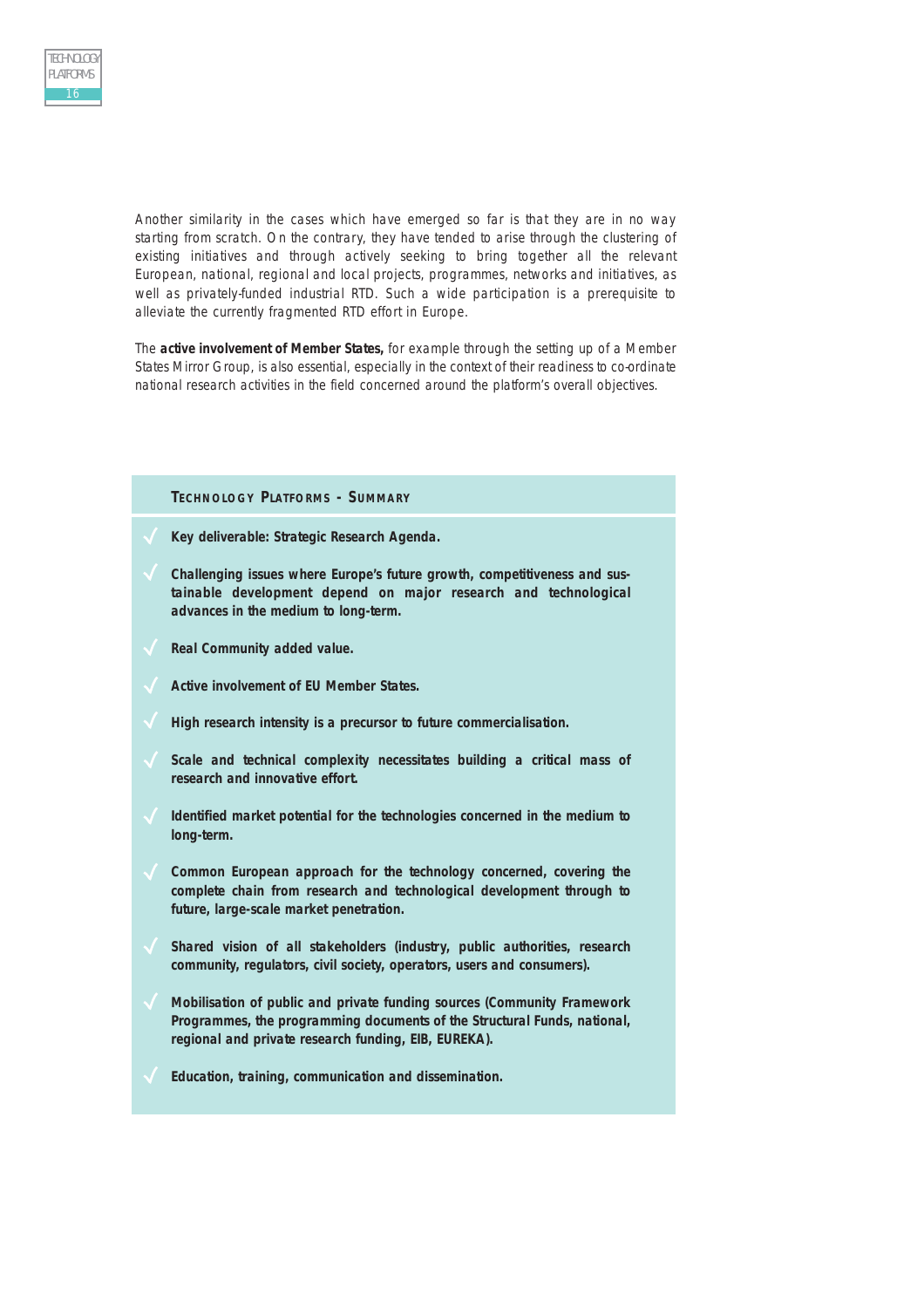Another similarity in the cases which have emerged so far is that they are in no way starting from scratch. On the contrary, they have tended to arise through the clustering of existing initiatives and through actively seeking to bring together all the relevant European, national, regional and local projects, programmes, networks and initiatives, as well as privately-funded industrial RTD. Such a wide participation is a prerequisite to alleviate the currently fragmented RTD effort in Europe.

The **active involvement of Member States,** for example through the setting up of a Member States Mirror Group, is also essential, especially in the context of their readiness to co-ordinate national research activities in the field concerned around the platform's overall objectives.

### TECHNOLOGY PLATFORMS - SUMMARY

- **Key deliverable: Strategic Research Agenda.**
- **Challenging issues where Europe's future growth, competitiveness and sustainable development depend on major research and technological advances in the medium to long-term.**
- **Real Community added value.**
- **Active involvement of EU Member States.**
- **High research intensity is a precursor to future commercialisation.**
- **Scale and technical complexity necessitates building a critical mass of research and innovative effort.**
- **Identified market potential for the technologies concerned in the medium to long-term.**
- **Common European approach for the technology concerned, covering the complete chain from research and technological development through to future, large-scale market penetration.**
- **Shared vision of all stakeholders (industry, public authorities, research community, regulators, civil society, operators, users and consumers).**
- **Mobilisation of public and private funding sources (Community Framework Programmes, the programming documents of the Structural Funds, national, regional and private research funding, EIB, EUREKA).**
- **Education, training, communication and dissemination.**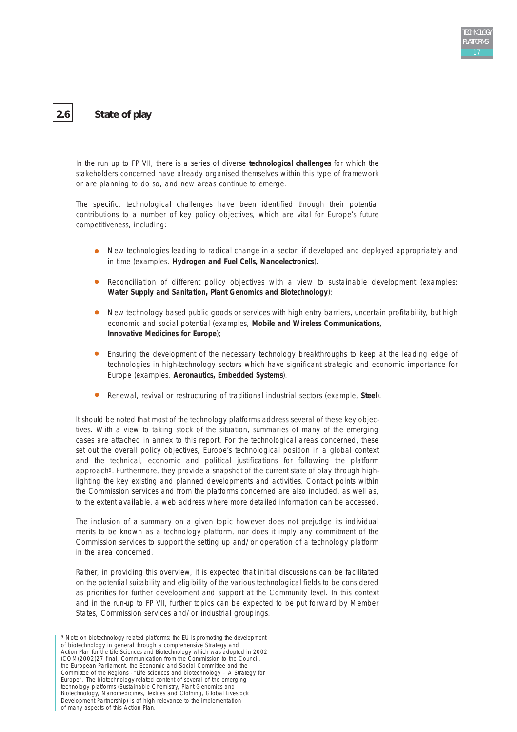## 2.6 State of play

In the run up to FP VII, there is a series of diverse **technological challenges** for which the stakeholders concerned have already organised themselves within this type of framework or are planning to do so, and new areas continue to emerge.

The specific, technological challenges have been identified through their potential contributions to a number of key policy objectives, which are vital for Europe's future competitiveness, including:

- New technologies leading to radical change in a sector, if developed and deployed appropriately and in time (examples, **Hydrogen and Fuel Cells, Nanoelectronics**).
- Reconciliation of different policy objectives with a view to sustainable development (examples: **Water Supply and Sanitation, Plant Genomics and Biotechnology**);
- New technology based public goods or services with high entry barriers, uncertain profitability, but high economic and social potential (examples, **Mobile and Wireless Communications, Innovative Medicines for Europe**);
- Ensuring the development of the necessary technology breakthroughs to keep at the leading edge of technologies in high-technology sectors which have significant strategic and economic importance for Europe (examples, **Aeronautics, Embedded Systems**).
- Renewal, revival or restructuring of traditional industrial sectors (example, **Steel**).

It should be noted that most of the technology platforms address several of these key objectives. With a view to taking stock of the situation, summaries of many of the emerging cases are attached in annex to this report. For the technological areas concerned, these set out the overall policy objectives, Europe's technological position in a global context and the technical, economic and political justifications for following the platform approach[9]. Furthermore, they provide a snapshot of the current state of play through highlighting the key existing and planned developments and activities. Contact points within the Commission services and from the platforms concerned are also included, as well as, to the extent available, a web address where more detailed information can be accessed.

The inclusion of a summary on a given topic however does not prejudge its individual merits to be known as a technology platform, nor does it imply any commitment of the Commission services to support the setting up and/or operation of a technology platform in the area concerned.

Rather, in providing this overview, it is expected that initial discussions can be facilitated on the potential suitability and eligibility of the various technological fields to be considered as priorities for further development and support at the Community level. In this context and in the run-up to FP VII, further topics can be expected to be put forward by Member States, Commission services and/or industrial groupings.

[9] Note on biotechnology related platforms: the EU is promoting the development of biotechnology in general through a comprehensive Strategy and Action Plan for the Life Sciences and Biotechnology which was adopted in 2002 (COM(2002)27 final, Communication from the Commission to the Council, the European Parliament, the Economic and Social Committee and the Committee of the Regions - "Life sciences and biotechnology – A Strategy for Europe". The biotechnology-related content of several of the emerging technology platforms (Sustainable Chemistry, Plant Genomics and Biotechnology, Nanomedicines, Textiles and Clothing, Global Livestock Development Partnership) is of high relevance to the implementation of many aspects of this Action Plan.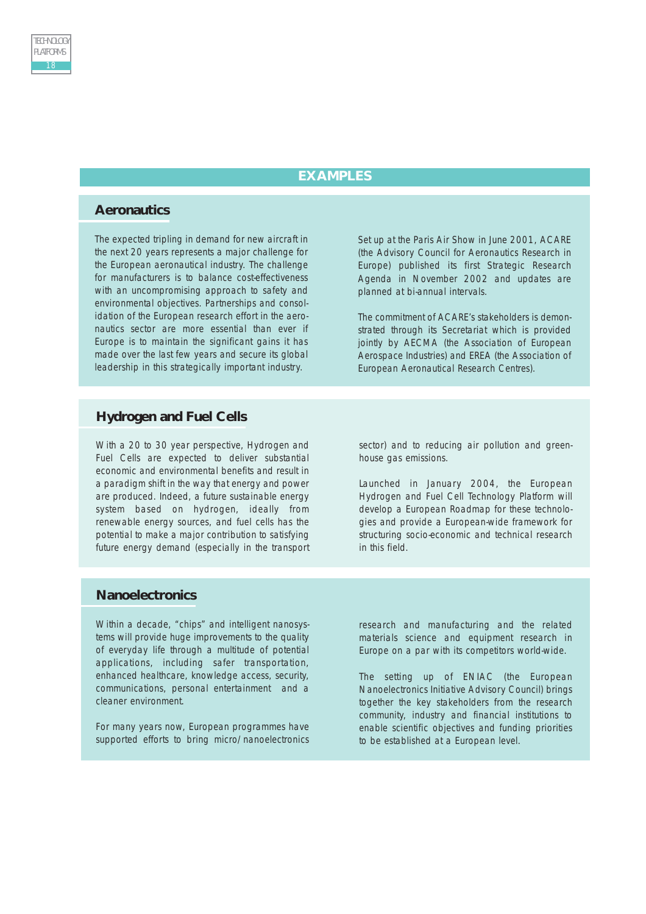## EXAMPLES

### Aeronautics

The expected tripling in demand for new aircraft in the next 20 years represents a major challenge for the European aeronautical industry. The challenge for manufacturers is to balance cost-effectiveness with an uncompromising approach to safety and environmental objectives. Partnerships and consolidation of the European research effort in the aeronautics sector are more essential than ever if Europe is to maintain the significant gains it has made over the last few years and secure its global leadership in this strategically important industry.

Set up at the Paris Air Show in June 2001, ACARE (the Advisory Council for Aeronautics Research in Europe) published its first Strategic Research Agenda in November 2002 and updates are planned at bi-annual intervals.

The commitment of ACARE's stakeholders is demonstrated through its Secretariat which is provided jointly by AECMA (the Association of European Aerospace Industries) and EREA (the Association of European Aeronautical Research Centres).

### Hydrogen and Fuel Cells

With a 20 to 30 year perspective, Hydrogen and Fuel Cells are expected to deliver substantial economic and environmental benefits and result in a paradigm shift in the way that energy and power are produced. Indeed, a future sustainable energy system based on hydrogen, ideally from renewable energy sources, and fuel cells has the potential to make a major contribution to satisfying future energy demand (especially in the transport sector) and to reducing air pollution and greenhouse gas emissions.

Launched in January 2004, the European Hydrogen and Fuel Cell Technology Platform will develop a European Roadmap for these technologies and provide a European-wide framework for structuring socio-economic and technical research in this field.

### Nanoelectronics

Within a decade, "chips" and intelligent nanosystems will provide huge improvements to the quality of everyday life through a multitude of potential applications, including safer transportation, enhanced healthcare, knowledge access, security, communications, personal entertainment and a cleaner environment.

For many years now, European programmes have supported efforts to bring micro/nanoelectronics research and manufacturing and the related materials science and equipment research in Europe on a par with its competitors world-wide.

The setting up of ENIAC (the European Nanoelectronics Initiative Advisory Council) brings together the key stakeholders from the research community, industry and financial institutions to enable scientific objectives and funding priorities to be established at a European level.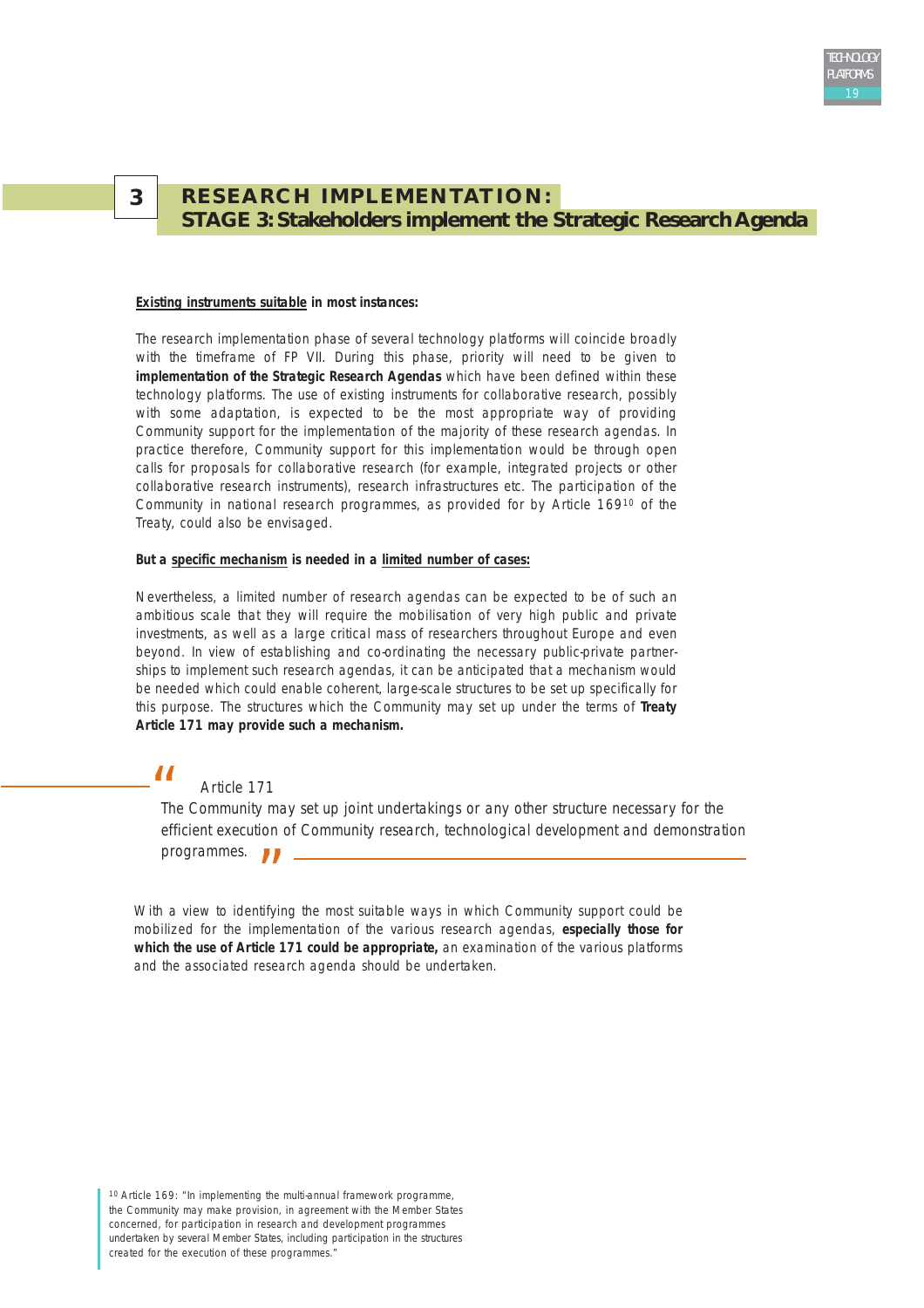## 3 RESEARCH IMPLEMENTATION: STAGE 3: Stakeholders implement the Strategic Research Agenda

**Existing instruments suitable in most instances:**

The research implementation phase of several technology platforms will coincide broadly with the timeframe of FP VII. During this phase, priority will need to be given to **implementation of the Strategic Research Agendas** which have been defined within these technology platforms. The use of existing instruments for collaborative research, possibly with some adaptation, is expected to be the most appropriate way of providing Community support for the implementation of the majority of these research agendas. In practice therefore, Community support for this implementation would be through open calls for proposals for collaborative research (for example, integrated projects or other collaborative research instruments), research infrastructures etc. The participation of the Community in national research programmes, as provided for by Article 169[10] of the Treaty, could also be envisaged.

**But a specific mechanism is needed in a limited number of cases:**

Nevertheless, a limited number of research agendas can be expected to be of such an ambitious scale that they will require the mobilisation of very high public and private investments, as well as a large critical mass of researchers throughout Europe and even beyond. In view of establishing and co-ordinating the necessary public-private partnerships to implement such research agendas, it can be anticipated that a mechanism would be needed which could enable coherent, large-scale structures to be set up specifically for this purpose. The structures which the Community may set up under the terms of **Treaty Article 171 may provide such a mechanism.**

> Article 171
>
> The Community may set up joint undertakings or any other structure necessary for the efficient execution of Community research, technological development and demonstration programmes.

With a view to identifying the most suitable ways in which Community support could be mobilized for the implementation of the various research agendas, **especially those for which the use of Article 171 could be appropriate,** an examination of the various platforms and the associated research agenda should be undertaken.

[10] Article 169: "In implementing the multi-annual framework programme, the Community may make provision, in agreement with the Member States concerned, for participation in research and development programmes undertaken by several Member States, including participation in the structures created for the execution of these programmes."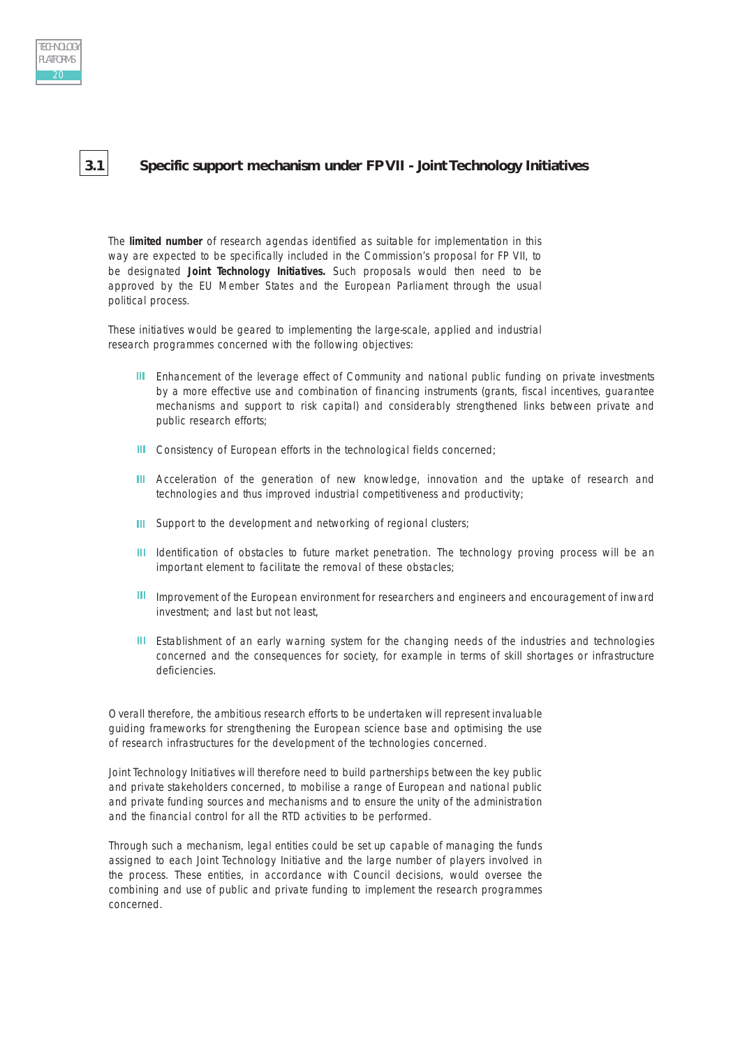## 3.1 Specific support mechanism under FP VII - Joint Technology Initiatives

The **limited number** of research agendas identified as suitable for implementation in this way are expected to be specifically included in the Commission's proposal for FP VII, to be designated **Joint Technology Initiatives.** Such proposals would then need to be approved by the EU Member States and the European Parliament through the usual political process.

These initiatives would be geared to implementing the large-scale, applied and industrial research programmes concerned with the following objectives:

- Enhancement of the leverage effect of Community and national public funding on private investments by a more effective use and combination of financing instruments (grants, fiscal incentives, guarantee mechanisms and support to risk capital) and considerably strengthened links between private and public research efforts;
- Consistency of European efforts in the technological fields concerned;
- Acceleration of the generation of new knowledge, innovation and the uptake of research and technologies and thus improved industrial competitiveness and productivity;
- Support to the development and networking of regional clusters;
- Identification of obstacles to future market penetration. The technology proving process will be an important element to facilitate the removal of these obstacles;
- Improvement of the European environment for researchers and engineers and encouragement of inward investment; and last but not least,
- Establishment of an early warning system for the changing needs of the industries and technologies concerned and the consequences for society, for example in terms of skill shortages or infrastructure deficiencies.

Overall therefore, the ambitious research efforts to be undertaken will represent invaluable guiding frameworks for strengthening the European science base and optimising the use of research infrastructures for the development of the technologies concerned.

Joint Technology Initiatives will therefore need to build partnerships between the key public and private stakeholders concerned, to mobilise a range of European and national public and private funding sources and mechanisms and to ensure the unity of the administration and the financial control for all the RTD activities to be performed.

Through such a mechanism, legal entities could be set up capable of managing the funds assigned to each Joint Technology Initiative and the large number of players involved in the process. These entities, in accordance with Council decisions, would oversee the combining and use of public and private funding to implement the research programmes concerned.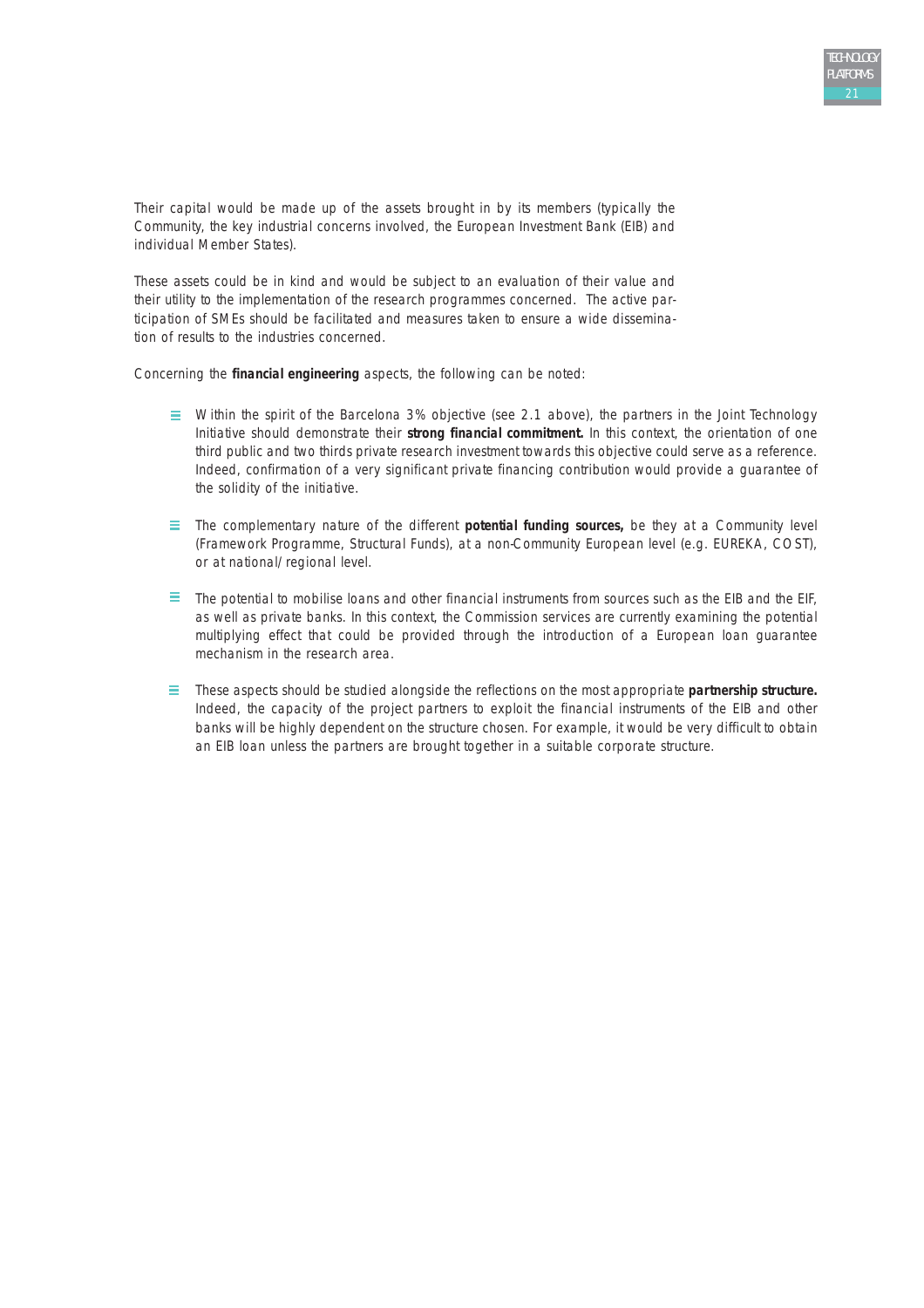Their capital would be made up of the assets brought in by its members (typically the Community, the key industrial concerns involved, the European Investment Bank (EIB) and individual Member States).

These assets could be in kind and would be subject to an evaluation of their value and their utility to the implementation of the research programmes concerned. The active participation of SMEs should be facilitated and measures taken to ensure a wide dissemination of results to the industries concerned.

Concerning the **financial engineering** aspects, the following can be noted:

- Within the spirit of the Barcelona 3% objective (see 2.1 above), the partners in the Joint Technology Initiative should demonstrate their **strong financial commitment.** In this context, the orientation of one third public and two thirds private research investment towards this objective could serve as a reference. Indeed, confirmation of a very significant private financing contribution would provide a guarantee of the solidity of the initiative.

- The complementary nature of the different **potential funding sources,** be they at a Community level (Framework Programme, Structural Funds), at a non-Community European level (e.g. EUREKA, COST), or at national/regional level.

- The potential to mobilise loans and other financial instruments from sources such as the EIB and the EIF, as well as private banks. In this context, the Commission services are currently examining the potential multiplying effect that could be provided through the introduction of a European loan guarantee mechanism in the research area.

- These aspects should be studied alongside the reflections on the most appropriate **partnership structure.** Indeed, the capacity of the project partners to exploit the financial instruments of the EIB and other banks will be highly dependent on the structure chosen. For example, it would be very difficult to obtain an EIB loan unless the partners are brought together in a suitable corporate structure.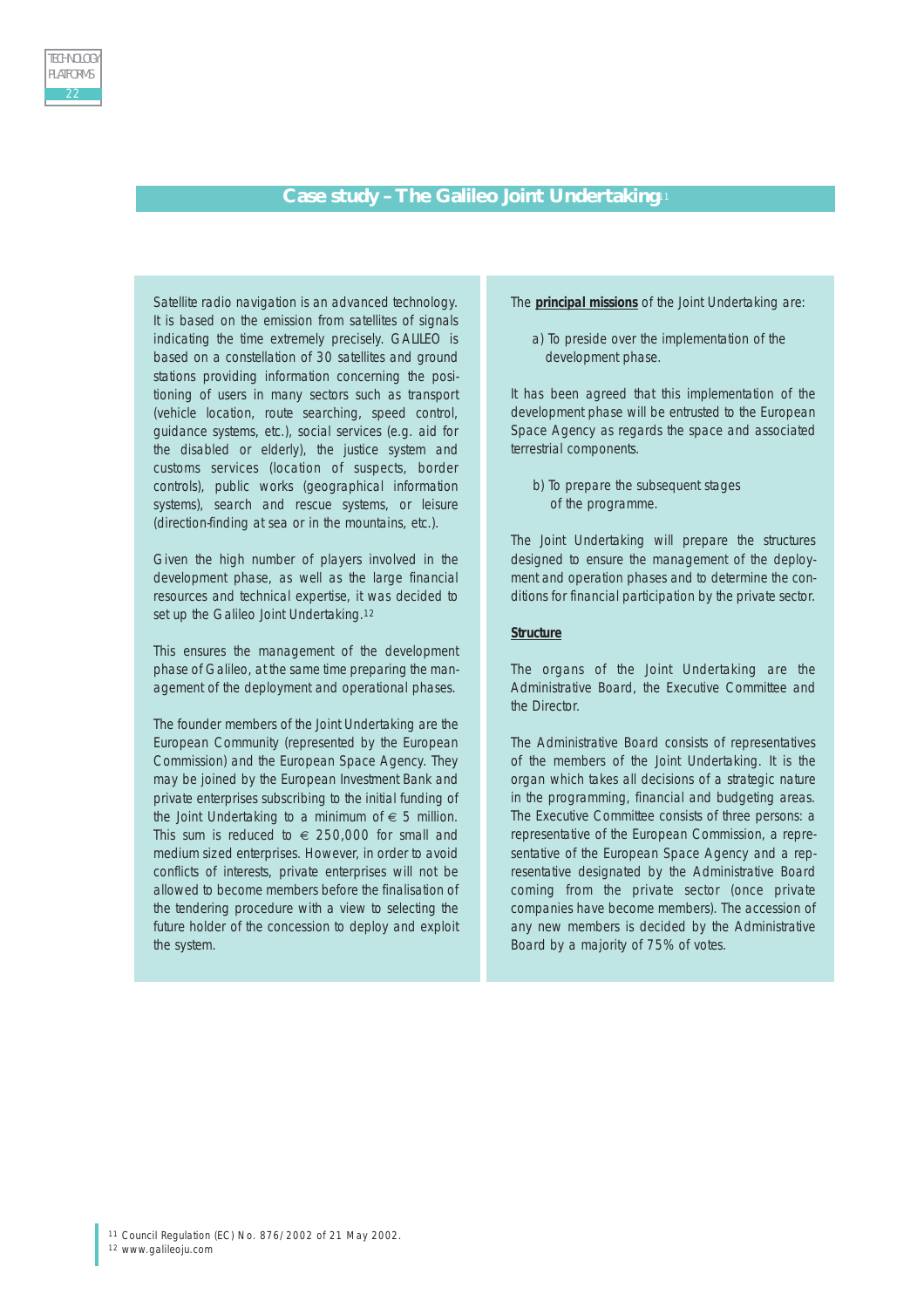## Case study – The Galileo Joint Undertaking[11]

Satellite radio navigation is an advanced technology. It is based on the emission from satellites of signals indicating the time extremely precisely. GALILEO is based on a constellation of 30 satellites and ground stations providing information concerning the positioning of users in many sectors such as transport (vehicle location, route searching, speed control, guidance systems, etc.), social services (e.g. aid for the disabled or elderly), the justice system and customs services (location of suspects, border controls), public works (geographical information systems), search and rescue systems, or leisure (direction-finding at sea or in the mountains, etc.).

Given the high number of players involved in the development phase, as well as the large financial resources and technical expertise, it was decided to set up the Galileo Joint Undertaking.[12]

This ensures the management of the development phase of Galileo, at the same time preparing the management of the deployment and operational phases.

The founder members of the Joint Undertaking are the European Community (represented by the European Commission) and the European Space Agency. They may be joined by the European Investment Bank and private enterprises subscribing to the initial funding of the Joint Undertaking to a minimum of € 5 million. This sum is reduced to € 250,000 for small and medium sized enterprises. However, in order to avoid conflicts of interests, private enterprises will not be allowed to become members before the finalisation of the tendering procedure with a view to selecting the future holder of the concession to deploy and exploit the system.

The **principal missions** of the Joint Undertaking are:

a) To preside over the implementation of the development phase.

It has been agreed that this implementation of the development phase will be entrusted to the European Space Agency as regards the space and associated terrestrial components.

b) To prepare the subsequent stages of the programme.

The Joint Undertaking will prepare the structures designed to ensure the management of the deployment and operation phases and to determine the conditions for financial participation by the private sector.

**Structure**

The organs of the Joint Undertaking are the Administrative Board, the Executive Committee and the Director.

The Administrative Board consists of representatives of the members of the Joint Undertaking. It is the organ which takes all decisions of a strategic nature in the programming, financial and budgeting areas. The Executive Committee consists of three persons: a representative of the European Commission, a representative of the European Space Agency and a representative designated by the Administrative Board coming from the private sector (once private companies have become members). The accession of any new members is decided by the Administrative Board by a majority of 75% of votes.

[11] Council Regulation (EC) No. 876/2002 of 21 May 2002.
[12] www.galileoju.com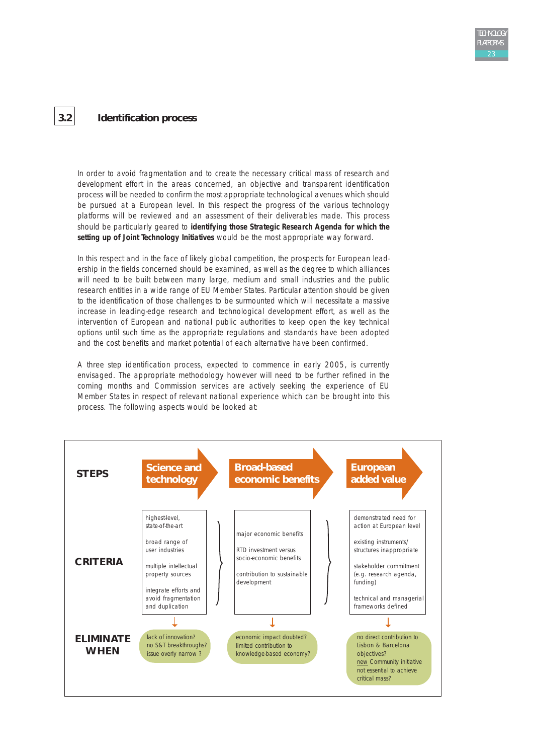## 3.2 Identification process

In order to avoid fragmentation and to create the necessary critical mass of research and development effort in the areas concerned, an objective and transparent identification process will be needed to confirm the most appropriate technological avenues which should be pursued at a European level. In this respect the progress of the various technology platforms will be reviewed and an assessment of their deliverables made. This process should be particularly geared to **identifying those Strategic Research Agenda for which the setting up of Joint Technology Initiatives** would be the most appropriate way forward.

In this respect and in the face of likely global competition, the prospects for European leadership in the fields concerned should be examined, as well as the degree to which alliances will need to be built between many large, medium and small industries and the public research entities in a wide range of EU Member States. Particular attention should be given to the identification of those challenges to be surmounted which will necessitate a massive increase in leading-edge research and technological development effort, as well as the intervention of European and national public authorities to keep open the key technical options until such time as the appropriate regulations and standards have been adopted and the cost benefits and market potential of each alternative have been confirmed.

A three step identification process, expected to commence in early 2005, is currently envisaged. The appropriate methodology however will need to be further refined in the coming months and Commission services are actively seeking the experience of EU Member States in respect of relevant national experience which can be brought into this process. The following aspects would be looked at:

| STEPS | Science and technology | Broad-based economic benefits | European added value |
|---|---|---|---|
| CRITERIA | highest-level, state-of-the-art<br><br>broad range of user industries<br><br>multiple intellectual property sources<br><br>integrate efforts and avoid fragmentation and duplication | major economic benefits<br><br>RTD investment versus socio-economic benefits<br><br>contribution to sustainable development | demonstrated need for action at European level<br><br>existing instruments/ structures inappropriate<br><br>stakeholder commitment (e.g. research agenda, funding)<br><br>technical and managerial frameworks defined |
| ELIMINATE WHEN | lack of innovation?<br>no S&T breakthroughs?<br>issue overly narrow ? | economic impact doubted?<br>limited contribution to knowledge-based economy? | no direct contribution to Lisbon & Barcelona objectives?<br>new Community initiative not essential to achieve critical mass? |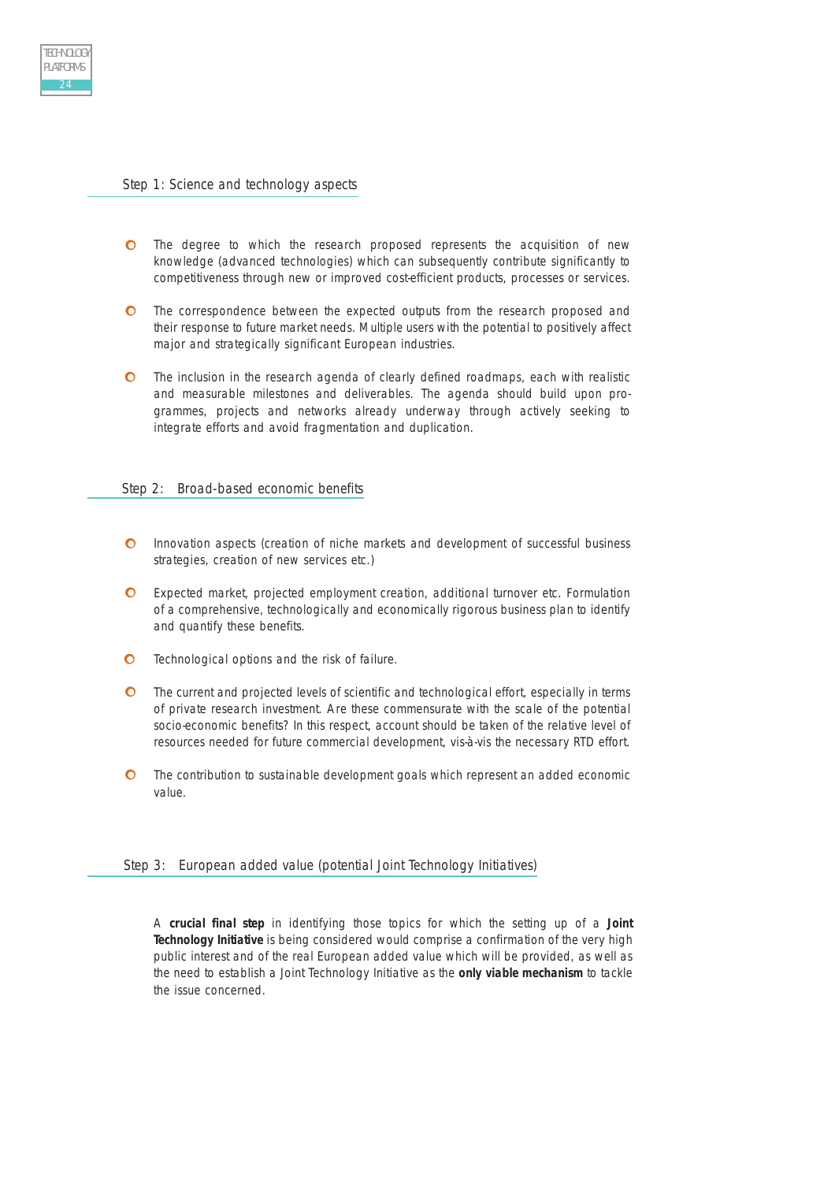## Step 1: Science and technology aspects

- The degree to which the research proposed represents the acquisition of new knowledge (advanced technologies) which can subsequently contribute significantly to competitiveness through new or improved cost-efficient products, processes or services.
- The correspondence between the expected outputs from the research proposed and their response to future market needs. Multiple users with the potential to positively affect major and strategically significant European industries.
- The inclusion in the research agenda of clearly defined roadmaps, each with realistic and measurable milestones and deliverables. The agenda should build upon programmes, projects and networks already underway through actively seeking to integrate efforts and avoid fragmentation and duplication.

## Step 2: Broad-based economic benefits

- Innovation aspects (creation of niche markets and development of successful business strategies, creation of new services etc.)
- Expected market, projected employment creation, additional turnover etc. Formulation of a comprehensive, technologically and economically rigorous business plan to identify and quantify these benefits.
- Technological options and the risk of failure.
- The current and projected levels of scientific and technological effort, especially in terms of private research investment. Are these commensurate with the scale of the potential socio-economic benefits? In this respect, account should be taken of the relative level of resources needed for future commercial development, vis-à-vis the necessary RTD effort.
- The contribution to sustainable development goals which represent an added economic value.

## Step 3: European added value (potential Joint Technology Initiatives)

A **crucial final step** in identifying those topics for which the setting up of a **Joint Technology Initiative** is being considered would comprise a confirmation of the very high public interest and of the real European added value which will be provided, as well as the need to establish a Joint Technology Initiative as the **only viable mechanism** to tackle the issue concerned.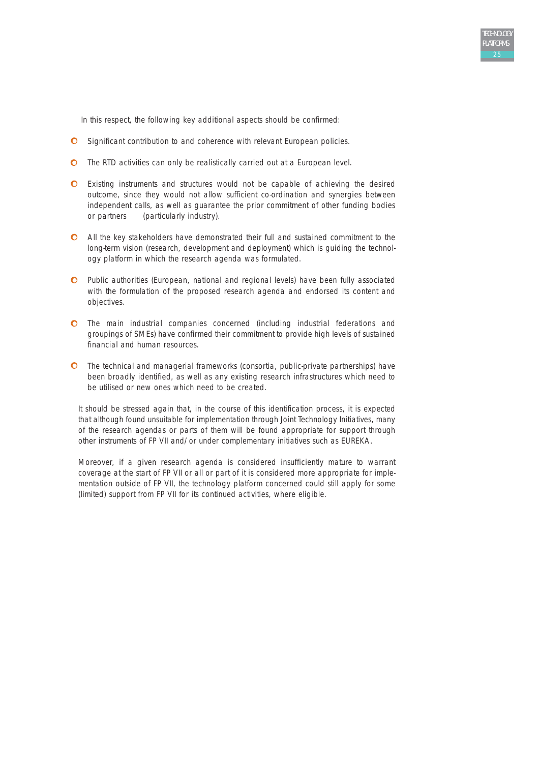In this respect, the following key additional aspects should be confirmed:

- Significant contribution to and coherence with relevant European policies.
- The RTD activities can only be realistically carried out at a European level.
- Existing instruments and structures would not be capable of achieving the desired outcome, since they would not allow sufficient co-ordination and synergies between independent calls, as well as guarantee the prior commitment of other funding bodies or partners (particularly industry).
- All the key stakeholders have demonstrated their full and sustained commitment to the long-term vision (research, development and deployment) which is guiding the technology platform in which the research agenda was formulated.
- Public authorities (European, national and regional levels) have been fully associated with the formulation of the proposed research agenda and endorsed its content and objectives.
- The main industrial companies concerned (including industrial federations and groupings of SMEs) have confirmed their commitment to provide high levels of sustained financial and human resources.
- The technical and managerial frameworks (consortia, public-private partnerships) have been broadly identified, as well as any existing research infrastructures which need to be utilised or new ones which need to be created.

It should be stressed again that, in the course of this identification process, it is expected that although found unsuitable for implementation through Joint Technology Initiatives, many of the research agendas or parts of them will be found appropriate for support through other instruments of FP VII and/or under complementary initiatives such as EUREKA.

Moreover, if a given research agenda is considered insufficiently mature to warrant coverage at the start of FP VII or all or part of it is considered more appropriate for implementation outside of FP VII, the technology platform concerned could still apply for some (limited) support from FP VII for its continued activities, where eligible.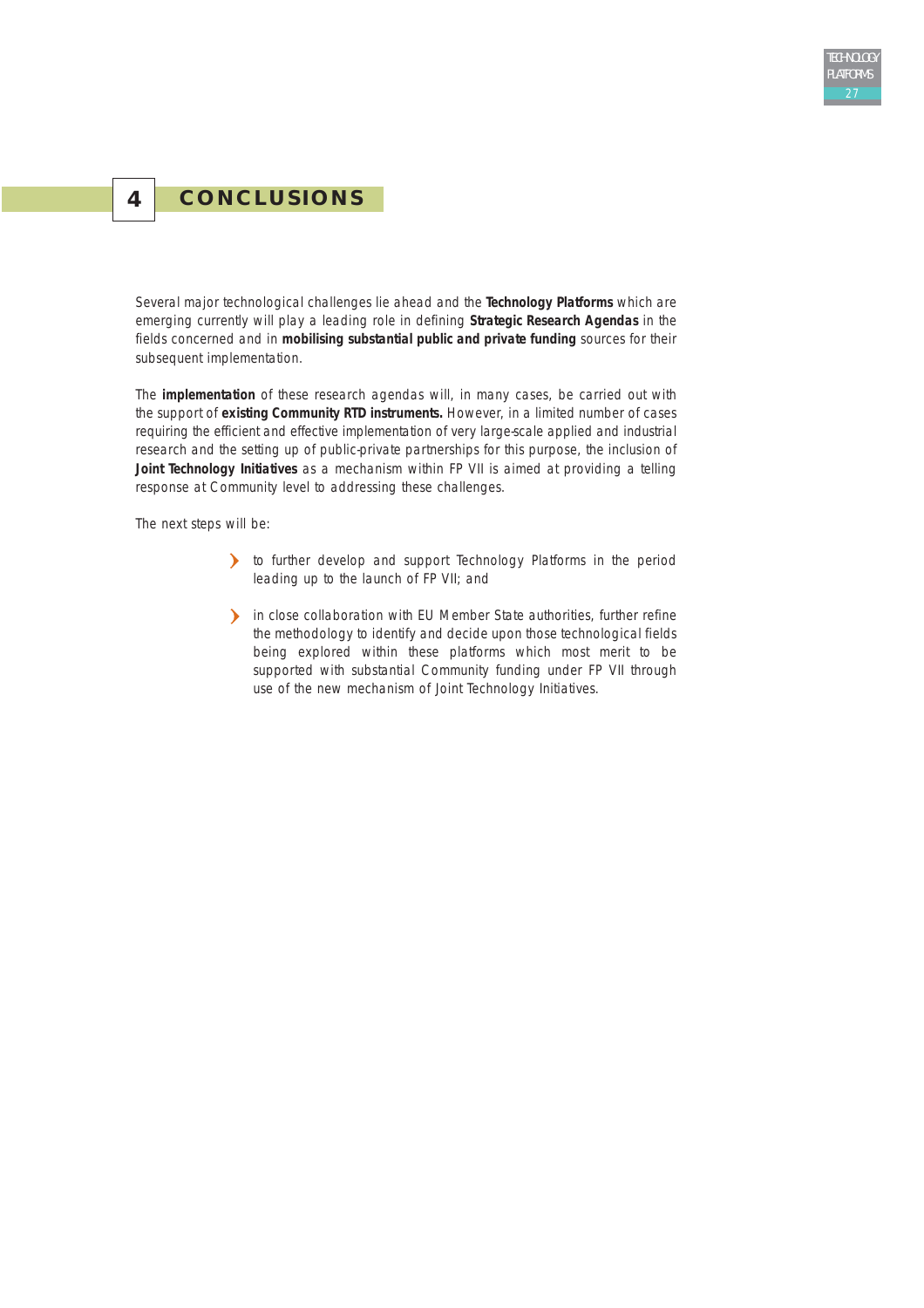# 4 CONCLUSIONS

Several major technological challenges lie ahead and the **Technology Platforms** which are emerging currently will play a leading role in defining **Strategic Research Agendas** in the fields concerned and in **mobilising substantial public and private funding** sources for their subsequent implementation.

The **implementation** of these research agendas will, in many cases, be carried out with the support of **existing Community RTD instruments.** However, in a limited number of cases requiring the efficient and effective implementation of very large-scale applied and industrial research and the setting up of public-private partnerships for this purpose, the inclusion of **Joint Technology Initiatives** as a mechanism within FP VII is aimed at providing a telling response at Community level to addressing these challenges.

The next steps will be:

- to further develop and support Technology Platforms in the period leading up to the launch of FP VII; and
- in close collaboration with EU Member State authorities, further refine the methodology to identify and decide upon those technological fields being explored within these platforms which most merit to be supported with substantial Community funding under FP VII through use of the new mechanism of Joint Technology Initiatives.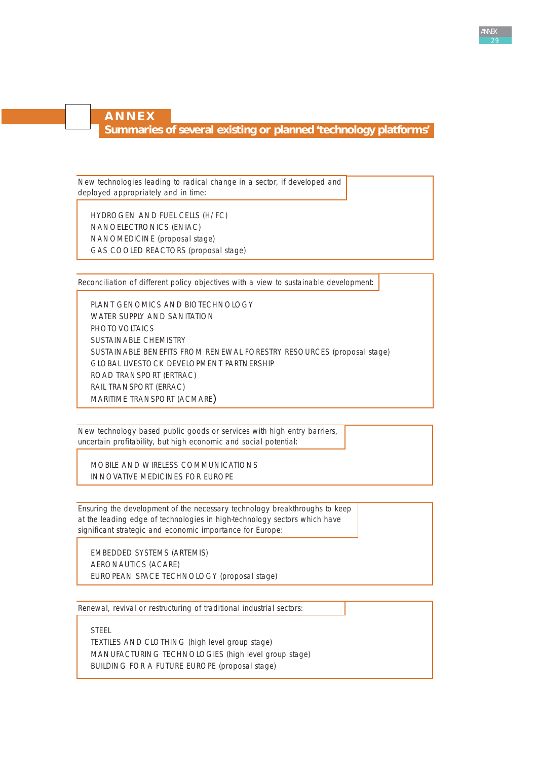# ANNEX

## Summaries of several existing or planned 'technology platforms'

New technologies leading to radical change in a sector, if developed and deployed appropriately and in time:

- HYDROGEN AND FUEL CELLS (H/FC)
- NANOELECTRONICS (ENIAC)
- NANOMEDICINE (proposal stage)
- GAS COOLED REACTORS (proposal stage)

Reconciliation of different policy objectives with a view to sustainable development:

- PLANT GENOMICS AND BIOTECHNOLOGY
- WATER SUPPLY AND SANITATION
- PHOTOVOLTAICS
- SUSTAINABLE CHEMISTRY
- SUSTAINABLE BENEFITS FROM RENEWAL FORESTRY RESOURCES (proposal stage)
- GLOBAL LIVESTOCK DEVELOPMENT PARTNERSHIP
- ROAD TRANSPORT (ERTRAC)
- RAIL TRANSPORT (ERRAC)
- MARITIME TRANSPORT (ACMARE)

New technology based public goods or services with high entry barriers, uncertain profitability, but high economic and social potential:

- MOBILE AND WIRELESS COMMUNICATIONS
- INNOVATIVE MEDICINES FOR EUROPE

Ensuring the development of the necessary technology breakthroughs to keep at the leading edge of technologies in high-technology sectors which have significant strategic and economic importance for Europe:

- EMBEDDED SYSTEMS (ARTEMIS)
- AERONAUTICS (ACARE)
- EUROPEAN SPACE TECHNOLOGY (proposal stage)

Renewal, revival or restructuring of traditional industrial sectors:

- STEEL
- TEXTILES AND CLOTHING (high level group stage)
- MANUFACTURING TECHNOLOGIES (high level group stage)
- BUILDING FOR A FUTURE EUROPE (proposal stage)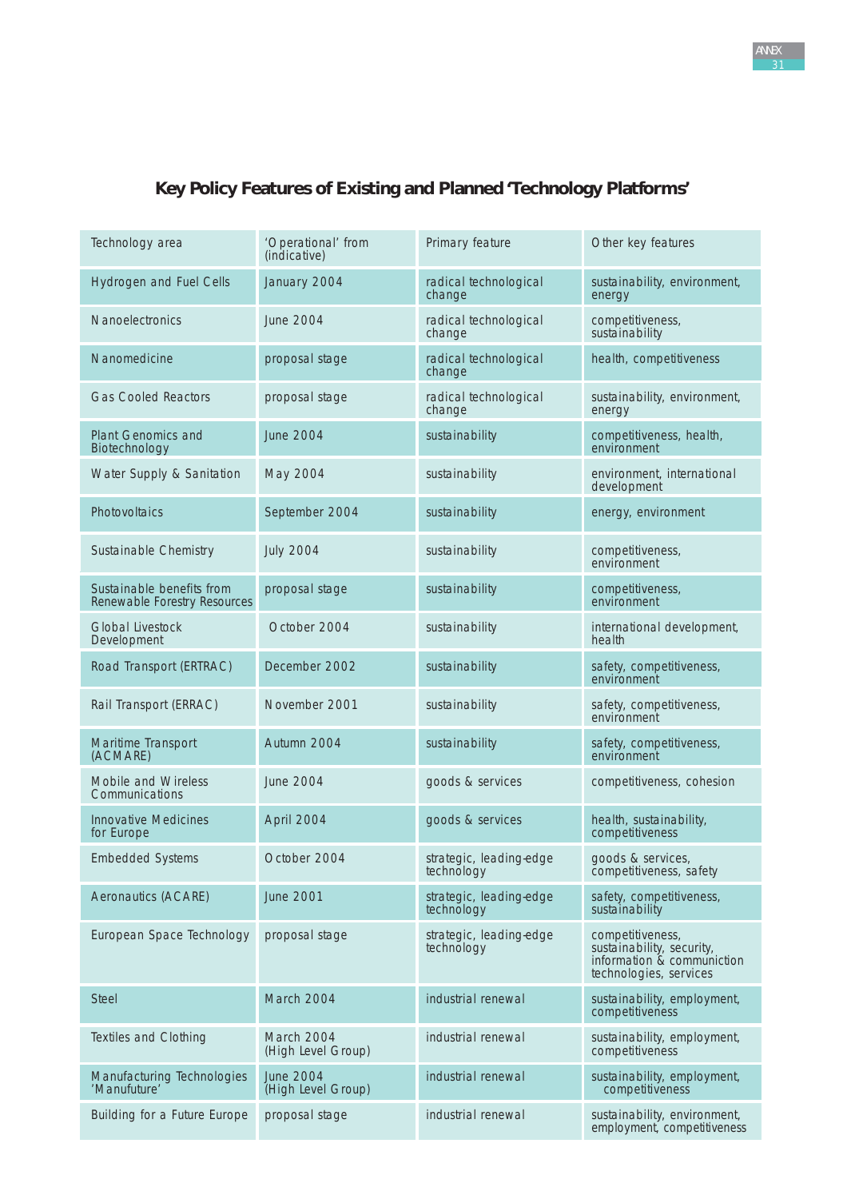## Key Policy Features of Existing and Planned 'Technology Platforms'

| Technology area | 'Operational' from (indicative) | Primary feature | Other key features |
|---|---|---|---|
| Hydrogen and Fuel Cells | January 2004 | radical technological change | sustainability, environment, energy |
| Nanoelectronics | June 2004 | radical technological change | competitiveness, sustainability |
| Nanomedicine | proposal stage | radical technological change | health, competitiveness |
| Gas Cooled Reactors | proposal stage | radical technological change | sustainability, environment, energy |
| Plant Genomics and Biotechnology | June 2004 | sustainability | competitiveness, health, environment |
| Water Supply & Sanitation | May 2004 | sustainability | environment, international development |
| Photovoltaics | September 2004 | sustainability | energy, environment |
| Sustainable Chemistry | July 2004 | sustainability | competitiveness, environment |
| Sustainable benefits from Renewable Forestry Resources | proposal stage | sustainability | competitiveness, environment |
| Global Livestock Development | October 2004 | sustainability | international development, health |
| Road Transport (ERTRAC) | December 2002 | sustainability | safety, competitiveness, environment |
| Rail Transport (ERRAC) | November 2001 | sustainability | safety, competitiveness, environment |
| Maritime Transport (ACMARE) | Autumn 2004 | sustainability | safety, competitiveness, environment |
| Mobile and Wireless Communications | June 2004 | goods & services | competitiveness, cohesion |
| Innovative Medicines for Europe | April 2004 | goods & services | health, sustainability, competitiveness |
| Embedded Systems | October 2004 | strategic, leading-edge technology | goods & services, competitiveness, safety |
| Aeronautics (ACARE) | June 2001 | strategic, leading-edge technology | safety, competitiveness, sustainability |
| European Space Technology | proposal stage | strategic, leading-edge technology | competitiveness, sustainability, security, information & communiction technologies, services |
| Steel | March 2004 | industrial renewal | sustainability, employment, competitiveness |
| Textiles and Clothing | March 2004 (High Level Group) | industrial renewal | sustainability, employment, competitiveness |
| Manufacturing Technologies 'Manufuture' | June 2004 (High Level Group) | industrial renewal | sustainability, employment, competitiveness |
| Building for a Future Europe | proposal stage | industrial renewal | sustainability, environment, employment, competitiveness |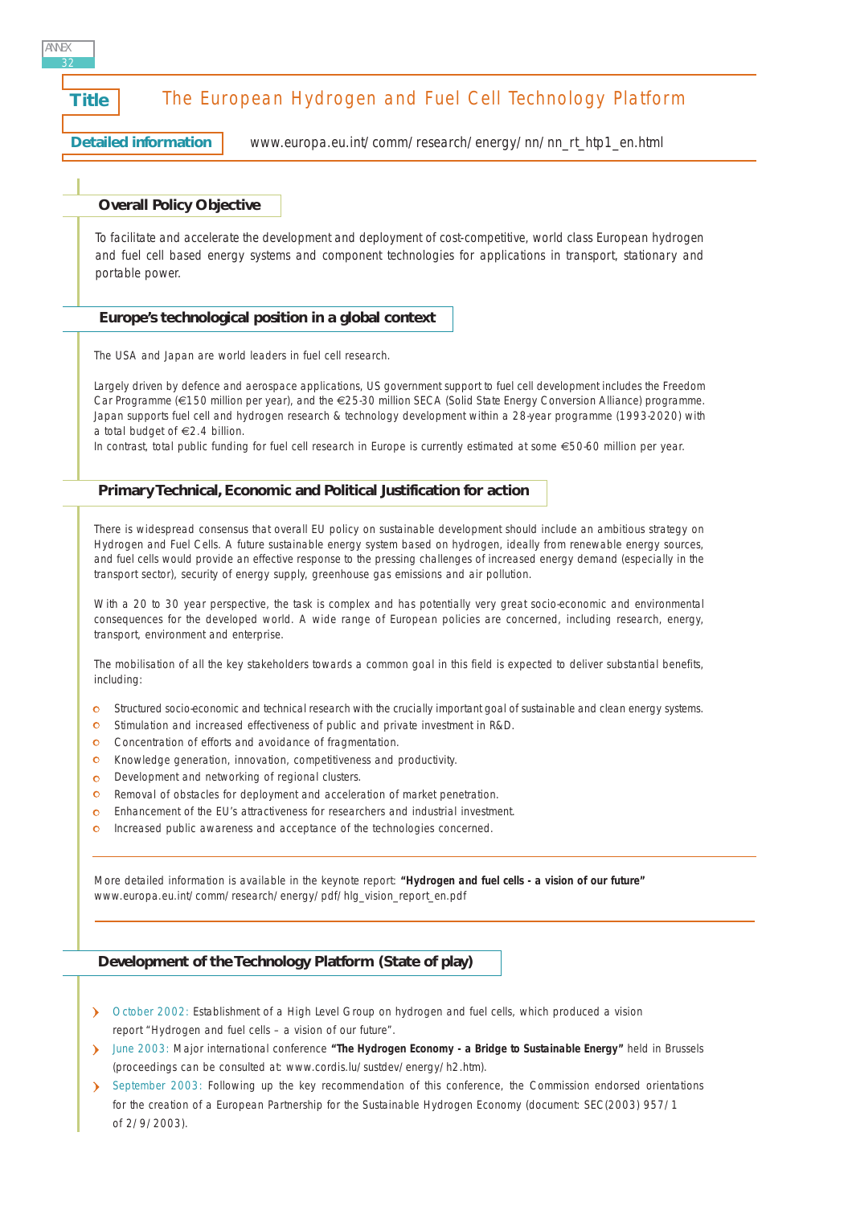## Title

# The European Hydrogen and Fuel Cell Technology Platform

**Detailed information** www.europa.eu.int/comm/research/energy/nn/nn_rt_htp1_en.html

### Overall Policy Objective

To facilitate and accelerate the development and deployment of cost-competitive, world class European hydrogen and fuel cell based energy systems and component technologies for applications in transport, stationary and portable power.

### Europe's technological position in a global context

The USA and Japan are world leaders in fuel cell research.

Largely driven by defence and aerospace applications, US government support to fuel cell development includes the Freedom Car Programme (€150 million per year), and the €25-30 million SECA (Solid State Energy Conversion Alliance) programme. Japan supports fuel cell and hydrogen research & technology development within a 28-year programme (1993-2020) with a total budget of €2.4 billion.
In contrast, total public funding for fuel cell research in Europe is currently estimated at some €50-60 million per year.

### Primary Technical, Economic and Political Justification for action

There is widespread consensus that overall EU policy on sustainable development should include an ambitious strategy on Hydrogen and Fuel Cells. A future sustainable energy system based on hydrogen, ideally from renewable energy sources, and fuel cells would provide an effective response to the pressing challenges of increased energy demand (especially in the transport sector), security of energy supply, greenhouse gas emissions and air pollution.

With a 20 to 30 year perspective, the task is complex and has potentially very great socio-economic and environmental consequences for the developed world. A wide range of European policies are concerned, including research, energy, transport, environment and enterprise.

The mobilisation of all the key stakeholders towards a common goal in this field is expected to deliver substantial benefits, including:

- Structured socio-economic and technical research with the crucially important goal of sustainable and clean energy systems.
- Stimulation and increased effectiveness of public and private investment in R&D.
- Concentration of efforts and avoidance of fragmentation.
- Knowledge generation, innovation, competitiveness and productivity.
- Development and networking of regional clusters.
- Removal of obstacles for deployment and acceleration of market penetration.
- Enhancement of the EU's attractiveness for researchers and industrial investment.
- Increased public awareness and acceptance of the technologies concerned.

More detailed information is available in the keynote report: **"Hydrogen and fuel cells - a vision of our future"**
www.europa.eu.int/comm/research/energy/pdf/hlg_vision_report_en.pdf

### Development of the Technology Platform (State of play)

- October 2002: Establishment of a High Level Group on hydrogen and fuel cells, which produced a vision report "Hydrogen and fuel cells – a vision of our future".
- June 2003: Major international conference **"The Hydrogen Economy - a Bridge to Sustainable Energy"** held in Brussels (proceedings can be consulted at: www.cordis.lu/sustdev/energy/h2.htm).
- September 2003: Following up the key recommendation of this conference, the Commission endorsed orientations for the creation of a European Partnership for the Sustainable Hydrogen Economy (document: SEC(2003) 957/1 of 2/9/2003).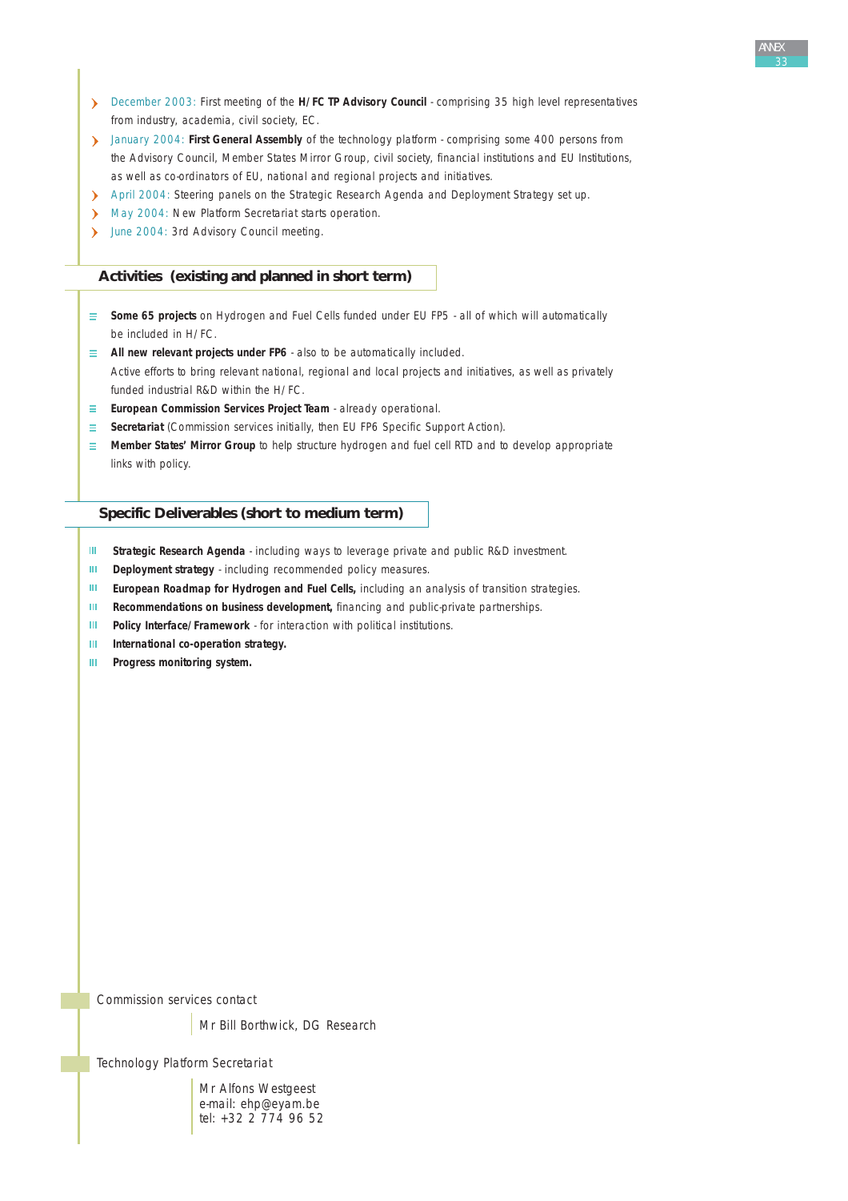- December 2003: First meeting of the **H/FC TP Advisory Council** - comprising 35 high level representatives from industry, academia, civil society, EC.
- January 2004: **First General Assembly** of the technology platform - comprising some 400 persons from the Advisory Council, Member States Mirror Group, civil society, financial institutions and EU Institutions, as well as co-ordinators of EU, national and regional projects and initiatives.
- April 2004: Steering panels on the Strategic Research Agenda and Deployment Strategy set up.
- May 2004: New Platform Secretariat starts operation.
- June 2004: 3rd Advisory Council meeting.

## Activities (existing and planned in short term)

- **Some 65 projects** on Hydrogen and Fuel Cells funded under EU FP5 - all of which will automatically be included in H/FC.
- **All new relevant projects under FP6** - also to be automatically included.
  Active efforts to bring relevant national, regional and local projects and initiatives, as well as privately funded industrial R&D within the H/FC.
- **European Commission Services Project Team** - already operational.
- **Secretariat** (Commission services initially, then EU FP6 Specific Support Action).
- **Member States' Mirror Group** to help structure hydrogen and fuel cell RTD and to develop appropriate links with policy.

## Specific Deliverables (short to medium term)

- **Strategic Research Agenda** - including ways to leverage private and public R&D investment.
- **Deployment strategy** - including recommended policy measures.
- **European Roadmap for Hydrogen and Fuel Cells,** including an analysis of transition strategies.
- **Recommendations on business development,** financing and public-private partnerships.
- **Policy Interface/Framework** - for interaction with political institutions.
- **International co-operation strategy.**
- **Progress monitoring system.**

Commission services contact

Mr Bill Borthwick, DG Research

Technology Platform Secretariat

Mr Alfons Westgeest
e-mail: ehp@eyam.be
tel: +32 2 774 96 52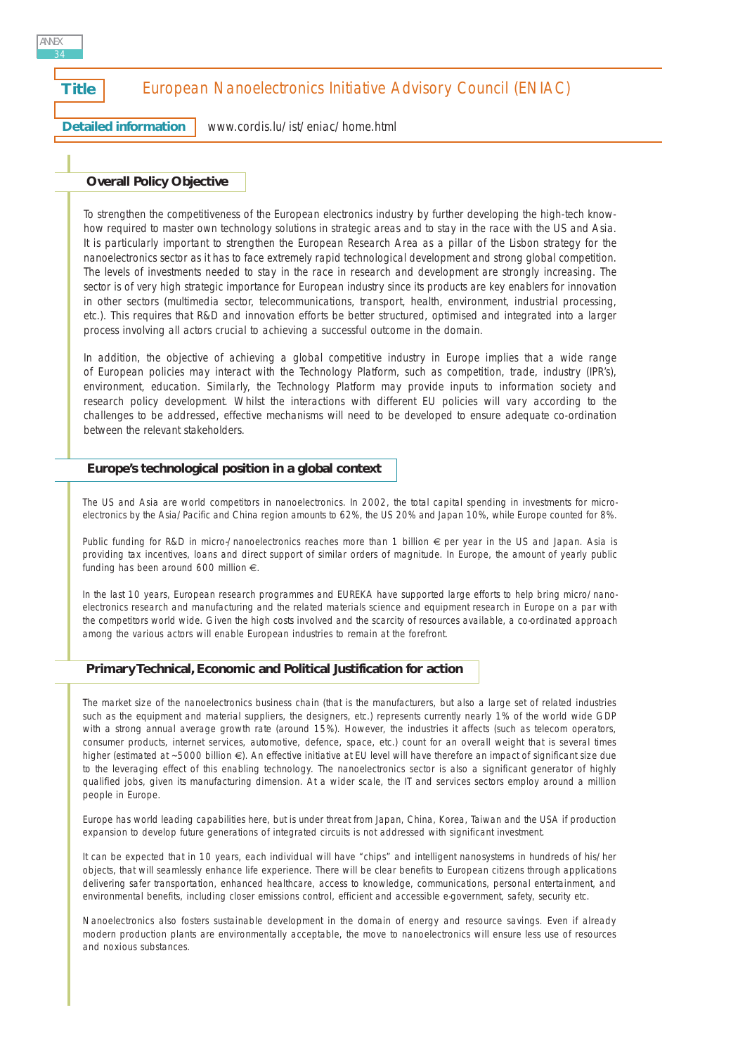**Title** European Nanoelectronics Initiative Advisory Council (ENIAC)

**Detailed information** www.cordis.lu/ist/eniac/home.html

## Overall Policy Objective

To strengthen the competitiveness of the European electronics industry by further developing the high-tech know-how required to master own technology solutions in strategic areas and to stay in the race with the US and Asia. It is particularly important to strengthen the European Research Area as a pillar of the Lisbon strategy for the nanoelectronics sector as it has to face extremely rapid technological development and strong global competition. The levels of investments needed to stay in the race in research and development are strongly increasing. The sector is of very high strategic importance for European industry since its products are key enablers for innovation in other sectors (multimedia sector, telecommunications, transport, health, environment, industrial processing, etc.). This requires that R&D and innovation efforts be better structured, optimised and integrated into a larger process involving all actors crucial to achieving a successful outcome in the domain.

In addition, the objective of achieving a global competitive industry in Europe implies that a wide range of European policies may interact with the Technology Platform, such as competition, trade, industry (IPR's), environment, education. Similarly, the Technology Platform may provide inputs to information society and research policy development. Whilst the interactions with different EU policies will vary according to the challenges to be addressed, effective mechanisms will need to be developed to ensure adequate co-ordination between the relevant stakeholders.

## Europe's technological position in a global context

The US and Asia are world competitors in nanoelectronics. In 2002, the total capital spending in investments for micro-electronics by the Asia/Pacific and China region amounts to 62%, the US 20% and Japan 10%, while Europe counted for 8%.

Public funding for R&D in micro-/nanoelectronics reaches more than 1 billion € per year in the US and Japan. Asia is providing tax incentives, loans and direct support of similar orders of magnitude. In Europe, the amount of yearly public funding has been around 600 million €.

In the last 10 years, European research programmes and EUREKA have supported large efforts to help bring micro/nano-electronics research and manufacturing and the related materials science and equipment research in Europe on a par with the competitors world wide. Given the high costs involved and the scarcity of resources available, a co-ordinated approach among the various actors will enable European industries to remain at the forefront.

## Primary Technical, Economic and Political Justification for action

The market size of the nanoelectronics business chain (that is the manufacturers, but also a large set of related industries such as the equipment and material suppliers, the designers, etc.) represents currently nearly 1% of the world wide GDP with a strong annual average growth rate (around 15%). However, the industries it affects (such as telecom operators, consumer products, internet services, automotive, defence, space, etc.) count for an overall weight that is several times higher (estimated at ~5000 billion €). An effective initiative at EU level will have therefore an impact of significant size due to the leveraging effect of this enabling technology. The nanoelectronics sector is also a significant generator of highly qualified jobs, given its manufacturing dimension. At a wider scale, the IT and services sectors employ around a million people in Europe.

Europe has world leading capabilities here, but is under threat from Japan, China, Korea, Taiwan and the USA if production expansion to develop future generations of integrated circuits is not addressed with significant investment.

It can be expected that in 10 years, each individual will have "chips" and intelligent nanosystems in hundreds of his/her objects, that will seamlessly enhance life experience. There will be clear benefits to European citizens through applications delivering safer transportation, enhanced healthcare, access to knowledge, communications, personal entertainment, and environmental benefits, including closer emissions control, efficient and accessible e-government, safety, security etc.

Nanoelectronics also fosters sustainable development in the domain of energy and resource savings. Even if already modern production plants are environmentally acceptable, the move to nanoelectronics will ensure less use of resources and noxious substances.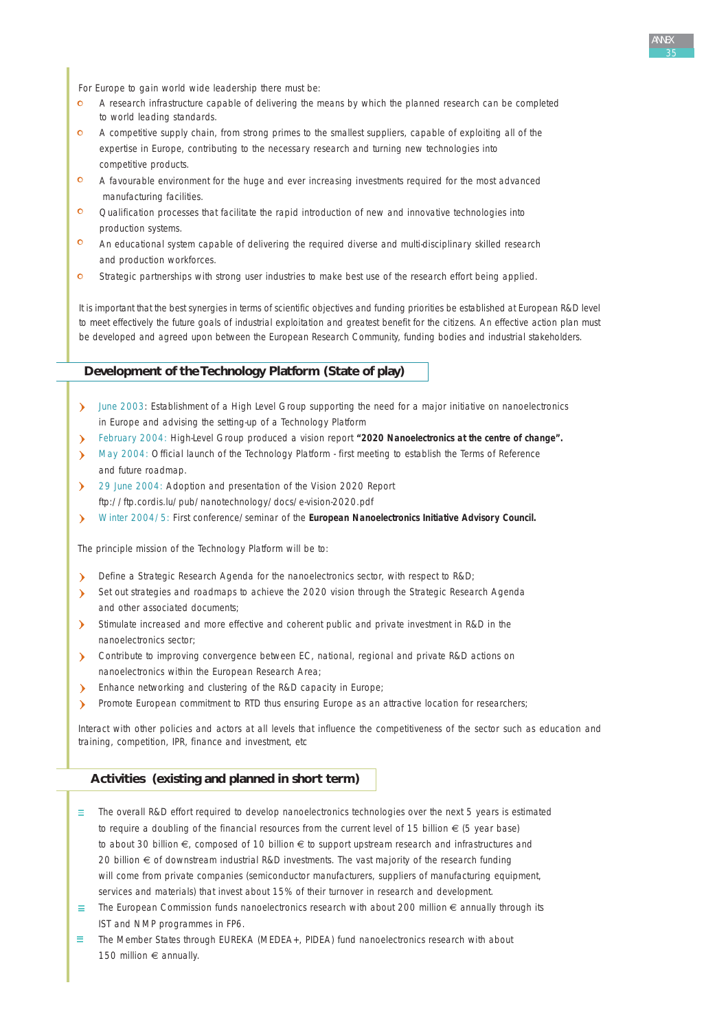For Europe to gain world wide leadership there must be:

- A research infrastructure capable of delivering the means by which the planned research can be completed to world leading standards.
- A competitive supply chain, from strong primes to the smallest suppliers, capable of exploiting all of the expertise in Europe, contributing to the necessary research and turning new technologies into competitive products.
- A favourable environment for the huge and ever increasing investments required for the most advanced manufacturing facilities.
- Qualification processes that facilitate the rapid introduction of new and innovative technologies into production systems.
- An educational system capable of delivering the required diverse and multi-disciplinary skilled research and production workforces.
- Strategic partnerships with strong user industries to make best use of the research effort being applied.

It is important that the best synergies in terms of scientific objectives and funding priorities be established at European R&D level to meet effectively the future goals of industrial exploitation and greatest benefit for the citizens. An effective action plan must be developed and agreed upon between the European Research Community, funding bodies and industrial stakeholders.

## Development of the Technology Platform (State of play)

- June 2003: Establishment of a High Level Group supporting the need for a major initiative on nanoelectronics in Europe and advising the setting-up of a Technology Platform
- February 2004: High-Level Group produced a vision report **"2020 Nanoelectronics at the centre of change".**
- May 2004: Official launch of the Technology Platform - first meeting to establish the Terms of Reference and future roadmap.
- 29 June 2004: Adoption and presentation of the Vision 2020 Report ftp://ftp.cordis.lu/pub/nanotechnology/docs/e-vision-2020.pdf
- Winter 2004/5: First conference/seminar of the **European Nanoelectronics Initiative Advisory Council.**

The principle mission of the Technology Platform will be to:

- Define a Strategic Research Agenda for the nanoelectronics sector, with respect to R&D;
- Set out strategies and roadmaps to achieve the 2020 vision through the Strategic Research Agenda and other associated documents;
- Stimulate increased and more effective and coherent public and private investment in R&D in the nanoelectronics sector;
- Contribute to improving convergence between EC, national, regional and private R&D actions on nanoelectronics within the European Research Area;
- Enhance networking and clustering of the R&D capacity in Europe;
- Promote European commitment to RTD thus ensuring Europe as an attractive location for researchers;

Interact with other policies and actors at all levels that influence the competitiveness of the sector such as education and training, competition, IPR, finance and investment, etc

## Activities (existing and planned in short term)

- The overall R&D effort required to develop nanoelectronics technologies over the next 5 years is estimated to require a doubling of the financial resources from the current level of 15 billion € (5 year base) to about 30 billion €, composed of 10 billion € to support upstream research and infrastructures and 20 billion € of downstream industrial R&D investments. The vast majority of the research funding will come from private companies (semiconductor manufacturers, suppliers of manufacturing equipment, services and materials) that invest about 15% of their turnover in research and development.
- The European Commission funds nanoelectronics research with about 200 million € annually through its IST and NMP programmes in FP6.
- The Member States through EUREKA (MEDEA+, PIDEA) fund nanoelectronics research with about 150 million € annually.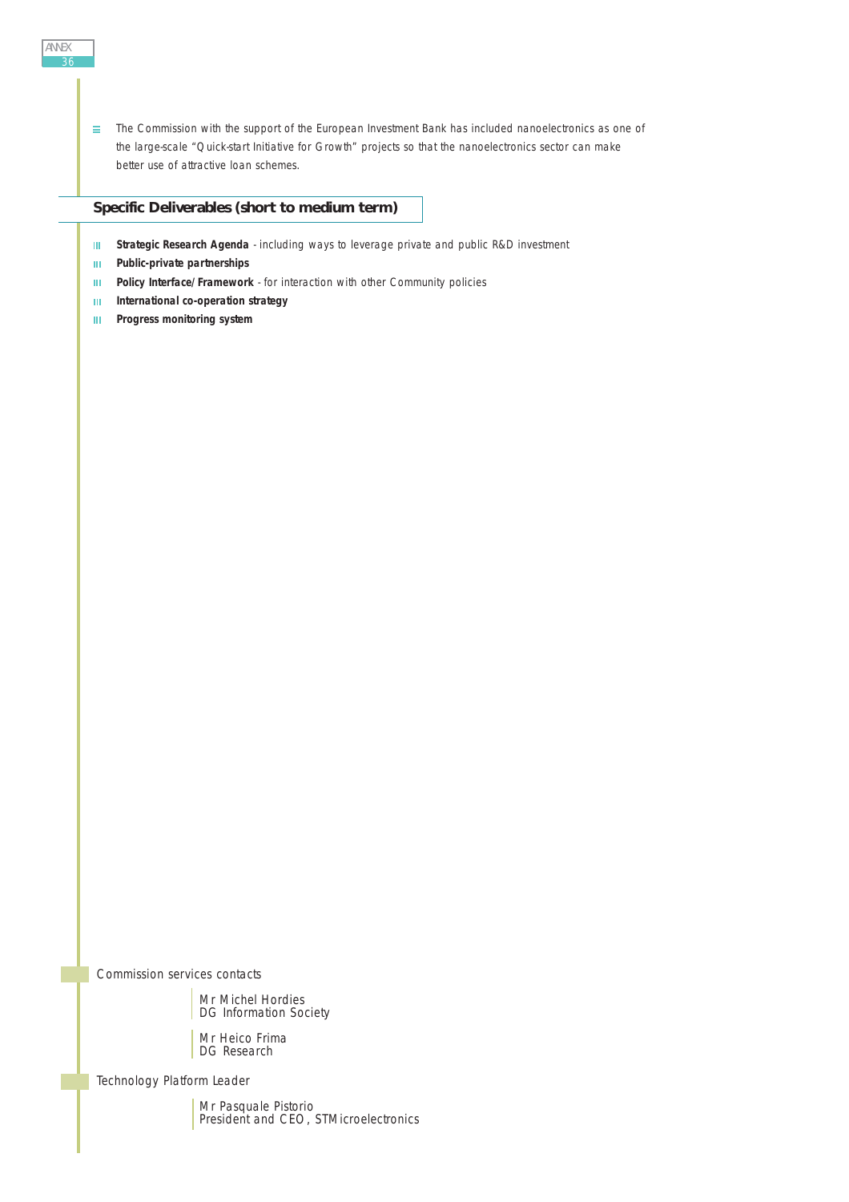- The Commission with the support of the European Investment Bank has included nanoelectronics as one of the large-scale "Quick-start Initiative for Growth" projects so that the nanoelectronics sector can make better use of attractive loan schemes.

## Specific Deliverables (short to medium term)

- **Strategic Research Agenda** - including ways to leverage private and public R&D investment
- **Public-private partnerships**
- **Policy Interface/Framework** - for interaction with other Community policies
- **International co-operation strategy**
- **Progress monitoring system**

Commission services contacts

Mr Michel Hordies
DG Information Society

Mr Heico Frima
DG Research

Technology Platform Leader

Mr Pasquale Pistorio
President and CEO, STMicroelectronics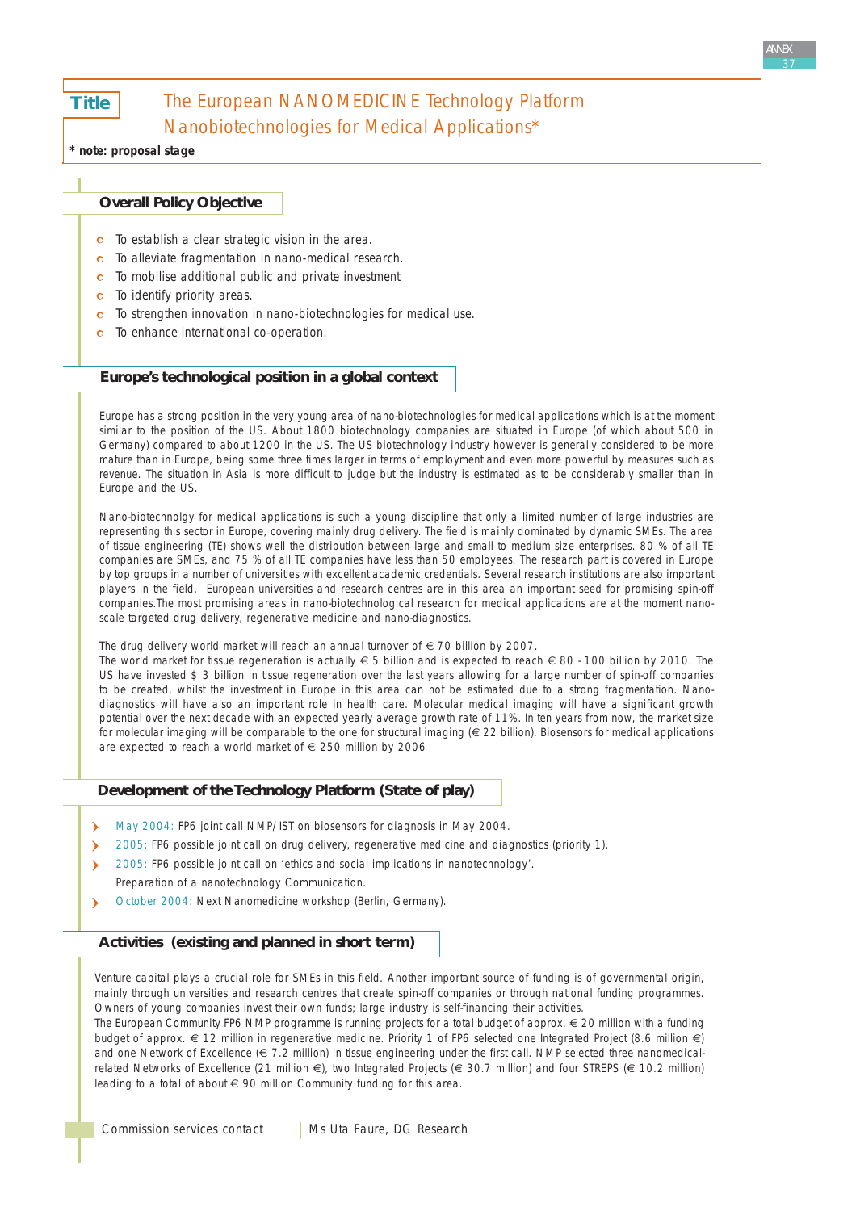**Title** The European NANOMEDICINE Technology Platform Nanobiotechnologies for Medical Applications*

*** note: proposal stage**

## Overall Policy Objective

- To establish a clear strategic vision in the area.
- To alleviate fragmentation in nano-medical research.
- To mobilise additional public and private investment
- To identify priority areas.
- To strengthen innovation in nano-biotechnologies for medical use.
- To enhance international co-operation.

## Europe's technological position in a global context

Europe has a strong position in the very young area of nano-biotechnologies for medical applications which is at the moment similar to the position of the US. About 1800 biotechnology companies are situated in Europe (of which about 500 in Germany) compared to about 1200 in the US. The US biotechnology industry however is generally considered to be more mature than in Europe, being some three times larger in terms of employment and even more powerful by measures such as revenue. The situation in Asia is more difficult to judge but the industry is estimated as to be considerably smaller than in Europe and the US.

Nano-biotechnolgy for medical applications is such a young discipline that only a limited number of large industries are representing this sector in Europe, covering mainly drug delivery. The field is mainly dominated by dynamic SMEs. The area of tissue engineering (TE) shows well the distribution between large and small to medium size enterprises. 80 % of all TE companies are SMEs, and 75 % of all TE companies have less than 50 employees. The research part is covered in Europe by top groups in a number of universities with excellent academic credentials. Several research institutions are also important players in the field. European universities and research centres are in this area an important seed for promising spin-off companies.The most promising areas in nano-biotechnological research for medical applications are at the moment nano-scale targeted drug delivery, regenerative medicine and nano-diagnostics.

The drug delivery world market will reach an annual turnover of € 70 billion by 2007.
The world market for tissue regeneration is actually € 5 billion and is expected to reach € 80 - 100 billion by 2010. The US have invested $ 3 billion in tissue regeneration over the last years allowing for a large number of spin-off companies to be created, whilst the investment in Europe in this area can not be estimated due to a strong fragmentation. Nano-diagnostics will have also an important role in health care. Molecular medical imaging will have a significant growth potential over the next decade with an expected yearly average growth rate of 11%. In ten years from now, the market size for molecular imaging will be comparable to the one for structural imaging (€ 22 billion). Biosensors for medical applications are expected to reach a world market of € 250 million by 2006

## Development of the Technology Platform (State of play)

- May 2004: FP6 joint call NMP/IST on biosensors for diagnosis in May 2004.
- 2005: FP6 possible joint call on drug delivery, regenerative medicine and diagnostics (priority 1).
- 2005: FP6 possible joint call on 'ethics and social implications in nanotechnology'.
  Preparation of a nanotechnology Communication.
- October 2004: Next Nanomedicine workshop (Berlin, Germany).

## Activities (existing and planned in short term)

Venture capital plays a crucial role for SMEs in this field. Another important source of funding is of governmental origin, mainly through universities and research centres that create spin-off companies or through national funding programmes. Owners of young companies invest their own funds; large industry is self-financing their activities.
The European Community FP6 NMP programme is running projects for a total budget of approx. € 20 million with a funding budget of approx. € 12 million in regenerative medicine. Priority 1 of FP6 selected one Integrated Project (8.6 million €) and one Network of Excellence (€ 7.2 million) in tissue engineering under the first call. NMP selected three nanomedical-related Networks of Excellence (21 million €), two Integrated Projects (€ 30.7 million) and four STREPS (€ 10.2 million) leading to a total of about € 90 million Community funding for this area.

Commission services contact | Ms Uta Faure, DG Research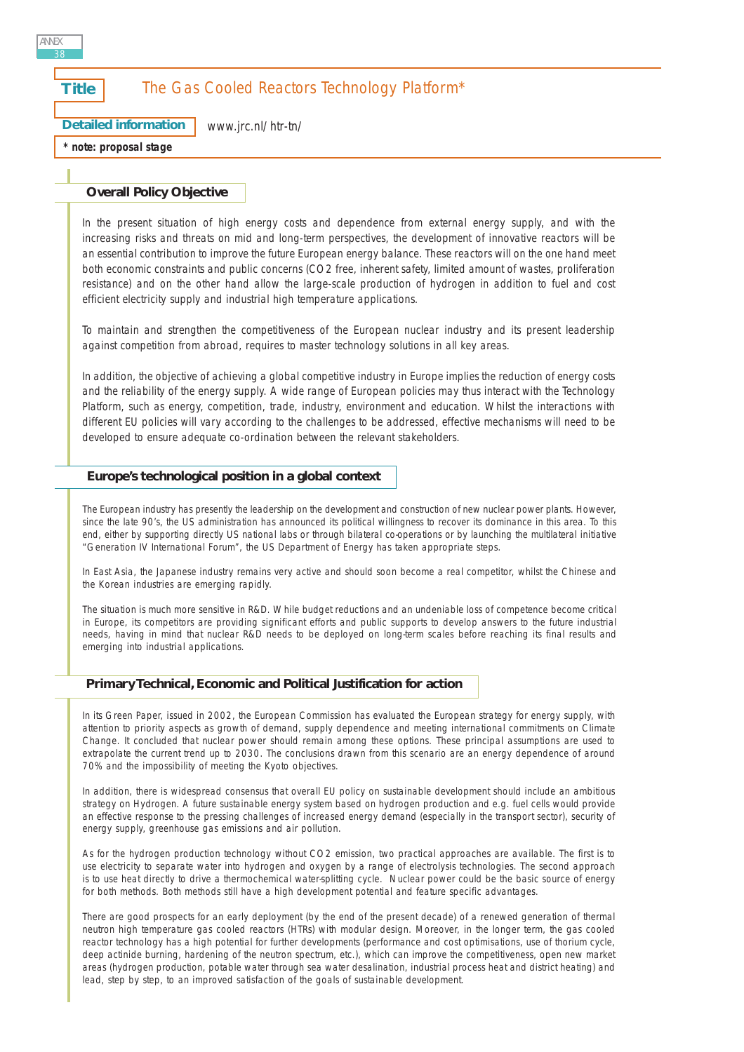**Title** The Gas Cooled Reactors Technology Platform*

**Detailed information** www.jrc.nl/htr-tn/

*** note: proposal stage**

## Overall Policy Objective

In the present situation of high energy costs and dependence from external energy supply, and with the increasing risks and threats on mid and long-term perspectives, the development of innovative reactors will be an essential contribution to improve the future European energy balance. These reactors will on the one hand meet both economic constraints and public concerns ($CO_2$ free, inherent safety, limited amount of wastes, proliferation resistance) and on the other hand allow the large-scale production of hydrogen in addition to fuel and cost efficient electricity supply and industrial high temperature applications.

To maintain and strengthen the competitiveness of the European nuclear industry and its present leadership against competition from abroad, requires to master technology solutions in all key areas.

In addition, the objective of achieving a global competitive industry in Europe implies the reduction of energy costs and the reliability of the energy supply. A wide range of European policies may thus interact with the Technology Platform, such as energy, competition, trade, industry, environment and education. Whilst the interactions with different EU policies will vary according to the challenges to be addressed, effective mechanisms will need to be developed to ensure adequate co-ordination between the relevant stakeholders.

## Europe's technological position in a global context

The European industry has presently the leadership on the development and construction of new nuclear power plants. However, since the late 90's, the US administration has announced its political willingness to recover its dominance in this area. To this end, either by supporting directly US national labs or through bilateral co-operations or by launching the multilateral initiative "Generation IV International Forum", the US Department of Energy has taken appropriate steps.

In East Asia, the Japanese industry remains very active and should soon become a real competitor, whilst the Chinese and the Korean industries are emerging rapidly.

The situation is much more sensitive in R&D. While budget reductions and an undeniable loss of competence become critical in Europe, its competitors are providing significant efforts and public supports to develop answers to the future industrial needs, having in mind that nuclear R&D needs to be deployed on long-term scales before reaching its final results and emerging into industrial applications.

## Primary Technical, Economic and Political Justification for action

In its Green Paper, issued in 2002, the European Commission has evaluated the European strategy for energy supply, with attention to priority aspects as growth of demand, supply dependence and meeting international commitments on Climate Change. It concluded that nuclear power should remain among these options. These principal assumptions are used to extrapolate the current trend up to 2030. The conclusions drawn from this scenario are an energy dependence of around 70% and the impossibility of meeting the Kyoto objectives.

In addition, there is widespread consensus that overall EU policy on sustainable development should include an ambitious strategy on Hydrogen. A future sustainable energy system based on hydrogen production and e.g. fuel cells would provide an effective response to the pressing challenges of increased energy demand (especially in the transport sector), security of energy supply, greenhouse gas emissions and air pollution.

As for the hydrogen production technology without $CO_2$ emission, two practical approaches are available. The first is to use electricity to separate water into hydrogen and oxygen by a range of electrolysis technologies. The second approach is to use heat directly to drive a thermochemical water-splitting cycle. Nuclear power could be the basic source of energy for both methods. Both methods still have a high development potential and feature specific advantages.

There are good prospects for an early deployment (by the end of the present decade) of a renewed generation of thermal neutron high temperature gas cooled reactors (HTRs) with modular design. Moreover, in the longer term, the gas cooled reactor technology has a high potential for further developments (performance and cost optimisations, use of thorium cycle, deep actinide burning, hardening of the neutron spectrum, etc.), which can improve the competitiveness, open new market areas (hydrogen production, potable water through sea water desalination, industrial process heat and district heating) and lead, step by step, to an improved satisfaction of the goals of sustainable development.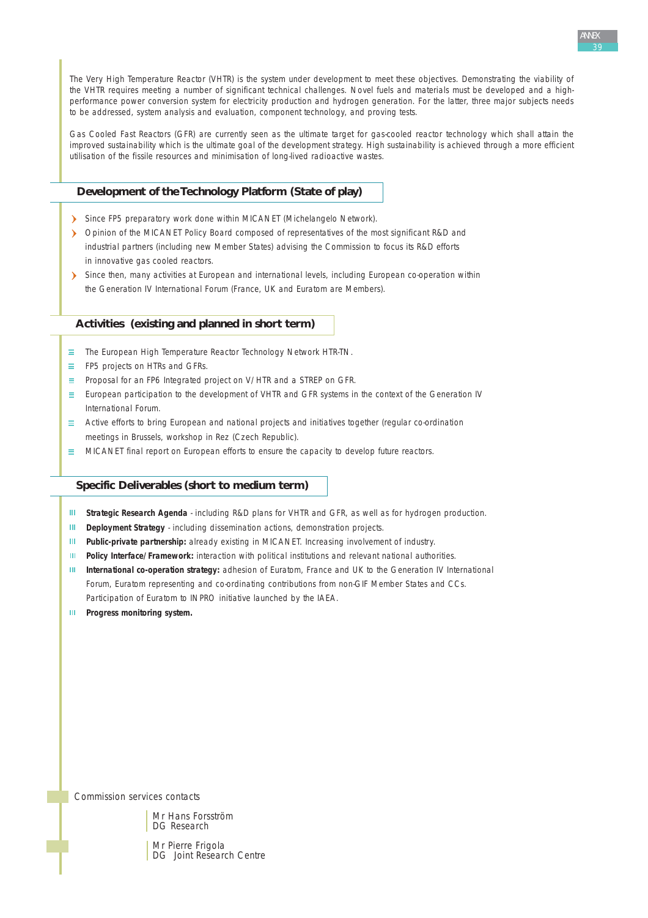The Very High Temperature Reactor (VHTR) is the system under development to meet these objectives. Demonstrating the viability of the VHTR requires meeting a number of significant technical challenges. Novel fuels and materials must be developed and a high-performance power conversion system for electricity production and hydrogen generation. For the latter, three major subjects needs to be addressed, system analysis and evaluation, component technology, and proving tests.

Gas Cooled Fast Reactors (GFR) are currently seen as the ultimate target for gas-cooled reactor technology which shall attain the improved sustainability which is the ultimate goal of the development strategy. High sustainability is achieved through a more efficient utilisation of the fissile resources and minimisation of long-lived radioactive wastes.

## Development of the Technology Platform (State of play)

- Since FP5 preparatory work done within MICANET (Michelangelo Network).
- Opinion of the MICANET Policy Board composed of representatives of the most significant R&D and industrial partners (including new Member States) advising the Commission to focus its R&D efforts in innovative gas cooled reactors.
- Since then, many activities at European and international levels, including European co-operation within the Generation IV International Forum (France, UK and Euratom are Members).

## Activities (existing and planned in short term)

- The European High Temperature Reactor Technology Network HTR-TN.
- FP5 projects on HTRs and GFRs.
- Proposal for an FP6 Integrated project on V/HTR and a STREP on GFR.
- European participation to the development of VHTR and GFR systems in the context of the Generation IV International Forum.
- Active efforts to bring European and national projects and initiatives together (regular co-ordination meetings in Brussels, workshop in Rez (Czech Republic).
- MICANET final report on European efforts to ensure the capacity to develop future reactors.

## Specific Deliverables (short to medium term)

- **Strategic Research Agenda** - including R&D plans for VHTR and GFR, as well as for hydrogen production.
- **Deployment Strategy** - including dissemination actions, demonstration projects.
- **Public-private partnership:** already existing in MICANET. Increasing involvement of industry.
- **Policy Interface/Framework:** interaction with political institutions and relevant national authorities.
- **International co-operation strategy:** adhesion of Euratom, France and UK to the Generation IV International Forum, Euratom representing and co-ordinating contributions from non-GIF Member States and CCs. Participation of Euratom to INPRO initiative launched by the IAEA.
- **Progress monitoring system.**

Commission services contacts

Mr Hans Forsström
DG Research

Mr Pierre Frigola
DG Joint Research Centre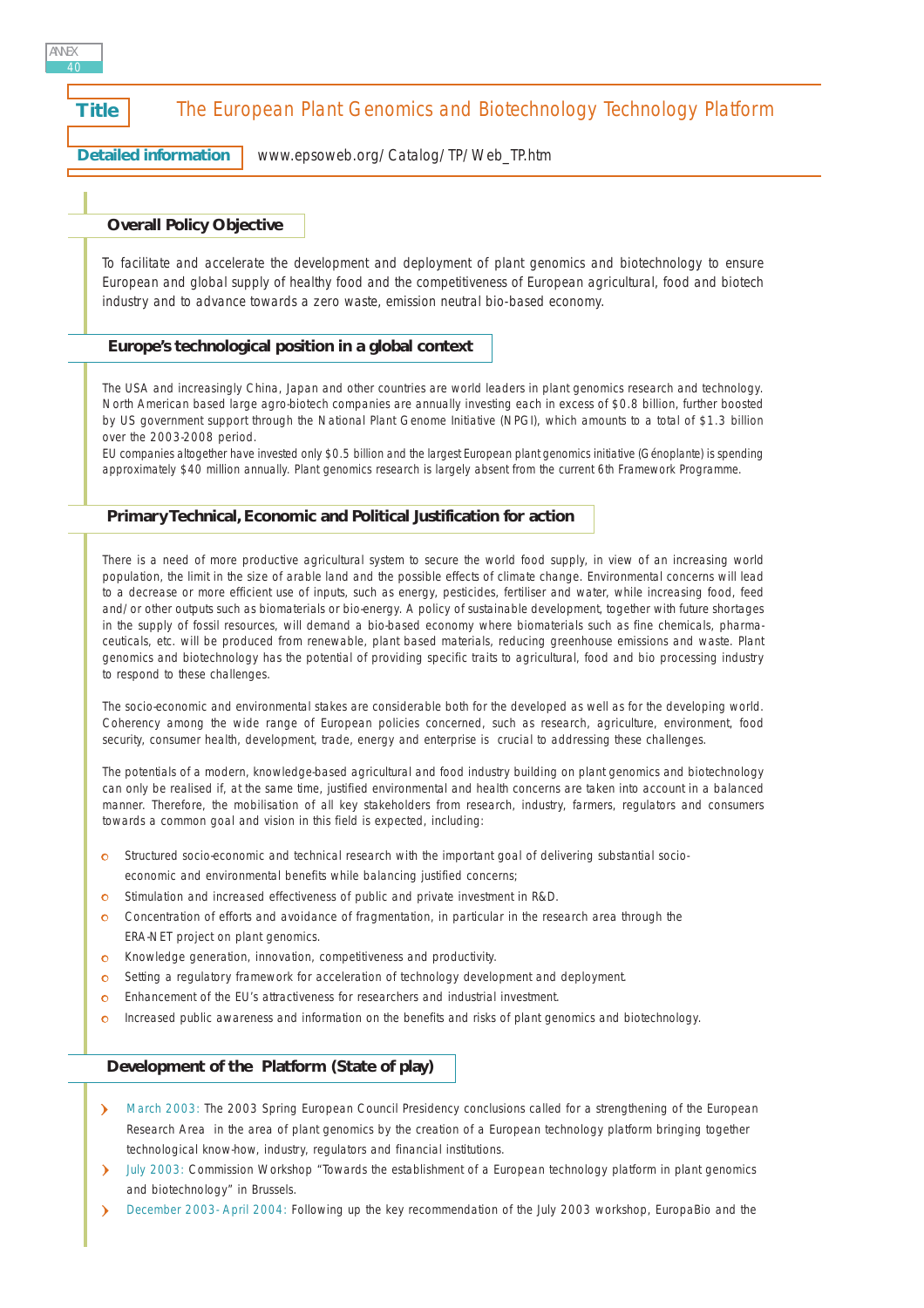**Title** The European Plant Genomics and Biotechnology Technology Platform

**Detailed information** www.epsoweb.org/Catalog/TP/Web_TP.htm

## Overall Policy Objective

To facilitate and accelerate the development and deployment of plant genomics and biotechnology to ensure European and global supply of healthy food and the competitiveness of European agricultural, food and biotech industry and to advance towards a zero waste, emission neutral bio-based economy.

## Europe's technological position in a global context

The USA and increasingly China, Japan and other countries are world leaders in plant genomics research and technology. North American based large agro-biotech companies are annually investing each in excess of $0.8 billion, further boosted by US government support through the National Plant Genome Initiative (NPGI), which amounts to a total of $1.3 billion over the 2003-2008 period.

EU companies altogether have invested only $0.5 billion and the largest European plant genomics initiative (Génoplante) is spending approximately $40 million annually. Plant genomics research is largely absent from the current 6th Framework Programme.

## Primary Technical, Economic and Political Justification for action

There is a need of more productive agricultural system to secure the world food supply, in view of an increasing world population, the limit in the size of arable land and the possible effects of climate change. Environmental concerns will lead to a decrease or more efficient use of inputs, such as energy, pesticides, fertiliser and water, while increasing food, feed and/or other outputs such as biomaterials or bio-energy. A policy of sustainable development, together with future shortages in the supply of fossil resources, will demand a bio-based economy where biomaterials such as fine chemicals, pharmaceuticals, etc. will be produced from renewable, plant based materials, reducing greenhouse emissions and waste. Plant genomics and biotechnology has the potential of providing specific traits to agricultural, food and bio processing industry to respond to these challenges.

The socio-economic and environmental stakes are considerable both for the developed as well as for the developing world. Coherency among the wide range of European policies concerned, such as research, agriculture, environment, food security, consumer health, development, trade, energy and enterprise is crucial to addressing these challenges.

The potentials of a modern, knowledge-based agricultural and food industry building on plant genomics and biotechnology can only be realised if, at the same time, justified environmental and health concerns are taken into account in a balanced manner. Therefore, the mobilisation of all key stakeholders from research, industry, farmers, regulators and consumers towards a common goal and vision in this field is expected, including:

- Structured socio-economic and technical research with the important goal of delivering substantial socio-economic and environmental benefits while balancing justified concerns;
- Stimulation and increased effectiveness of public and private investment in R&D.
- Concentration of efforts and avoidance of fragmentation, in particular in the research area through the ERA-NET project on plant genomics.
- Knowledge generation, innovation, competitiveness and productivity.
- Setting a regulatory framework for acceleration of technology development and deployment.
- Enhancement of the EU's attractiveness for researchers and industrial investment.
- Increased public awareness and information on the benefits and risks of plant genomics and biotechnology.

## Development of the Platform (State of play)

- March 2003: The 2003 Spring European Council Presidency conclusions called for a strengthening of the European Research Area in the area of plant genomics by the creation of a European technology platform bringing together technological know-how, industry, regulators and financial institutions.
- July 2003: Commission Workshop "Towards the establishment of a European technology platform in plant genomics and biotechnology" in Brussels.
- December 2003- April 2004: Following up the key recommendation of the July 2003 workshop, EuropaBio and the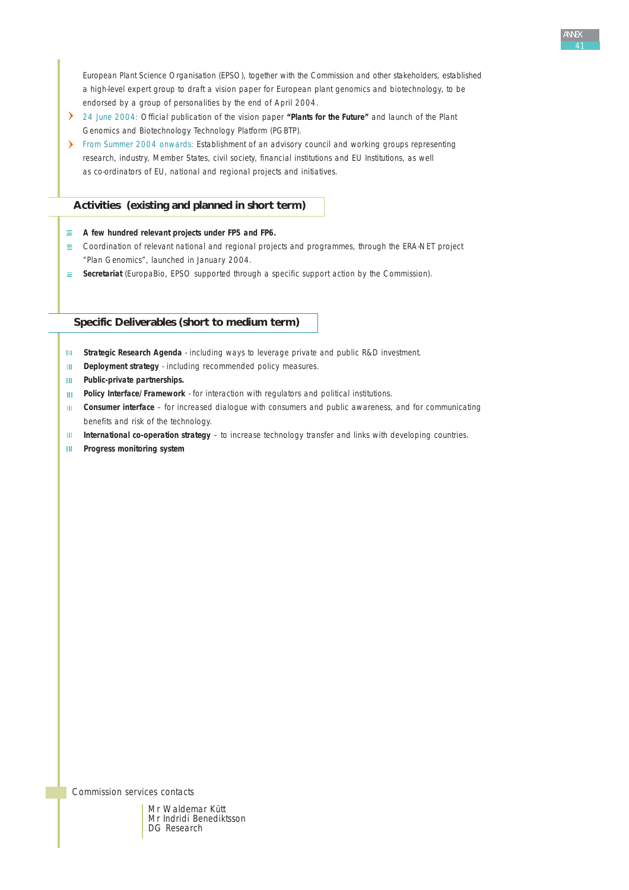European Plant Science Organisation (EPSO), together with the Commission and other stakeholders, established a high-level expert group to draft a vision paper for European plant genomics and biotechnology, to be endorsed by a group of personalities by the end of April 2004.

- 24 June 2004: Official publication of the vision paper **"Plants for the Future"** and launch of the Plant Genomics and Biotechnology Technology Platform (PGBTP).
- From Summer 2004 onwards: Establishment of an advisory council and working groups representing research, industry, Member States, civil society, financial institutions and EU Institutions, as well as co-ordinators of EU, national and regional projects and initiatives.

## Activities (existing and planned in short term)

- **A few hundred relevant projects under FP5 and FP6.**
- Coordination of relevant national and regional projects and programmes, through the ERA-NET project "Plan Genomics", launched in January 2004.
- **Secretariat** (EuropaBio, EPSO supported through a specific support action by the Commission).

## Specific Deliverables (short to medium term)

- **Strategic Research Agenda** - including ways to leverage private and public R&D investment.
- **Deployment strategy** - including recommended policy measures.
- **Public-private partnerships.**
- **Policy Interface/Framework** - for interaction with regulators and political institutions.
- **Consumer interface** – for increased dialogue with consumers and public awareness, and for communicating benefits and risk of the technology.
- **International co-operation strategy** – to increase technology transfer and links with developing countries.
- **Progress monitoring system**

Commission services contacts

Mr Waldemar Kütt
Mr Indridi Benediktsson
DG Research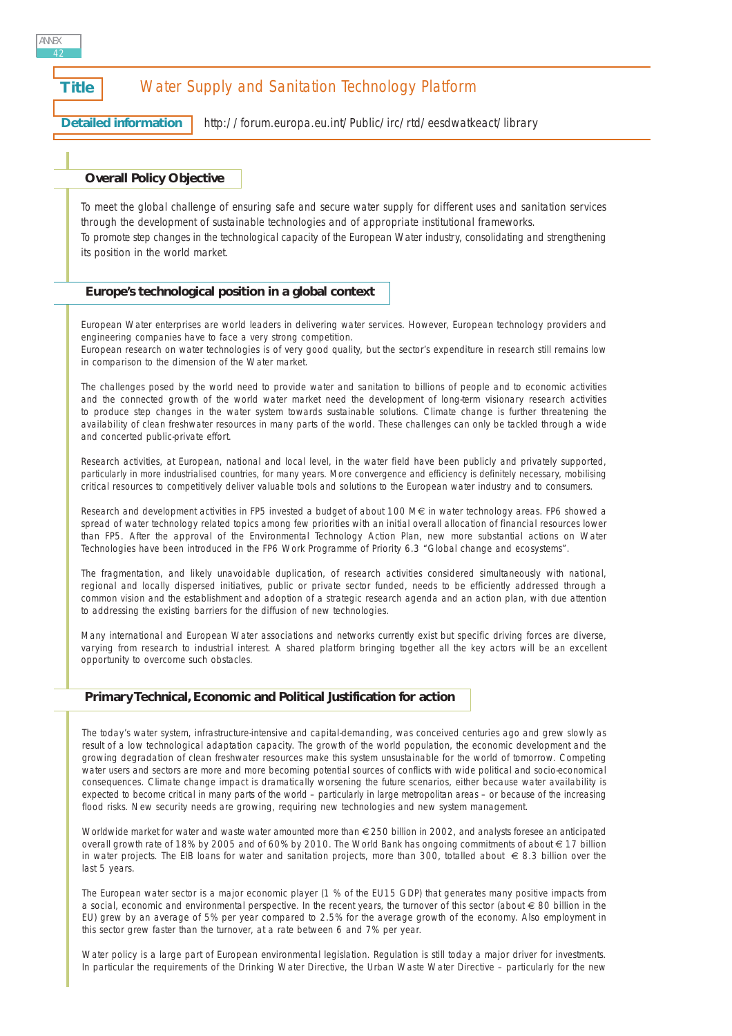**Title** Water Supply and Sanitation Technology Platform

**Detailed information** http://forum.europa.eu.int/Public/irc/rtd/eesdwatkeact/library

## Overall Policy Objective

To meet the global challenge of ensuring safe and secure water supply for different uses and sanitation services through the development of sustainable technologies and of appropriate institutional frameworks.
To promote step changes in the technological capacity of the European Water industry, consolidating and strengthening its position in the world market.

## Europe's technological position in a global context

European Water enterprises are world leaders in delivering water services. However, European technology providers and engineering companies have to face a very strong competition.
European research on water technologies is of very good quality, but the sector's expenditure in research still remains low in comparison to the dimension of the Water market.

The challenges posed by the world need to provide water and sanitation to billions of people and to economic activities and the connected growth of the world water market need the development of long-term visionary research activities to produce step changes in the water system towards sustainable solutions. Climate change is further threatening the availability of clean freshwater resources in many parts of the world. These challenges can only be tackled through a wide and concerted public-private effort.

Research activities, at European, national and local level, in the water field have been publicly and privately supported, particularly in more industrialised countries, for many years. More convergence and efficiency is definitely necessary, mobilising critical resources to competitively deliver valuable tools and solutions to the European water industry and to consumers.

Research and development activities in FP5 invested a budget of about 100 M€ in water technology areas. FP6 showed a spread of water technology related topics among few priorities with an initial overall allocation of financial resources lower than FP5. After the approval of the Environmental Technology Action Plan, new more substantial actions on Water Technologies have been introduced in the FP6 Work Programme of Priority 6.3 "Global change and ecosystems".

The fragmentation, and likely unavoidable duplication, of research activities considered simultaneously with national, regional and locally dispersed initiatives, public or private sector funded, needs to be efficiently addressed through a common vision and the establishment and adoption of a strategic research agenda and an action plan, with due attention to addressing the existing barriers for the diffusion of new technologies.

Many international and European Water associations and networks currently exist but specific driving forces are diverse, varying from research to industrial interest. A shared platform bringing together all the key actors will be an excellent opportunity to overcome such obstacles.

## Primary Technical, Economic and Political Justification for action

The today's water system, infrastructure-intensive and capital-demanding, was conceived centuries ago and grew slowly as result of a low technological adaptation capacity. The growth of the world population, the economic development and the growing degradation of clean freshwater resources make this system unsustainable for the world of tomorrow. Competing water users and sectors are more and more becoming potential sources of conflicts with wide political and socio-economical consequences. Climate change impact is dramatically worsening the future scenarios, either because water availability is expected to become critical in many parts of the world – particularly in large metropolitan areas – or because of the increasing flood risks. New security needs are growing, requiring new technologies and new system management.

Worldwide market for water and waste water amounted more than € 250 billion in 2002, and analysts foresee an anticipated overall growth rate of 18% by 2005 and of 60% by 2010. The World Bank has ongoing commitments of about € 17 billion in water projects. The EIB loans for water and sanitation projects, more than 300, totalled about € 8.3 billion over the last 5 years.

The European water sector is a major economic player (1 % of the EU15 GDP) that generates many positive impacts from a social, economic and environmental perspective. In the recent years, the turnover of this sector (about € 80 billion in the EU) grew by an average of 5% per year compared to 2.5% for the average growth of the economy. Also employment in this sector grew faster than the turnover, at a rate between 6 and 7% per year.

Water policy is a large part of European environmental legislation. Regulation is still today a major driver for investments. In particular the requirements of the Drinking Water Directive, the Urban Waste Water Directive – particularly for the new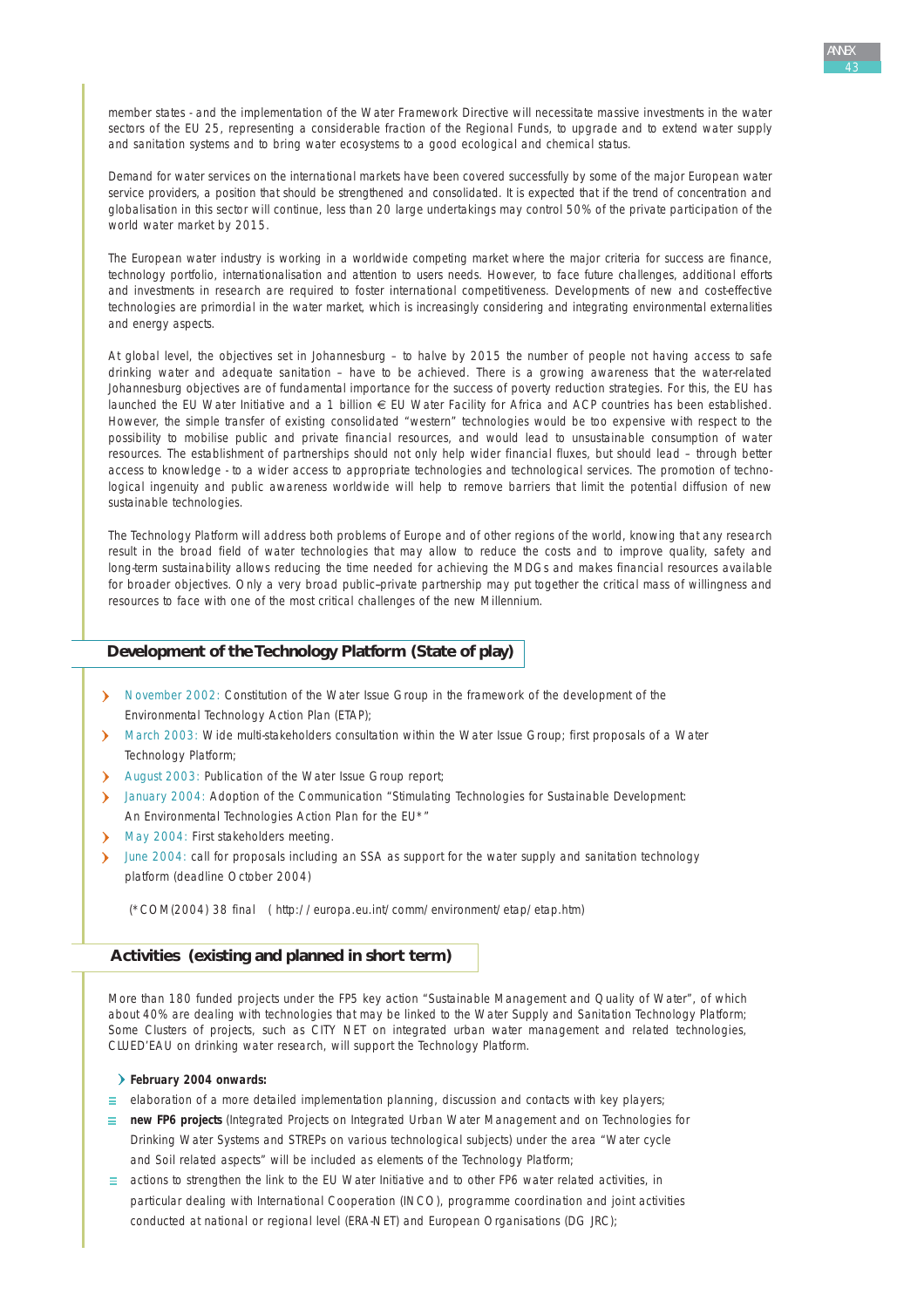member states - and the implementation of the Water Framework Directive will necessitate massive investments in the water sectors of the EU 25, representing a considerable fraction of the Regional Funds, to upgrade and to extend water supply and sanitation systems and to bring water ecosystems to a good ecological and chemical status.

Demand for water services on the international markets have been covered successfully by some of the major European water service providers, a position that should be strengthened and consolidated. It is expected that if the trend of concentration and globalisation in this sector will continue, less than 20 large undertakings may control 50% of the private participation of the world water market by 2015.

The European water industry is working in a worldwide competing market where the major criteria for success are finance, technology portfolio, internationalisation and attention to users needs. However, to face future challenges, additional efforts and investments in research are required to foster international competitiveness. Developments of new and cost-effective technologies are primordial in the water market, which is increasingly considering and integrating environmental externalities and energy aspects.

At global level, the objectives set in Johannesburg – to halve by 2015 the number of people not having access to safe drinking water and adequate sanitation – have to be achieved. There is a growing awareness that the water-related Johannesburg objectives are of fundamental importance for the success of poverty reduction strategies. For this, the EU has launched the EU Water Initiative and a 1 billion € EU Water Facility for Africa and ACP countries has been established. However, the simple transfer of existing consolidated "western" technologies would be too expensive with respect to the possibility to mobilise public and private financial resources, and would lead to unsustainable consumption of water resources. The establishment of partnerships should not only help wider financial fluxes, but should lead – through better access to knowledge - to a wider access to appropriate technologies and technological services. The promotion of technological ingenuity and public awareness worldwide will help to remove barriers that limit the potential diffusion of new sustainable technologies.

The Technology Platform will address both problems of Europe and of other regions of the world, knowing that any research result in the broad field of water technologies that may allow to reduce the costs and to improve quality, safety and long-term sustainability allows reducing the time needed for achieving the MDGs and makes financial resources available for broader objectives. Only a very broad public–private partnership may put together the critical mass of willingness and resources to face with one of the most critical challenges of the new Millennium.

## Development of the Technology Platform (State of play)

- November 2002: Constitution of the Water Issue Group in the framework of the development of the Environmental Technology Action Plan (ETAP);
- March 2003: Wide multi-stakeholders consultation within the Water Issue Group; first proposals of a Water Technology Platform;
- August 2003: Publication of the Water Issue Group report;
- January 2004: Adoption of the Communication "Stimulating Technologies for Sustainable Development: An Environmental Technologies Action Plan for the EU*"
- May 2004: First stakeholders meeting.
- June 2004: call for proposals including an SSA as support for the water supply and sanitation technology platform (deadline October 2004)

(*COM(2004) 38 final ( http://europa.eu.int/comm/environment/etap/etap.htm)

## Activities (existing and planned in short term)

More than 180 funded projects under the FP5 key action "Sustainable Management and Quality of Water", of which about 40% are dealing with technologies that may be linked to the Water Supply and Sanitation Technology Platform; Some Clusters of projects, such as CITY NET on integrated urban water management and related technologies, CLUED'EAU on drinking water research, will support the Technology Platform.

**_February 2004 onwards:_**

- elaboration of a more detailed implementation planning, discussion and contacts with key players;
- **new FP6 projects** (Integrated Projects on Integrated Urban Water Management and on Technologies for Drinking Water Systems and STREPs on various technological subjects) under the area "Water cycle and Soil related aspects" will be included as elements of the Technology Platform;
- actions to strengthen the link to the EU Water Initiative and to other FP6 water related activities, in particular dealing with International Cooperation (INCO), programme coordination and joint activities conducted at national or regional level (ERA-NET) and European Organisations (DG JRC);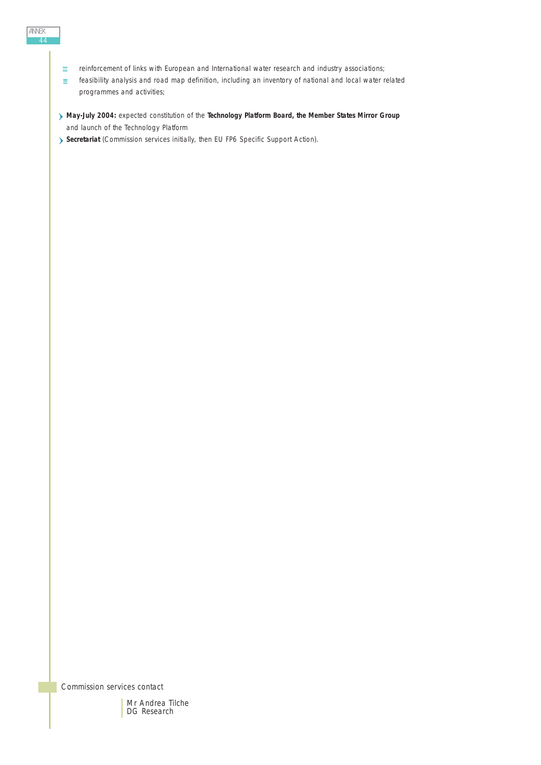- reinforcement of links with European and International water research and industry associations;
- feasibility analysis and road map definition, including an inventory of national and local water related programmes and activities;

- **May-July 2004:** expected constitution of the **Technology Platform Board, the Member States Mirror Group** and launch of the Technology Platform
- **Secretariat** (Commission services initially, then EU FP6 Specific Support Action).

Commission services contact

Mr Andrea Tilche
DG Research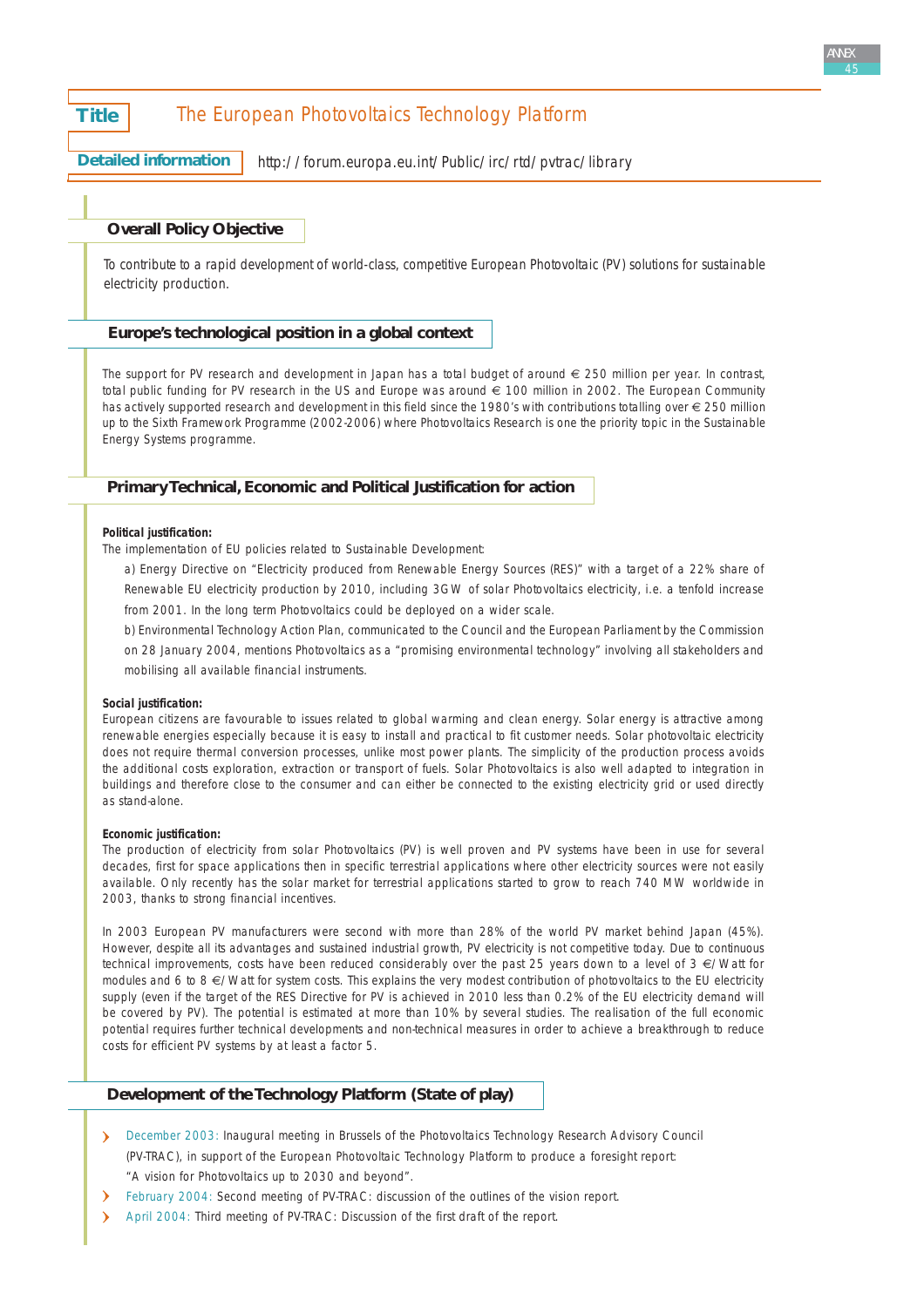**Title** The European Photovoltaics Technology Platform

**Detailed information** http://forum.europa.eu.int/Public/irc/rtd/pvtrac/library

## Overall Policy Objective

To contribute to a rapid development of world-class, competitive European Photovoltaic (PV) solutions for sustainable electricity production.

## Europe's technological position in a global context

The support for PV research and development in Japan has a total budget of around € 250 million per year. In contrast, total public funding for PV research in the US and Europe was around € 100 million in 2002. The European Community has actively supported research and development in this field since the 1980's with contributions totalling over € 250 million up to the Sixth Framework Programme (2002-2006) where Photovoltaics Research is one the priority topic in the Sustainable Energy Systems programme.

## Primary Technical, Economic and Political Justification for action

**Political justification:**

The implementation of EU policies related to Sustainable Development:

a) Energy Directive on "Electricity produced from Renewable Energy Sources (RES)" with a target of a 22% share of Renewable EU electricity production by 2010, including 3GW of solar Photovoltaics electricity, i.e. a tenfold increase from 2001. In the long term Photovoltaics could be deployed on a wider scale.

b) Environmental Technology Action Plan, communicated to the Council and the European Parliament by the Commission on 28 January 2004, mentions Photovoltaics as a "promising environmental technology" involving all stakeholders and mobilising all available financial instruments.

**Social justification:**

European citizens are favourable to issues related to global warming and clean energy. Solar energy is attractive among renewable energies especially because it is easy to install and practical to fit customer needs. Solar photovoltaic electricity does not require thermal conversion processes, unlike most power plants. The simplicity of the production process avoids the additional costs exploration, extraction or transport of fuels. Solar Photovoltaics is also well adapted to integration in buildings and therefore close to the consumer and can either be connected to the existing electricity grid or used directly as stand-alone.

**Economic justification:**

The production of electricity from solar Photovoltaics (PV) is well proven and PV systems have been in use for several decades, first for space applications then in specific terrestrial applications where other electricity sources were not easily available. Only recently has the solar market for terrestrial applications started to grow to reach 740 MW worldwide in 2003, thanks to strong financial incentives.

In 2003 European PV manufacturers were second with more than 28% of the world PV market behind Japan (45%). However, despite all its advantages and sustained industrial growth, PV electricity is not competitive today. Due to continuous technical improvements, costs have been reduced considerably over the past 25 years down to a level of 3 €/Watt for modules and 6 to 8 €/Watt for system costs. This explains the very modest contribution of photovoltaics to the EU electricity supply (even if the target of the RES Directive for PV is achieved in 2010 less than 0.2% of the EU electricity demand will be covered by PV). The potential is estimated at more than 10% by several studies. The realisation of the full economic potential requires further technical developments and non-technical measures in order to achieve a breakthrough to reduce costs for efficient PV systems by at least a factor 5.

## Development of the Technology Platform (State of play)

- December 2003: Inaugural meeting in Brussels of the Photovoltaics Technology Research Advisory Council (PV-TRAC), in support of the European Photovoltaic Technology Platform to produce a foresight report: "A vision for Photovoltaics up to 2030 and beyond".
- February 2004: Second meeting of PV-TRAC: discussion of the outlines of the vision report.
- April 2004: Third meeting of PV-TRAC: Discussion of the first draft of the report.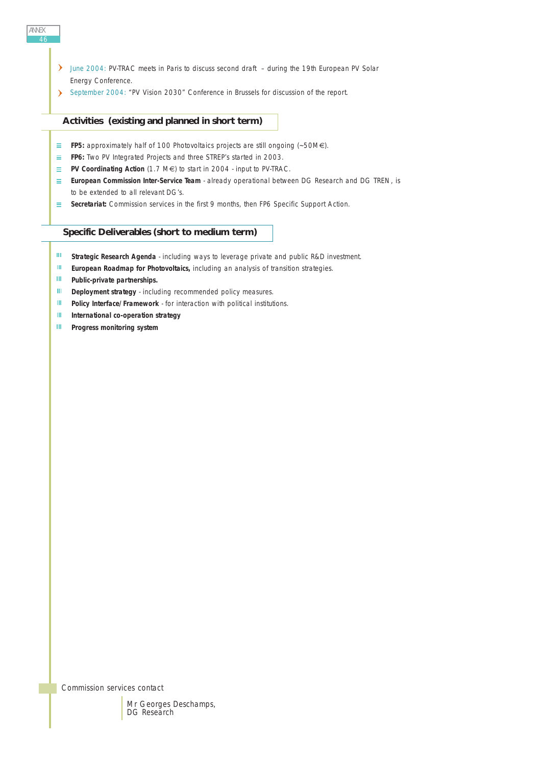- June 2004: PV-TRAC meets in Paris to discuss second draft – during the 19th European PV Solar Energy Conference.
- September 2004: "PV Vision 2030" Conference in Brussels for discussion of the report.

## Activities (existing and planned in short term)

- **FP5:** approximately half of 100 Photovoltaics projects are still ongoing (~50M€).
- **FP6:** Two PV Integrated Projects and three STREP's started in 2003.
- **PV Coordinating Action** (1.7 M€) to start in 2004 - input to PV-TRAC.
- **European Commission Inter-Service Team** - already operational between DG Research and DG TREN, is to be extended to all relevant DG's.
- **Secretariat:** Commission services in the first 9 months, then FP6 Specific Support Action.

## Specific Deliverables (short to medium term)

- **Strategic Research Agenda** - including ways to leverage private and public R&D investment.
- **European Roadmap for Photovoltaics,** including an analysis of transition strategies.
- **Public-private partnerships.**
- **Deployment strategy** - including recommended policy measures.
- **Policy Interface/Framework** - for interaction with political institutions.
- **International co-operation strategy**
- **Progress monitoring system**

Commission services contact

Mr Georges Deschamps,
DG Research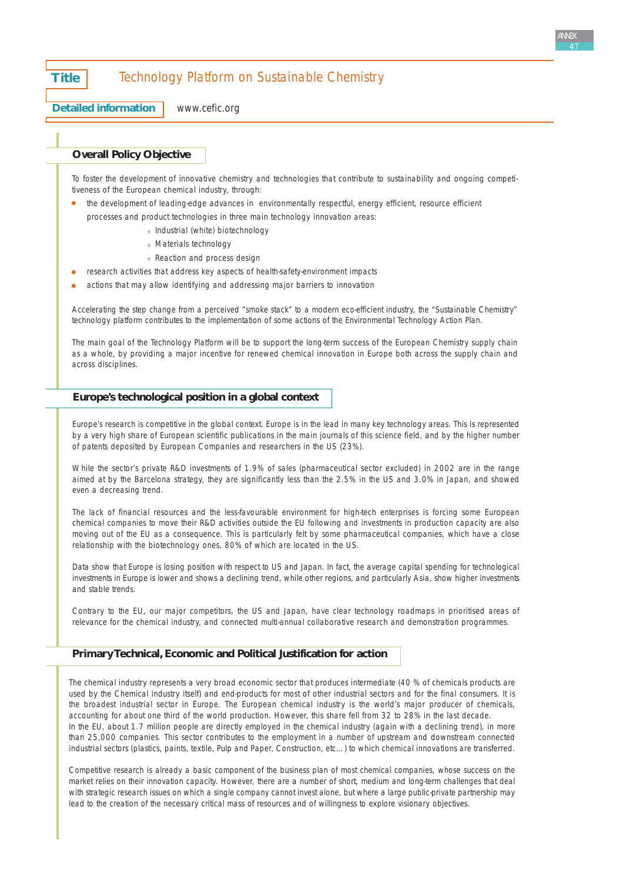**Title** Technology Platform on Sustainable Chemistry

**Detailed information** www.cefic.org

## Overall Policy Objective

To foster the development of innovative chemistry and technologies that contribute to sustainability and ongoing competitiveness of the European chemical industry, through:

- the development of leading-edge advances in environmentally respectful, energy efficient, resource efficient processes and product technologies in three main technology innovation areas:
  - Industrial (white) biotechnology
  - Materials technology
  - Reaction and process design
- research activities that address key aspects of health-safety-environment impacts
- actions that may allow identifying and addressing major barriers to innovation

Accelerating the step change from a perceived "smoke stack" to a modern eco-efficient industry, the "Sustainable Chemistry" technology platform contributes to the implementation of some actions of the Environmental Technology Action Plan.

The main goal of the Technology Platform will be to support the long-term success of the European Chemistry supply chain as a whole, by providing a major incentive for renewed chemical innovation in Europe both across the supply chain and across disciplines.

## Europe's technological position in a global context

Europe's research is competitive in the global context. Europe is in the lead in many key technology areas. This is represented by a very high share of European scientific publications in the main journals of this science field, and by the higher number of patents deposited by European Companies and researchers in the US (23%).

While the sector's private R&D investments of 1.9% of sales (pharmaceutical sector excluded) in 2002 are in the range aimed at by the Barcelona strategy, they are significantly less than the 2.5% in the US and 3.0% in Japan, and showed even a decreasing trend.

The lack of financial resources and the less-favourable environment for high-tech enterprises is forcing some European chemical companies to move their R&D activities outside the EU following and investments in production capacity are also moving out of the EU as a consequence. This is particularly felt by some pharmaceutical companies, which have a close relationship with the biotechnology ones, 80% of which are located in the US.

Data show that Europe is losing position with respect to US and Japan. In fact, the average capital spending for technological investments in Europe is lower and shows a declining trend, while other regions, and particularly Asia, show higher investments and stable trends.

Contrary to the EU, our major competitors, the US and Japan, have clear technology roadmaps in prioritised areas of relevance for the chemical industry, and connected multi-annual collaborative research and demonstration programmes.

## Primary Technical, Economic and Political Justification for action

The chemical industry represents a very broad economic sector that produces intermediate (40 % of chemicals products are used by the Chemical industry itself) and end-products for most of other industrial sectors and for the final consumers. It is the broadest industrial sector in Europe. The European chemical industry is the world's major producer of chemicals, accounting for about one third of the world production. However, this share fell from 32 to 28% in the last decade.
In the EU, about 1.7 million people are directly employed in the chemical industry (again with a declining trend), in more than 25,000 companies. This sector contributes to the employment in a number of upstream and downstream connected industrial sectors (plastics, paints, textile, Pulp and Paper, Construction, etc...) to which chemical innovations are transferred.

Competitive research is already a basic component of the business plan of most chemical companies, whose success on the market relies on their innovation capacity. However, there are a number of short, medium and long-term challenges that deal with strategic research issues on which a single company cannot invest alone, but where a large public-private partnership may lead to the creation of the necessary critical mass of resources and of willingness to explore visionary objectives.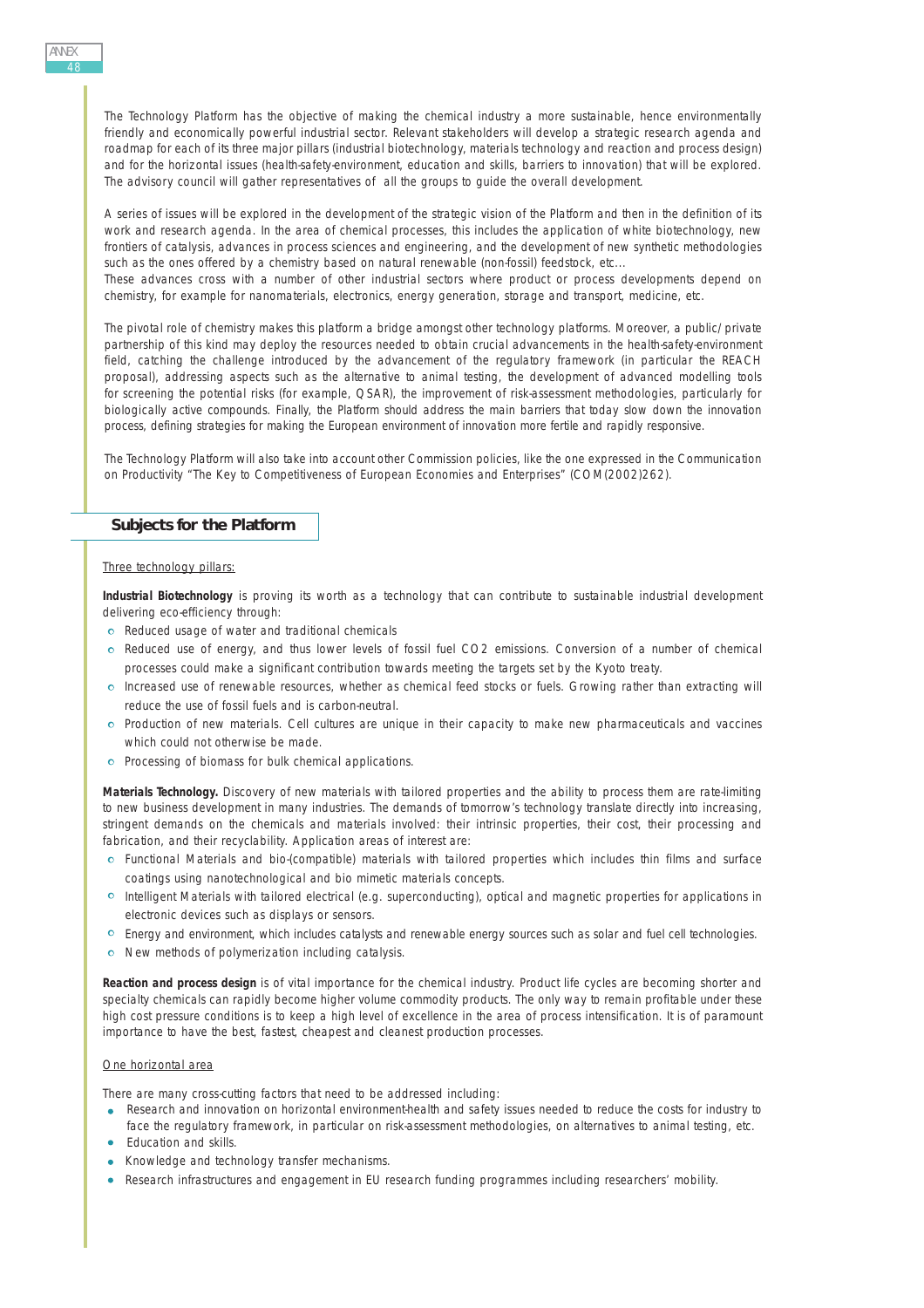The Technology Platform has the objective of making the chemical industry a more sustainable, hence environmentally friendly and economically powerful industrial sector. Relevant stakeholders will develop a strategic research agenda and roadmap for each of its three major pillars (industrial biotechnology, materials technology and reaction and process design) and for the horizontal issues (health-safety-environment, education and skills, barriers to innovation) that will be explored. The advisory council will gather representatives of all the groups to guide the overall development.

A series of issues will be explored in the development of the strategic vision of the Platform and then in the definition of its work and research agenda. In the area of chemical processes, this includes the application of white biotechnology, new frontiers of catalysis, advances in process sciences and engineering, and the development of new synthetic methodologies such as the ones offered by a chemistry based on natural renewable (non-fossil) feedstock, etc...

These advances cross with a number of other industrial sectors where product or process developments depend on chemistry, for example for nanomaterials, electronics, energy generation, storage and transport, medicine, etc.

The pivotal role of chemistry makes this platform a bridge amongst other technology platforms. Moreover, a public/private partnership of this kind may deploy the resources needed to obtain crucial advancements in the health-safety-environment field, catching the challenge introduced by the advancement of the regulatory framework (in particular the REACH proposal), addressing aspects such as the alternative to animal testing, the development of advanced modelling tools for screening the potential risks (for example, QSAR), the improvement of risk-assessment methodologies, particularly for biologically active compounds. Finally, the Platform should address the main barriers that today slow down the innovation process, defining strategies for making the European environment of innovation more fertile and rapidly responsive.

The Technology Platform will also take into account other Commission policies, like the one expressed in the Communication on Productivity "The Key to Competitiveness of European Economies and Enterprises" (COM(2002)262).

## Subjects for the Platform

Three technology pillars:

**Industrial Biotechnology** is proving its worth as a technology that can contribute to sustainable industrial development delivering eco-efficiency through:

- Reduced usage of water and traditional chemicals
- Reduced use of energy, and thus lower levels of fossil fuel $CO_2$ emissions. Conversion of a number of chemical processes could make a significant contribution towards meeting the targets set by the Kyoto treaty.
- Increased use of renewable resources, whether as chemical feed stocks or fuels. Growing rather than extracting will reduce the use of fossil fuels and is carbon-neutral.
- Production of new materials. Cell cultures are unique in their capacity to make new pharmaceuticals and vaccines which could not otherwise be made.
- Processing of biomass for bulk chemical applications.

**Materials Technology.** Discovery of new materials with tailored properties and the ability to process them are rate-limiting to new business development in many industries. The demands of tomorrow's technology translate directly into increasing, stringent demands on the chemicals and materials involved: their intrinsic properties, their cost, their processing and fabrication, and their recyclability. Application areas of interest are:

- Functional Materials and bio-(compatible) materials with tailored properties which includes thin films and surface coatings using nanotechnological and bio mimetic materials concepts.
- Intelligent Materials with tailored electrical (e.g. superconducting), optical and magnetic properties for applications in electronic devices such as displays or sensors.
- Energy and environment, which includes catalysts and renewable energy sources such as solar and fuel cell technologies.
- New methods of polymerization including catalysis.

**Reaction and process design** is of vital importance for the chemical industry. Product life cycles are becoming shorter and specialty chemicals can rapidly become higher volume commodity products. The only way to remain profitable under these high cost pressure conditions is to keep a high level of excellence in the area of process intensification. It is of paramount importance to have the best, fastest, cheapest and cleanest production processes.

One horizontal area

There are many cross-cutting factors that need to be addressed including:

- Research and innovation on horizontal environment-health and safety issues needed to reduce the costs for industry to face the regulatory framework, in particular on risk-assessment methodologies, on alternatives to animal testing, etc.
- Education and skills.
- Knowledge and technology transfer mechanisms.
- Research infrastructures and engagement in EU research funding programmes including researchers' mobility.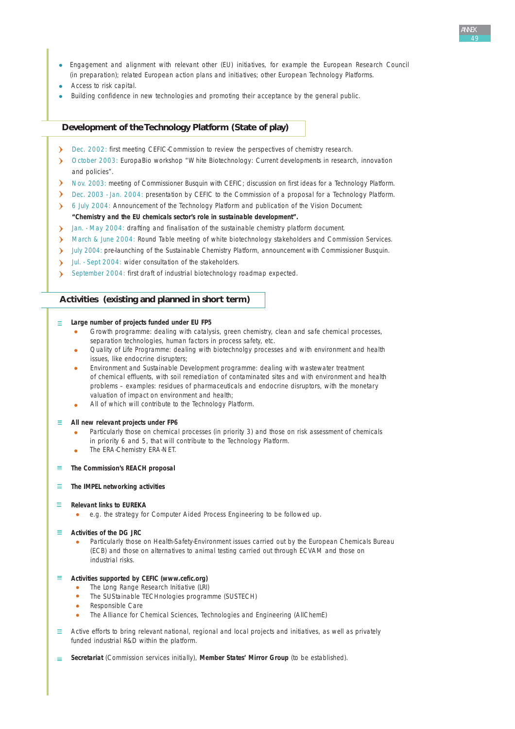- Engagement and alignment with relevant other (EU) initiatives, for example the European Research Council (in preparation); related European action plans and initiatives; other European Technology Platforms.
- Access to risk capital.
- Building confidence in new technologies and promoting their acceptance by the general public.

## Development of the Technology Platform (State of play)

- Dec. 2002: first meeting CEFIC-Commission to review the perspectives of chemistry research.
- October 2003: EuropaBio workshop "White Biotechnology: Current developments in research, innovation and policies".
- Nov. 2003: meeting of Commissioner Busquin with CEFIC; discussion on first ideas for a Technology Platform.
- Dec. 2003 - Jan. 2004: presentation by CEFIC to the Commission of a proposal for a Technology Platform.
- 6 July 2004: Announcement of the Technology Platform and publication of the Vision Document: **"Chemistry and the EU chemicals sector's role in sustainable development".**
- Jan. - May 2004: drafting and finalisation of the sustainable chemistry platform document.
- March & June 2004: Round Table meeting of white biotechnology stakeholders and Commission Services.
- July 2004: pre-launching of the Sustainable Chemistry Platform, announcement with Commissioner Busquin.
- Jul. - Sept 2004: wider consultation of the stakeholders.
- September 2004: first draft of industrial biotechnology roadmap expected.

## Activities (existing and planned in short term)

- **Large number of projects funded under EU FP5**
  - Growth programme: dealing with catalysis, green chemistry, clean and safe chemical processes, separation technologies, human factors in process safety, etc.
  - Quality of Life Programme: dealing with biotechnolgy processes and with environment and health issues, like endocrine disrupters;
  - Environment and Sustainable Development programme: dealing with wastewater treatment of chemical effluents, with soil remediation of contaminated sites and with environment and health problems – examples: residues of pharmaceuticals and endocrine disruptors, with the monetary valuation of impact on environment and health;
  - All of which will contribute to the Technology Platform.
- **All new relevant projects under FP6**
  - Particularly those on chemical processes (in priority 3) and those on risk assessment of chemicals in priority 6 and 5, that will contribute to the Technology Platform.
  - The ERA-Chemistry ERA-NET.
- **The Commission's REACH proposal**
- **The IMPEL networking activities**
- **Relevant links to EUREKA**
  - e.g. the strategy for Computer Aided Process Engineering to be followed up.
- **Activities of the DG JRC**
  - Particularly those on Health-Safety-Environment issues carried out by the European Chemicals Bureau (ECB) and those on alternatives to animal testing carried out through ECVAM and those on industrial risks.
- **Activities supported by CEFIC (www.cefic.org)**
  - The Long Range Research Initiative (LRI)
  - The SUStainable TECHnologies programme (SUSTECH)
  - Responsible Care
  - The Alliance for Chemical Sciences, Technologies and Engineering (AllChemE)
- Active efforts to bring relevant national, regional and local projects and initiatives, as well as privately funded industrial R&D within the platform.
- **Secretariat** (Commission services initially), **Member States' Mirror Group** (to be established).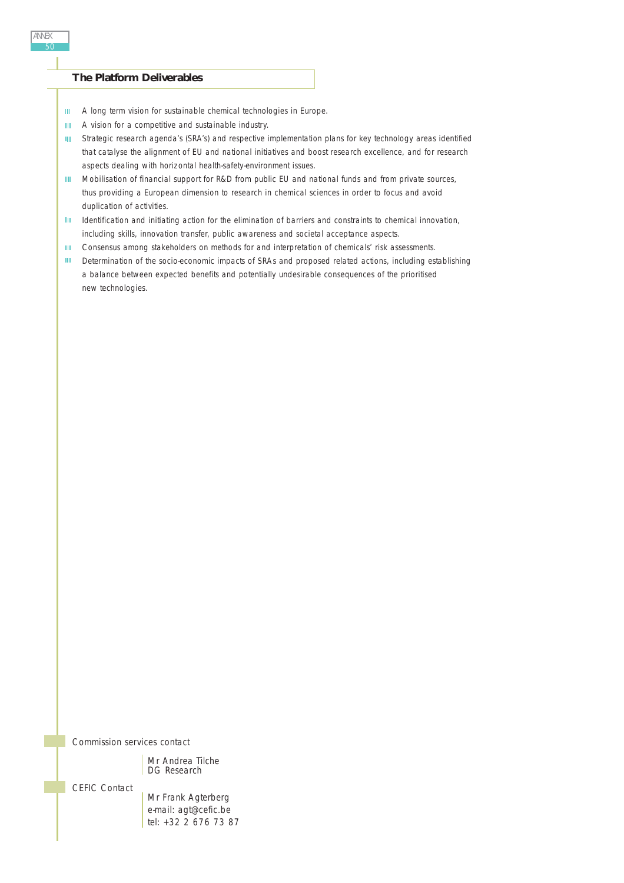## The Platform Deliverables

- A long term vision for sustainable chemical technologies in Europe.
- A vision for a competitive and sustainable industry.
- Strategic research agenda's (SRA's) and respective implementation plans for key technology areas identified that catalyse the alignment of EU and national initiatives and boost research excellence, and for research aspects dealing with horizontal health-safety-environment issues.
- Mobilisation of financial support for R&D from public EU and national funds and from private sources, thus providing a European dimension to research in chemical sciences in order to focus and avoid duplication of activities.
- Identification and initiating action for the elimination of barriers and constraints to chemical innovation, including skills, innovation transfer, public awareness and societal acceptance aspects.
- Consensus among stakeholders on methods for and interpretation of chemicals' risk assessments.
- Determination of the socio-economic impacts of SRAs and proposed related actions, including establishing a balance between expected benefits and potentially undesirable consequences of the prioritised new technologies.

Commission services contact

Mr Andrea Tilche
DG Research

CEFIC Contact

Mr Frank Agterberg
e-mail: agt@cefic.be
tel: +32 2 676 73 87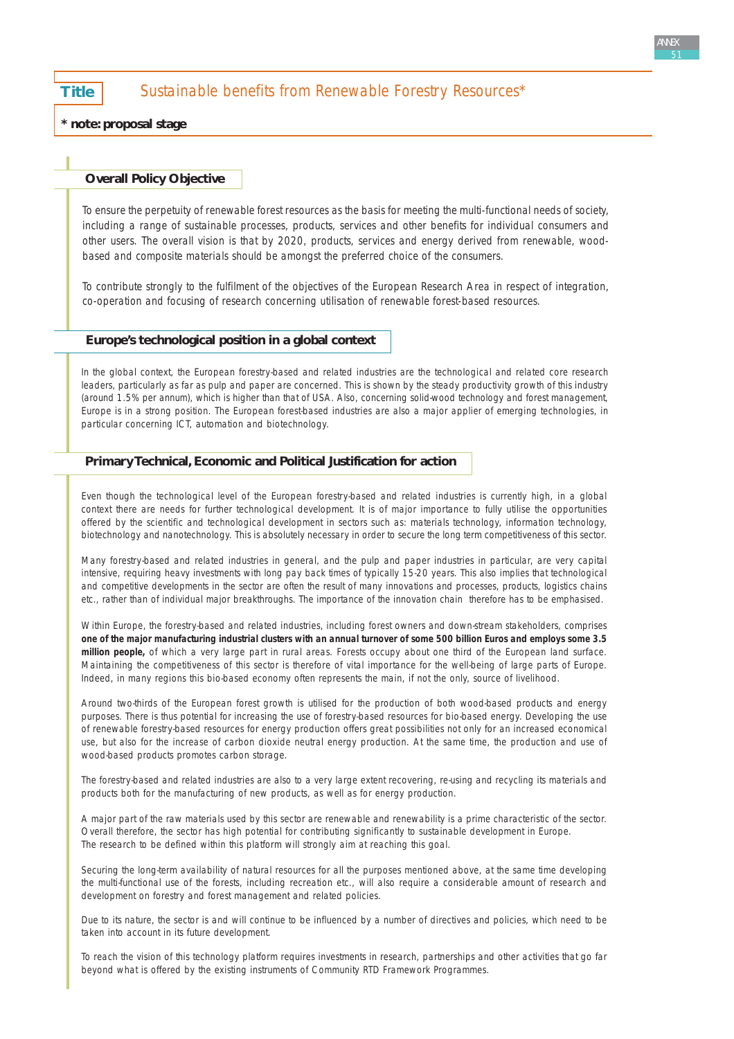**Title** Sustainable benefits from Renewable Forestry Resources*

**\* note: proposal stage**

## Overall Policy Objective

To ensure the perpetuity of renewable forest resources as the basis for meeting the multi-functional needs of society, including a range of sustainable processes, products, services and other benefits for individual consumers and other users. The overall vision is that by 2020, products, services and energy derived from renewable, wood-based and composite materials should be amongst the preferred choice of the consumers.

To contribute strongly to the fulfilment of the objectives of the European Research Area in respect of integration, co-operation and focusing of research concerning utilisation of renewable forest-based resources.

## Europe's technological position in a global context

In the global context, the European forestry-based and related industries are the technological and related core research leaders, particularly as far as pulp and paper are concerned. This is shown by the steady productivity growth of this industry (around 1.5% per annum), which is higher than that of USA. Also, concerning solid-wood technology and forest management, Europe is in a strong position. The European forest-based industries are also a major applier of emerging technologies, in particular concerning ICT, automation and biotechnology.

## Primary Technical, Economic and Political Justification for action

Even though the technological level of the European forestry-based and related industries is currently high, in a global context there are needs for further technological development. It is of major importance to fully utilise the opportunities offered by the scientific and technological development in sectors such as: materials technology, information technology, biotechnology and nanotechnology. This is absolutely necessary in order to secure the long term competitiveness of this sector.

Many forestry-based and related industries in general, and the pulp and paper industries in particular, are very capital intensive, requiring heavy investments with long pay back times of typically 15-20 years. This also implies that technological and competitive developments in the sector are often the result of many innovations and processes, products, logistics chains etc., rather than of individual major breakthroughs. The importance of the innovation chain therefore has to be emphasised.

Within Europe, the forestry-based and related industries, including forest owners and down-stream stakeholders, comprises **one of the major manufacturing industrial clusters with an annual turnover of some 500 billion Euros and employs some 3.5 million people,** of which a very large part in rural areas. Forests occupy about one third of the European land surface. Maintaining the competitiveness of this sector is therefore of vital importance for the well-being of large parts of Europe. Indeed, in many regions this bio-based economy often represents the main, if not the only, source of livelihood.

Around two-thirds of the European forest growth is utilised for the production of both wood-based products and energy purposes. There is thus potential for increasing the use of forestry-based resources for bio-based energy. Developing the use of renewable forestry-based resources for energy production offers great possibilities not only for an increased economical use, but also for the increase of carbon dioxide neutral energy production. At the same time, the production and use of wood-based products promotes carbon storage.

The forestry-based and related industries are also to a very large extent recovering, re-using and recycling its materials and products both for the manufacturing of new products, as well as for energy production.

A major part of the raw materials used by this sector are renewable and renewability is a prime characteristic of the sector. Overall therefore, the sector has high potential for contributing significantly to sustainable development in Europe. The research to be defined within this platform will strongly aim at reaching this goal.

Securing the long-term availability of natural resources for all the purposes mentioned above, at the same time developing the multi-functional use of the forests, including recreation etc., will also require a considerable amount of research and development on forestry and forest management and related policies.

Due to its nature, the sector is and will continue to be influenced by a number of directives and policies, which need to be taken into account in its future development.

To reach the vision of this technology platform requires investments in research, partnerships and other activities that go far beyond what is offered by the existing instruments of Community RTD Framework Programmes.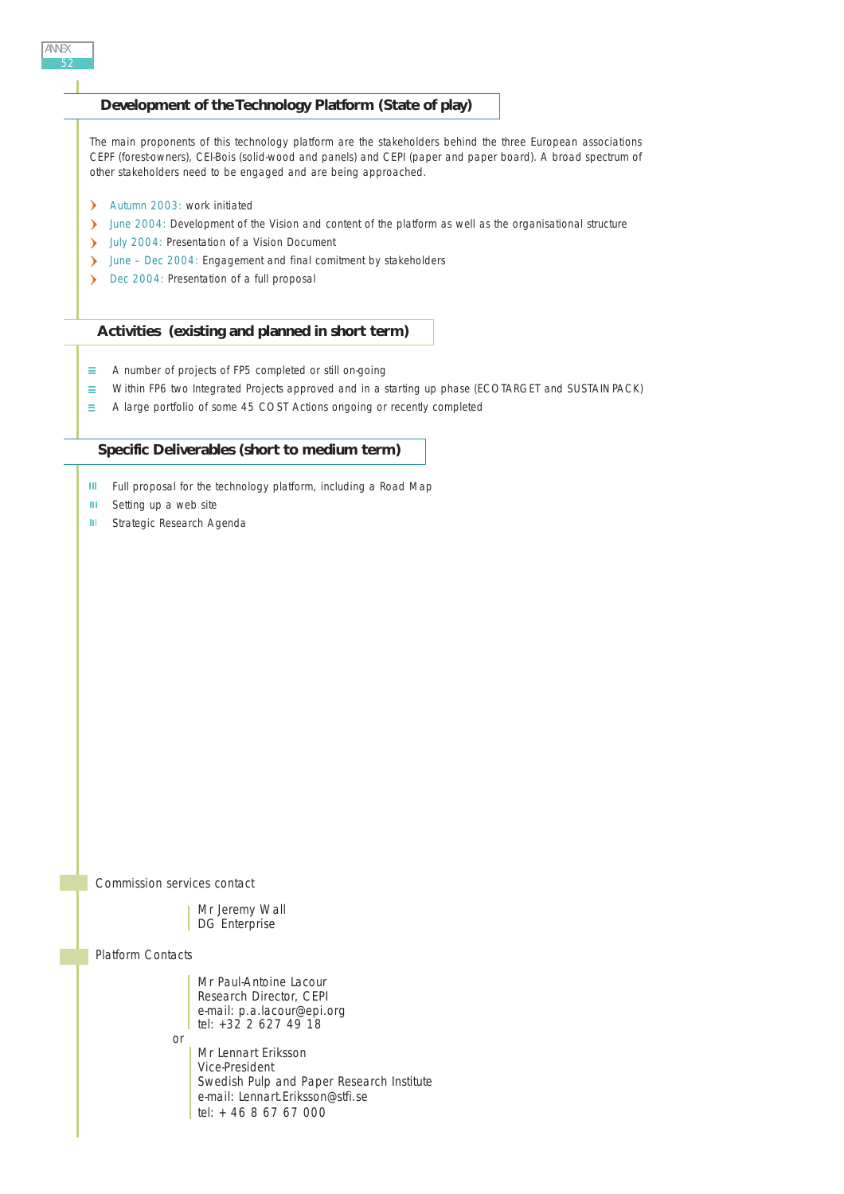## Development of the Technology Platform (State of play)

The main proponents of this technology platform are the stakeholders behind the three European associations CEPF (forest-owners), CEI-Bois (solid-wood and panels) and CEPI (paper and paper board). A broad spectrum of other stakeholders need to be engaged and are being approached.

- Autumn 2003: work initiated
- June 2004: Development of the Vision and content of the platform as well as the organisational structure
- July 2004: Presentation of a Vision Document
- June – Dec 2004: Engagement and final comitment by stakeholders
- Dec 2004: Presentation of a full proposal

## Activities (existing and planned in short term)

- A number of projects of FP5 completed or still on-going
- Within FP6 two Integrated Projects approved and in a starting up phase (ECOTARGET and SUSTAINPACK)
- A large portfolio of some 45 COST Actions ongoing or recently completed

## Specific Deliverables (short to medium term)

- Full proposal for the technology platform, including a Road Map
- Setting up a web site
- Strategic Research Agenda

Commission services contact

Mr Jeremy Wall
DG Enterprise

Platform Contacts

Mr Paul-Antoine Lacour
Research Director, CEPI
e-mail: p.a.lacour@epi.org
tel: +32 2 627 49 18

or

Mr Lennart Eriksson
Vice-President
Swedish Pulp and Paper Research Institute
e-mail: Lennart.Eriksson@stfi.se
tel: + 46 8 67 67 000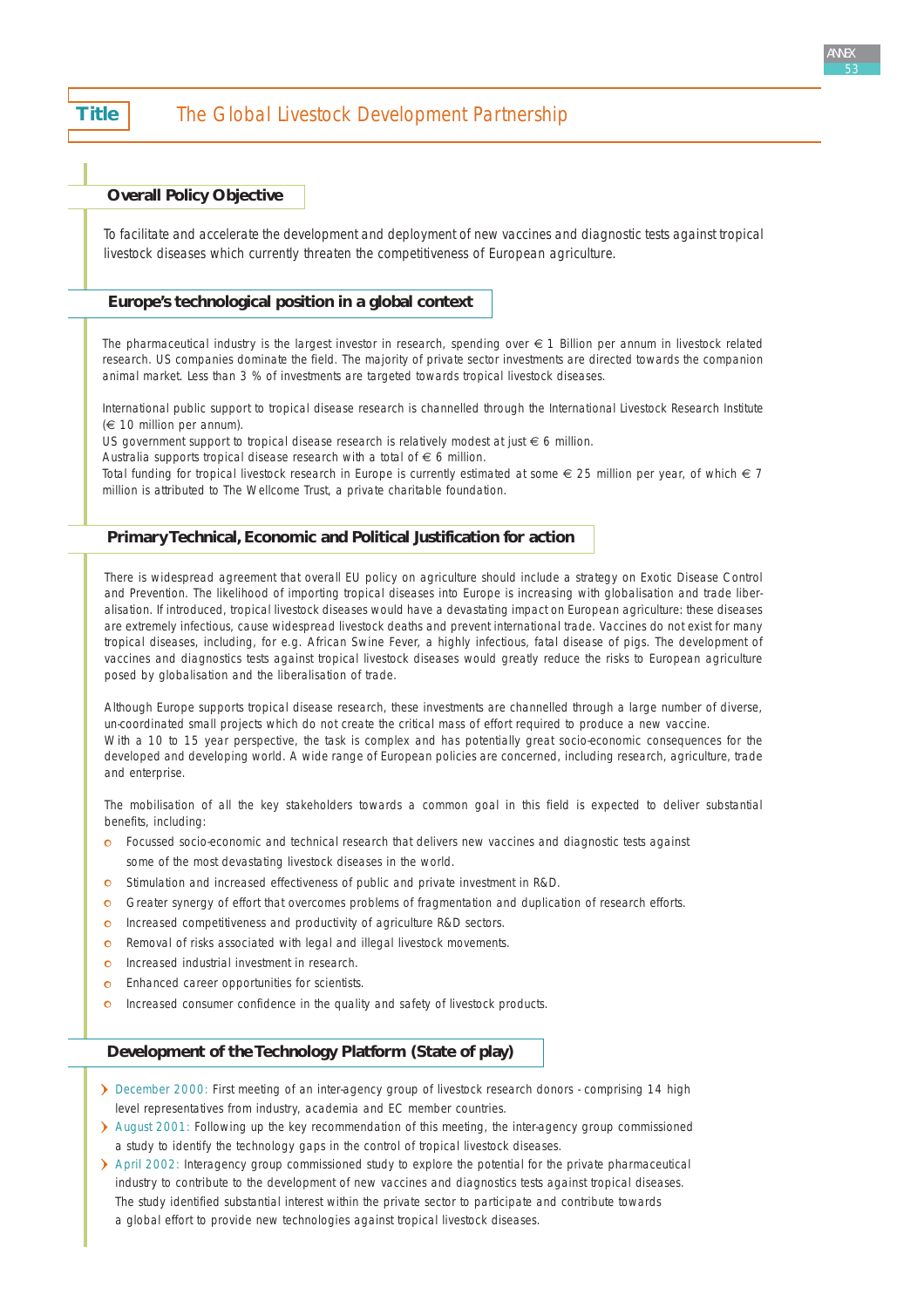# Title The Global Livestock Development Partnership

## Overall Policy Objective

To facilitate and accelerate the development and deployment of new vaccines and diagnostic tests against tropical livestock diseases which currently threaten the competitiveness of European agriculture.

## Europe's technological position in a global context

The pharmaceutical industry is the largest investor in research, spending over € 1 Billion per annum in livestock related research. US companies dominate the field. The majority of private sector investments are directed towards the companion animal market. Less than 3 % of investments are targeted towards tropical livestock diseases.

International public support to tropical disease research is channelled through the International Livestock Research Institute (€ 10 million per annum).
US government support to tropical disease research is relatively modest at just € 6 million.
Australia supports tropical disease research with a total of € 6 million.
Total funding for tropical livestock research in Europe is currently estimated at some € 25 million per year, of which € 7 million is attributed to The Wellcome Trust, a private charitable foundation.

## Primary Technical, Economic and Political Justification for action

There is widespread agreement that overall EU policy on agriculture should include a strategy on Exotic Disease Control and Prevention. The likelihood of importing tropical diseases into Europe is increasing with globalisation and trade liberalisation. If introduced, tropical livestock diseases would have a devastating impact on European agriculture: these diseases are extremely infectious, cause widespread livestock deaths and prevent international trade. Vaccines do not exist for many tropical diseases, including, for e.g. African Swine Fever, a highly infectious, fatal disease of pigs. The development of vaccines and diagnostics tests against tropical livestock diseases would greatly reduce the risks to European agriculture posed by globalisation and the liberalisation of trade.

Although Europe supports tropical disease research, these investments are channelled through a large number of diverse, un-coordinated small projects which do not create the critical mass of effort required to produce a new vaccine.
With a 10 to 15 year perspective, the task is complex and has potentially great socio-economic consequences for the developed and developing world. A wide range of European policies are concerned, including research, agriculture, trade and enterprise.

The mobilisation of all the key stakeholders towards a common goal in this field is expected to deliver substantial benefits, including:

- Focussed socio-economic and technical research that delivers new vaccines and diagnostic tests against some of the most devastating livestock diseases in the world.
- Stimulation and increased effectiveness of public and private investment in R&D.
- Greater synergy of effort that overcomes problems of fragmentation and duplication of research efforts.
- Increased competitiveness and productivity of agriculture R&D sectors.
- Removal of risks associated with legal and illegal livestock movements.
- Increased industrial investment in research.
- Enhanced career opportunities for scientists.
- Increased consumer confidence in the quality and safety of livestock products.

## Development of the Technology Platform (State of play)

- December 2000: First meeting of an inter-agency group of livestock research donors - comprising 14 high level representatives from industry, academia and EC member countries.
- August 2001: Following up the key recommendation of this meeting, the inter-agency group commissioned a study to identify the technology gaps in the control of tropical livestock diseases.
- April 2002: Interagency group commissioned study to explore the potential for the private pharmaceutical industry to contribute to the development of new vaccines and diagnostics tests against tropical diseases. The study identified substantial interest within the private sector to participate and contribute towards a global effort to provide new technologies against tropical livestock diseases.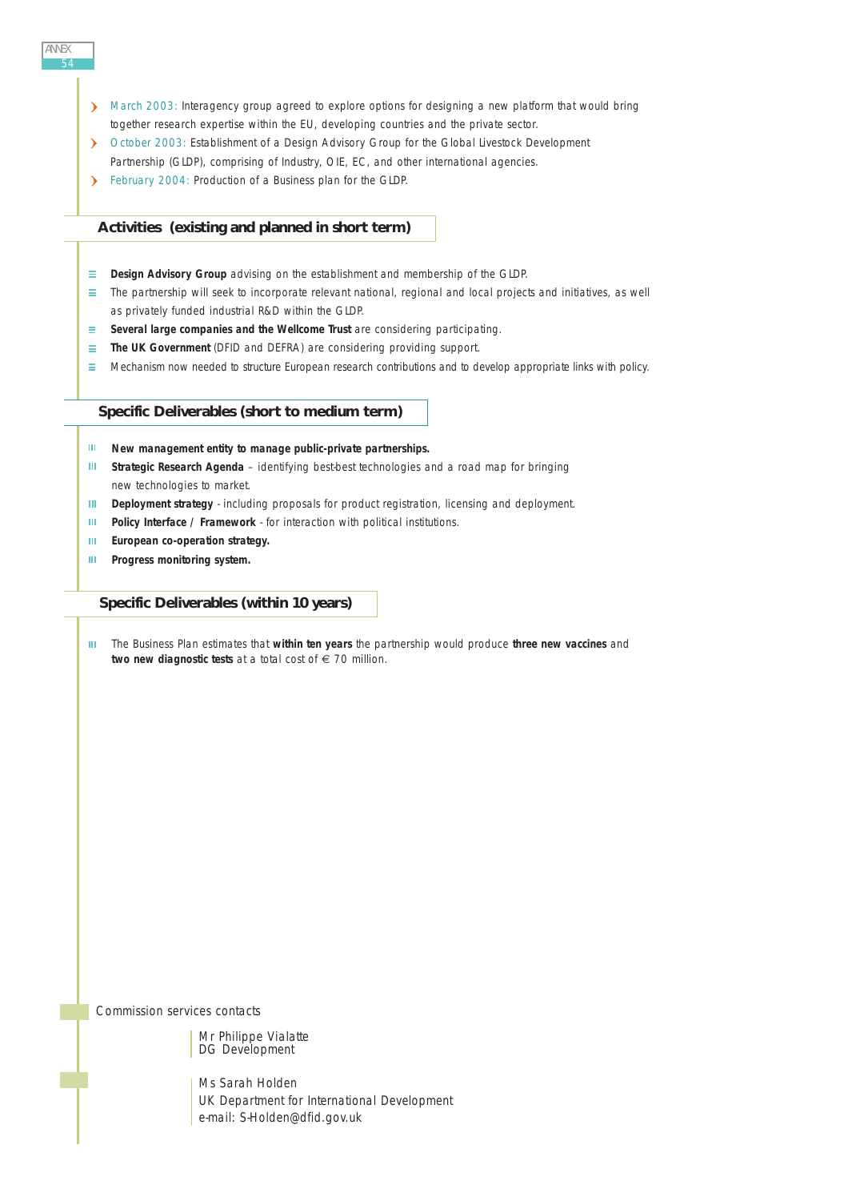- March 2003: Interagency group agreed to explore options for designing a new platform that would bring together research expertise within the EU, developing countries and the private sector.
- October 2003: Establishment of a Design Advisory Group for the Global Livestock Development Partnership (GLDP), comprising of Industry, OIE, EC, and other international agencies.
- February 2004: Production of a Business plan for the GLDP.

## Activities (existing and planned in short term)

- **Design Advisory Group** advising on the establishment and membership of the GLDP.
- The partnership will seek to incorporate relevant national, regional and local projects and initiatives, as well as privately funded industrial R&D within the GLDP.
- **Several large companies and the Wellcome Trust** are considering participating.
- **The UK Government** (DFID and DEFRA) are considering providing support.
- Mechanism now needed to structure European research contributions and to develop appropriate links with policy.

## Specific Deliverables (short to medium term)

- **New management entity to manage public-private partnerships.**
- **Strategic Research Agenda** – identifying best-best technologies and a road map for bringing new technologies to market.
- **Deployment strategy** - including proposals for product registration, licensing and deployment.
- **Policy Interface / Framework** - for interaction with political institutions.
- **European co-operation strategy.**
- **Progress monitoring system.**

## Specific Deliverables (within 10 years)

- The Business Plan estimates that **within ten years** the partnership would produce **three new vaccines** and **two new diagnostic tests** at a total cost of € 70 million.

Commission services contacts

Mr Philippe Vialatte
DG Development

Ms Sarah Holden
UK Department for International Development
e-mail: S-Holden@dfid.gov.uk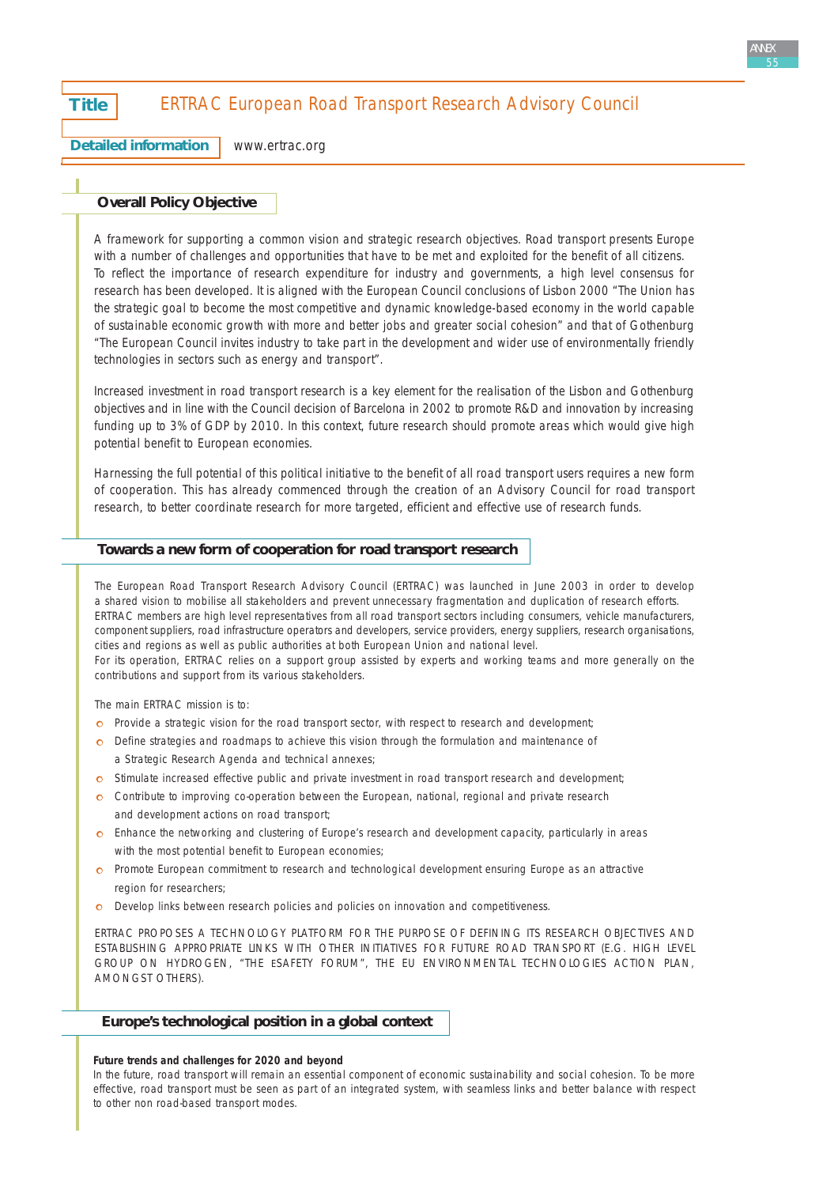**Title** ERTRAC European Road Transport Research Advisory Council

**Detailed information** www.ertrac.org

## Overall Policy Objective

A framework for supporting a common vision and strategic research objectives. Road transport presents Europe with a number of challenges and opportunities that have to be met and exploited for the benefit of all citizens. To reflect the importance of research expenditure for industry and governments, a high level consensus for research has been developed. It is aligned with the European Council conclusions of Lisbon 2000 "The Union has the strategic goal to become the most competitive and dynamic knowledge-based economy in the world capable of sustainable economic growth with more and better jobs and greater social cohesion" and that of Gothenburg "The European Council invites industry to take part in the development and wider use of environmentally friendly technologies in sectors such as energy and transport".

Increased investment in road transport research is a key element for the realisation of the Lisbon and Gothenburg objectives and in line with the Council decision of Barcelona in 2002 to promote R&D and innovation by increasing funding up to 3% of GDP by 2010. In this context, future research should promote areas which would give high potential benefit to European economies.

Harnessing the full potential of this political initiative to the benefit of all road transport users requires a new form of cooperation. This has already commenced through the creation of an Advisory Council for road transport research, to better coordinate research for more targeted, efficient and effective use of research funds.

## Towards a new form of cooperation for road transport research

The European Road Transport Research Advisory Council (ERTRAC) was launched in June 2003 in order to develop a shared vision to mobilise all stakeholders and prevent unnecessary fragmentation and duplication of research efforts. ERTRAC members are high level representatives from all road transport sectors including consumers, vehicle manufacturers, component suppliers, road infrastructure operators and developers, service providers, energy suppliers, research organisations, cities and regions as well as public authorities at both European Union and national level.
For its operation, ERTRAC relies on a support group assisted by experts and working teams and more generally on the contributions and support from its various stakeholders.

The main ERTRAC mission is to:

- Provide a strategic vision for the road transport sector, with respect to research and development;
- Define strategies and roadmaps to achieve this vision through the formulation and maintenance of a Strategic Research Agenda and technical annexes;
- Stimulate increased effective public and private investment in road transport research and development;
- Contribute to improving co-operation between the European, national, regional and private research and development actions on road transport;
- Enhance the networking and clustering of Europe's research and development capacity, particularly in areas with the most potential benefit to European economies;
- Promote European commitment to research and technological development ensuring Europe as an attractive region for researchers;
- Develop links between research policies and policies on innovation and competitiveness.

ERTRAC PROPOSES A TECHNOLOGY PLATFORM FOR THE PURPOSE OF DEFINING ITS RESEARCH OBJECTIVES AND ESTABLISHING APPROPRIATE LINKS WITH OTHER INITIATIVES FOR FUTURE ROAD TRANSPORT (E.G. HIGH LEVEL GROUP ON HYDROGEN, "THE ESAFETY FORUM", THE EU ENVIRONMENTAL TECHNOLOGIES ACTION PLAN, AMONGST OTHERS).

## Europe's technological position in a global context

**Future trends and challenges for 2020 and beyond**
In the future, road transport will remain an essential component of economic sustainability and social cohesion. To be more effective, road transport must be seen as part of an integrated system, with seamless links and better balance with respect to other non road-based transport modes.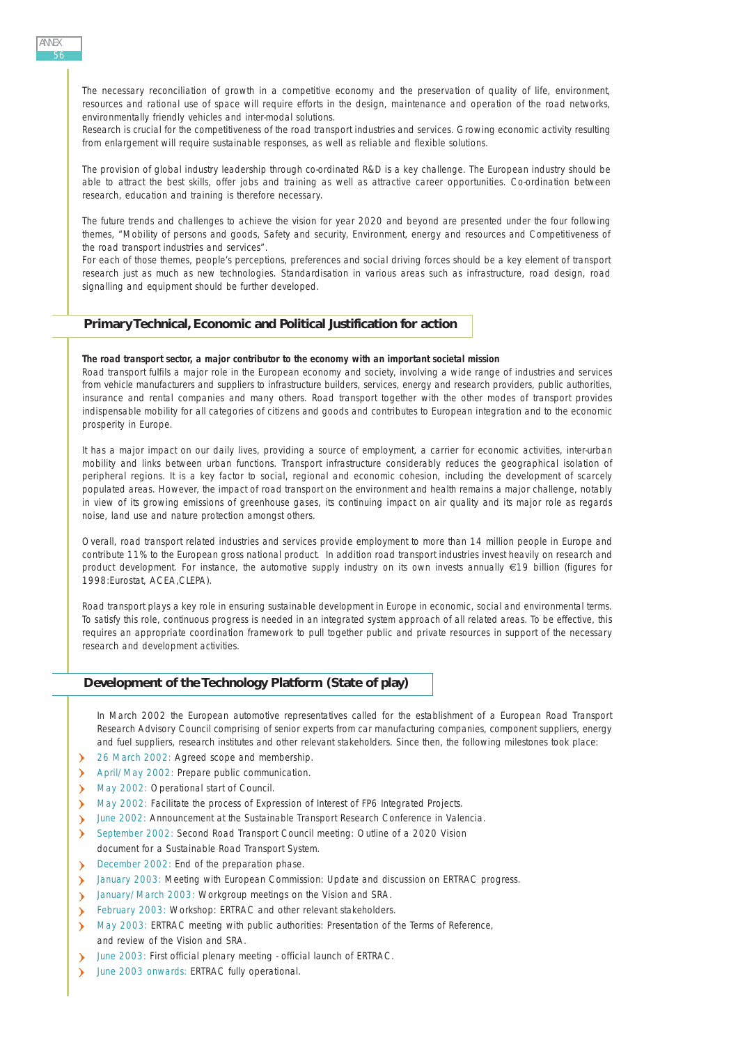The necessary reconciliation of growth in a competitive economy and the preservation of quality of life, environment, resources and rational use of space will require efforts in the design, maintenance and operation of the road networks, environmentally friendly vehicles and inter-modal solutions.
Research is crucial for the competitiveness of the road transport industries and services. Growing economic activity resulting from enlargement will require sustainable responses, as well as reliable and flexible solutions.

The provision of global industry leadership through co-ordinated R&D is a key challenge. The European industry should be able to attract the best skills, offer jobs and training as well as attractive career opportunities. Co-ordination between research, education and training is therefore necessary.

The future trends and challenges to achieve the vision for year 2020 and beyond are presented under the four following themes, "Mobility of persons and goods, Safety and security, Environment, energy and resources and Competitiveness of the road transport industries and services".
For each of those themes, people's perceptions, preferences and social driving forces should be a key element of transport research just as much as new technologies. Standardisation in various areas such as infrastructure, road design, road signalling and equipment should be further developed.

## Primary Technical, Economic and Political Justification for action

**The road transport sector, a major contributor to the economy with an important societal mission**

Road transport fulfils a major role in the European economy and society, involving a wide range of industries and services from vehicle manufacturers and suppliers to infrastructure builders, services, energy and research providers, public authorities, insurance and rental companies and many others. Road transport together with the other modes of transport provides indispensable mobility for all categories of citizens and goods and contributes to European integration and to the economic prosperity in Europe.

It has a major impact on our daily lives, providing a source of employment, a carrier for economic activities, inter-urban mobility and links between urban functions. Transport infrastructure considerably reduces the geographical isolation of peripheral regions. It is a key factor to social, regional and economic cohesion, including the development of scarcely populated areas. However, the impact of road transport on the environment and health remains a major challenge, notably in view of its growing emissions of greenhouse gases, its continuing impact on air quality and its major role as regards noise, land use and nature protection amongst others.

Overall, road transport related industries and services provide employment to more than 14 million people in Europe and contribute 11% to the European gross national product. In addition road transport industries invest heavily on research and product development. For instance, the automotive supply industry on its own invests annually €19 billion (figures for 1998:Eurostat, ACEA,CLEPA).

Road transport plays a key role in ensuring sustainable development in Europe in economic, social and environmental terms. To satisfy this role, continuous progress is needed in an integrated system approach of all related areas. To be effective, this requires an appropriate coordination framework to pull together public and private resources in support of the necessary research and development activities.

## Development of the Technology Platform (State of play)

In March 2002 the European automotive representatives called for the establishment of a European Road Transport Research Advisory Council comprising of senior experts from car manufacturing companies, component suppliers, energy and fuel suppliers, research institutes and other relevant stakeholders. Since then, the following milestones took place:

- 26 March 2002: Agreed scope and membership.
- April/May 2002: Prepare public communication.
- May 2002: Operational start of Council.
- May 2002: Facilitate the process of Expression of Interest of FP6 Integrated Projects.
- June 2002: Announcement at the Sustainable Transport Research Conference in Valencia.
- September 2002: Second Road Transport Council meeting: Outline of a 2020 Vision document for a Sustainable Road Transport System.
- December 2002: End of the preparation phase.
- January 2003: Meeting with European Commission: Update and discussion on ERTRAC progress.
- January/March 2003: Workgroup meetings on the Vision and SRA.
- February 2003: Workshop: ERTRAC and other relevant stakeholders.
- May 2003: ERTRAC meeting with public authorities: Presentation of the Terms of Reference, and review of the Vision and SRA.
- June 2003: First official plenary meeting - official launch of ERTRAC.
- June 2003 onwards: ERTRAC fully operational.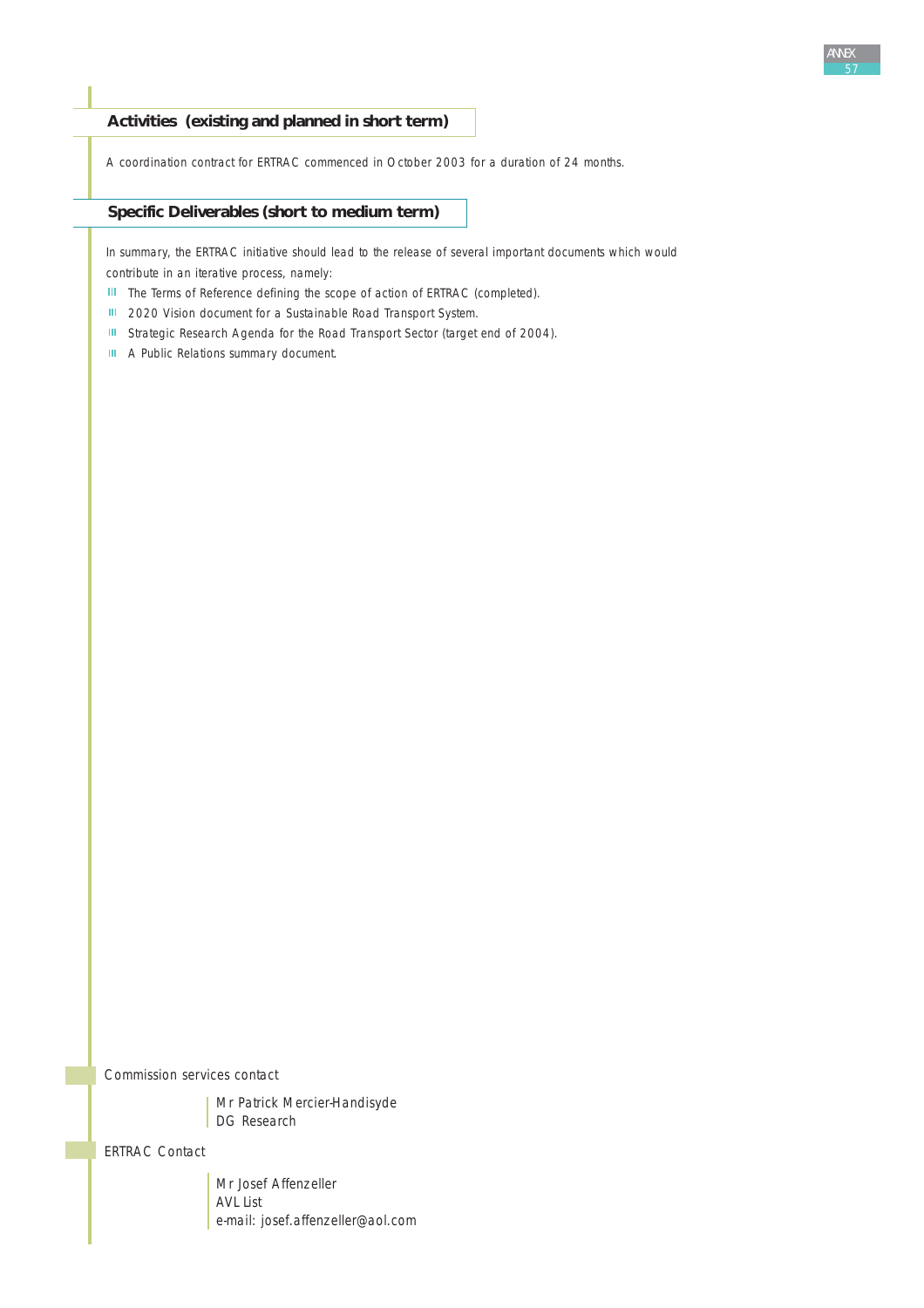## Activities (existing and planned in short term)

A coordination contract for ERTRAC commenced in October 2003 for a duration of 24 months.

## Specific Deliverables (short to medium term)

In summary, the ERTRAC initiative should lead to the release of several important documents which would contribute in an iterative process, namely:

- The Terms of Reference defining the scope of action of ERTRAC (completed).
- 2020 Vision document for a Sustainable Road Transport System.
- Strategic Research Agenda for the Road Transport Sector (target end of 2004).
- A Public Relations summary document.

Commission services contact

Mr Patrick Mercier-Handisyde
DG Research

ERTRAC Contact

Mr Josef Affenzeller
AVL List
e-mail: josef.affenzeller@aol.com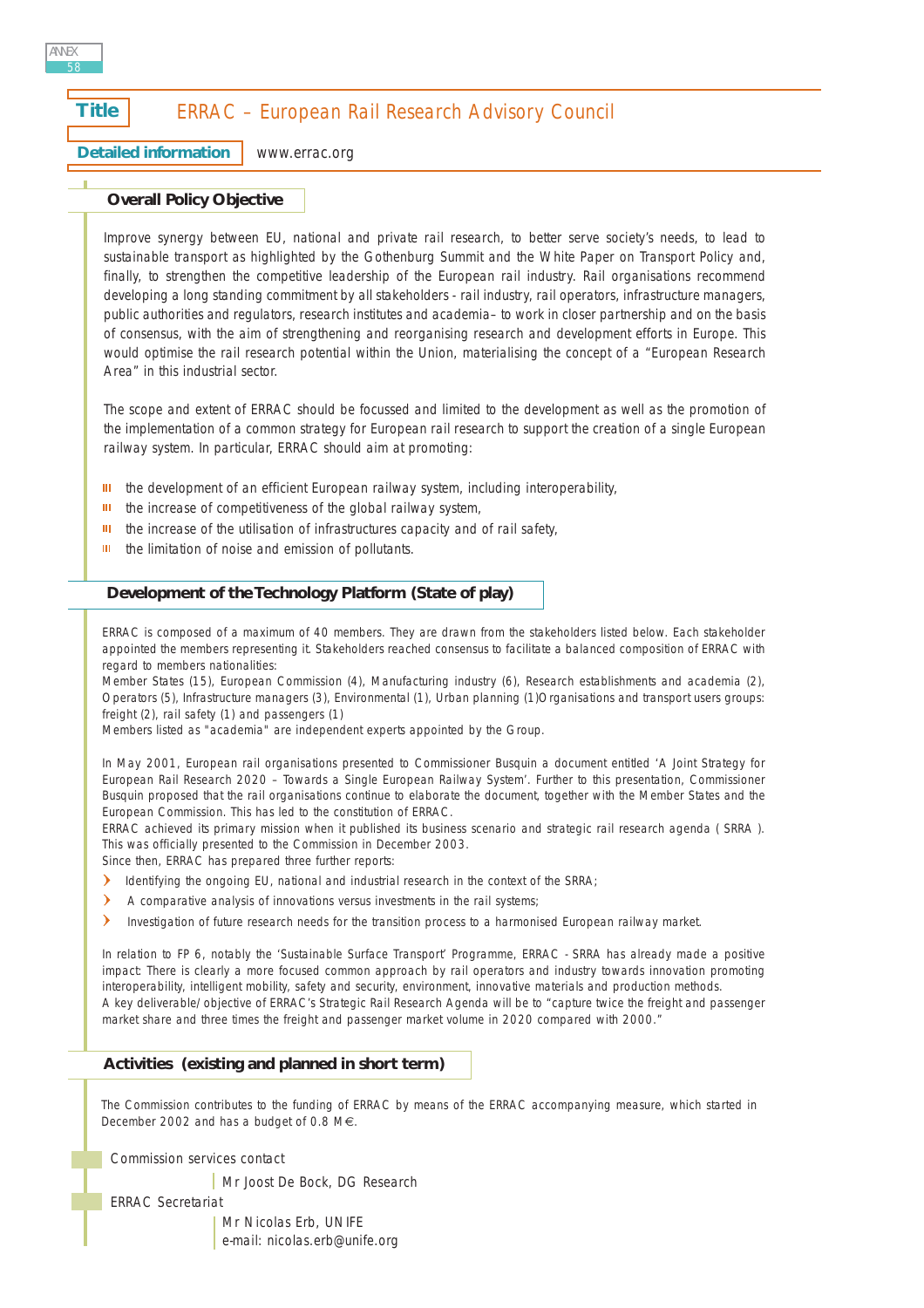**Title** ERRAC – European Rail Research Advisory Council

**Detailed information** www.errac.org

## Overall Policy Objective

Improve synergy between EU, national and private rail research, to better serve society's needs, to lead to sustainable transport as highlighted by the Gothenburg Summit and the White Paper on Transport Policy and, finally, to strengthen the competitive leadership of the European rail industry. Rail organisations recommend developing a long standing commitment by all stakeholders - rail industry, rail operators, infrastructure managers, public authorities and regulators, research institutes and academia– to work in closer partnership and on the basis of consensus, with the aim of strengthening and reorganising research and development efforts in Europe. This would optimise the rail research potential within the Union, materialising the concept of a "European Research Area" in this industrial sector.

The scope and extent of ERRAC should be focussed and limited to the development as well as the promotion of the implementation of a common strategy for European rail research to support the creation of a single European railway system. In particular, ERRAC should aim at promoting:

- the development of an efficient European railway system, including interoperability,
- the increase of competitiveness of the global railway system,
- the increase of the utilisation of infrastructures capacity and of rail safety,
- the limitation of noise and emission of pollutants.

## Development of the Technology Platform (State of play)

ERRAC is composed of a maximum of 40 members. They are drawn from the stakeholders listed below. Each stakeholder appointed the members representing it. Stakeholders reached consensus to facilitate a balanced composition of ERRAC with regard to members nationalities:
Member States (15), European Commission (4), Manufacturing industry (6), Research establishments and academia (2), Operators (5), Infrastructure managers (3), Environmental (1), Urban planning (1)Organisations and transport users groups: freight (2), rail safety (1) and passengers (1)
Members listed as "academia" are independent experts appointed by the Group.

In May 2001, European rail organisations presented to Commissioner Busquin a document entitled 'A Joint Strategy for European Rail Research 2020 – Towards a Single European Railway System'. Further to this presentation, Commissioner Busquin proposed that the rail organisations continue to elaborate the document, together with the Member States and the European Commission. This has led to the constitution of ERRAC.
ERRAC achieved its primary mission when it published its business scenario and strategic rail research agenda ( SRRA ). This was officially presented to the Commission in December 2003.
Since then, ERRAC has prepared three further reports:

- Identifying the ongoing EU, national and industrial research in the context of the SRRA;
- A comparative analysis of innovations versus investments in the rail systems;
- Investigation of future research needs for the transition process to a harmonised European railway market.

In relation to FP 6, notably the 'Sustainable Surface Transport' Programme, ERRAC - SRRA has already made a positive impact: There is clearly a more focused common approach by rail operators and industry towards innovation promoting interoperability, intelligent mobility, safety and security, environment, innovative materials and production methods.
A key deliverable/ objective of ERRAC's Strategic Rail Research Agenda will be to "capture twice the freight and passenger market share and three times the freight and passenger market volume in 2020 compared with 2000."

## Activities (existing and planned in short term)

The Commission contributes to the funding of ERRAC by means of the ERRAC accompanying measure, which started in December 2002 and has a budget of 0.8 M€.

Commission services contact

Mr Joost De Bock, DG Research

ERRAC Secretariat

Mr Nicolas Erb, UNIFE
e-mail: nicolas.erb@unife.org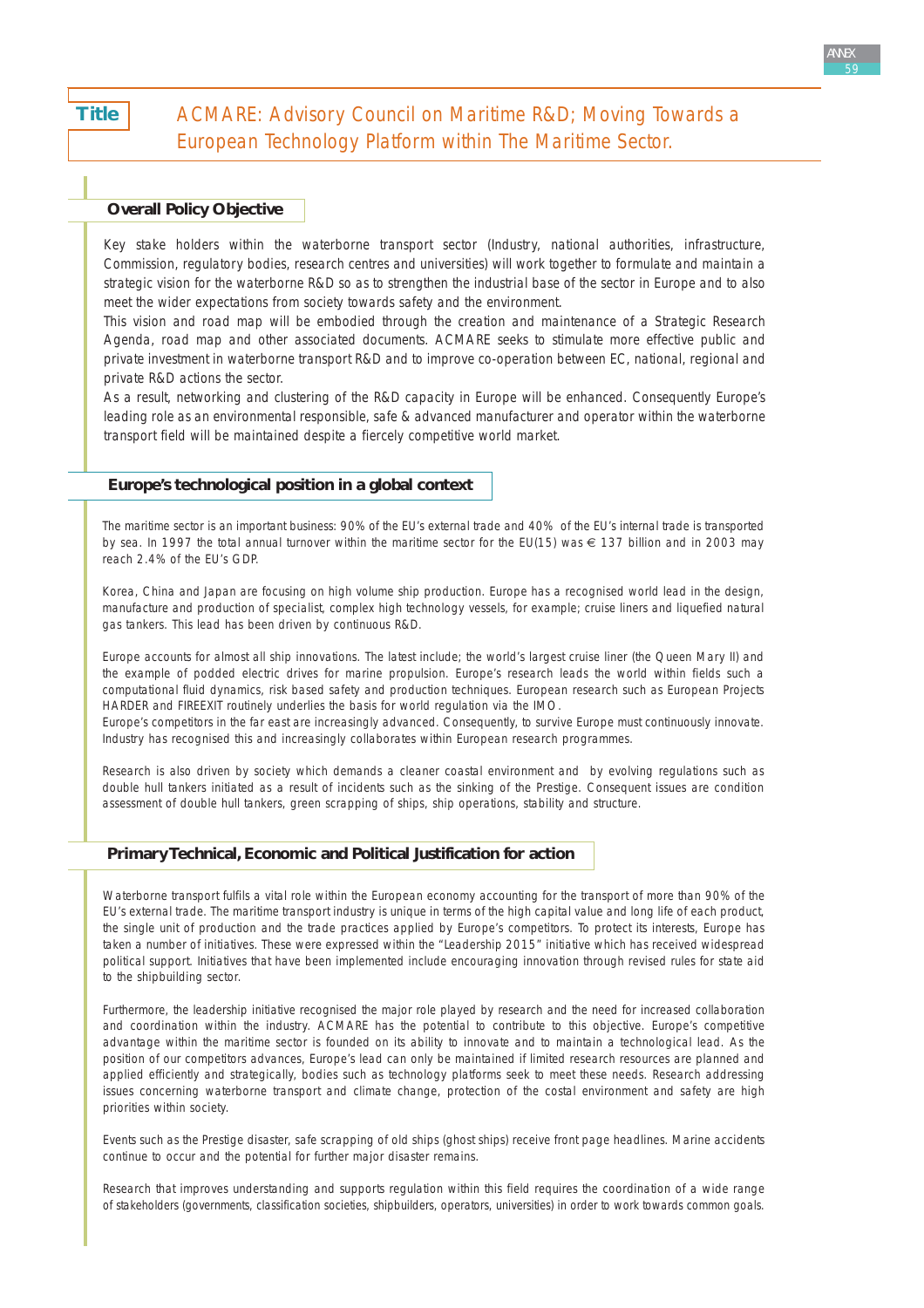## Title

ACMARE: Advisory Council on Maritime R&D; Moving Towards a European Technology Platform within The Maritime Sector.

### Overall Policy Objective

Key stake holders within the waterborne transport sector (Industry, national authorities, infrastructure, Commission, regulatory bodies, research centres and universities) will work together to formulate and maintain a strategic vision for the waterborne R&D so as to strengthen the industrial base of the sector in Europe and to also meet the wider expectations from society towards safety and the environment.

This vision and road map will be embodied through the creation and maintenance of a Strategic Research Agenda, road map and other associated documents. ACMARE seeks to stimulate more effective public and private investment in waterborne transport R&D and to improve co-operation between EC, national, regional and private R&D actions the sector.

As a result, networking and clustering of the R&D capacity in Europe will be enhanced. Consequently Europe's leading role as an environmental responsible, safe & advanced manufacturer and operator within the waterborne transport field will be maintained despite a fiercely competitive world market.

### Europe's technological position in a global context

The maritime sector is an important business: 90% of the EU's external trade and 40% of the EU's internal trade is transported by sea. In 1997 the total annual turnover within the maritime sector for the EU(15) was € 137 billion and in 2003 may reach 2.4% of the EU's GDP.

Korea, China and Japan are focusing on high volume ship production. Europe has a recognised world lead in the design, manufacture and production of specialist, complex high technology vessels, for example; cruise liners and liquefied natural gas tankers. This lead has been driven by continuous R&D.

Europe accounts for almost all ship innovations. The latest include; the world's largest cruise liner (the Queen Mary II) and the example of podded electric drives for marine propulsion. Europe's research leads the world within fields such a computational fluid dynamics, risk based safety and production techniques. European research such as European Projects HARDER and FIREEXIT routinely underlies the basis for world regulation via the IMO.

Europe's competitors in the far east are increasingly advanced. Consequently, to survive Europe must continuously innovate. Industry has recognised this and increasingly collaborates within European research programmes.

Research is also driven by society which demands a cleaner coastal environment and by evolving regulations such as double hull tankers initiated as a result of incidents such as the sinking of the Prestige. Consequent issues are condition assessment of double hull tankers, green scrapping of ships, ship operations, stability and structure.

### Primary Technical, Economic and Political Justification for action

Waterborne transport fulfils a vital role within the European economy accounting for the transport of more than 90% of the EU's external trade. The maritime transport industry is unique in terms of the high capital value and long life of each product, the single unit of production and the trade practices applied by Europe's competitors. To protect its interests, Europe has taken a number of initiatives. These were expressed within the "Leadership 2015" initiative which has received widespread political support. Initiatives that have been implemented include encouraging innovation through revised rules for state aid to the shipbuilding sector.

Furthermore, the leadership initiative recognised the major role played by research and the need for increased collaboration and coordination within the industry. ACMARE has the potential to contribute to this objective. Europe's competitive advantage within the maritime sector is founded on its ability to innovate and to maintain a technological lead. As the position of our competitors advances, Europe's lead can only be maintained if limited research resources are planned and applied efficiently and strategically, bodies such as technology platforms seek to meet these needs. Research addressing issues concerning waterborne transport and climate change, protection of the costal environment and safety are high priorities within society.

Events such as the Prestige disaster, safe scrapping of old ships (ghost ships) receive front page headlines. Marine accidents continue to occur and the potential for further major disaster remains.

Research that improves understanding and supports regulation within this field requires the coordination of a wide range of stakeholders (governments, classification societies, shipbuilders, operators, universities) in order to work towards common goals.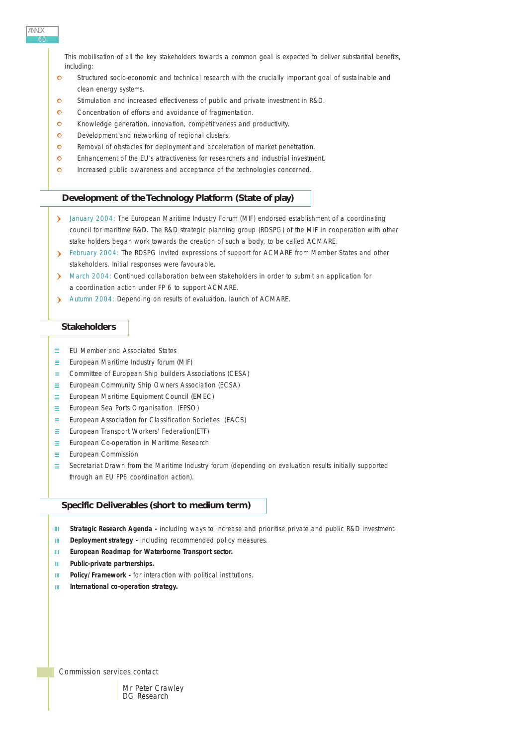This mobilisation of all the key stakeholders towards a common goal is expected to deliver substantial benefits, including:

- Structured socio-economic and technical research with the crucially important goal of sustainable and clean energy systems.
- Stimulation and increased effectiveness of public and private investment in R&D.
- Concentration of efforts and avoidance of fragmentation.
- Knowledge generation, innovation, competitiveness and productivity.
- Development and networking of regional clusters.
- Removal of obstacles for deployment and acceleration of market penetration.
- Enhancement of the EU's attractiveness for researchers and industrial investment.
- Increased public awareness and acceptance of the technologies concerned.

## Development of the Technology Platform (State of play)

- January 2004: The European Maritime Industry Forum (MIF) endorsed establishment of a coordinating council for maritime R&D. The R&D strategic planning group (RDSPG) of the MIF in cooperation with other stake holders began work towards the creation of such a body, to be called ACMARE.
- February 2004: The RDSPG invited expressions of support for ACMARE from Member States and other stakeholders. Initial responses were favourable.
- March 2004: Continued collaboration between stakeholders in order to submit an application for a coordination action under FP 6 to support ACMARE.
- Autumn 2004: Depending on results of evaluation, launch of ACMARE.

## Stakeholders

- EU Member and Associated States
- European Maritime Industry forum (MIF)
- Committee of European Ship builders Associations (CESA)
- European Community Ship Owners Association (ECSA)
- European Maritime Equipment Council (EMEC)
- European Sea Ports Organisation (EPSO)
- European Association for Classification Societies (EACS)
- European Transport Workers' Federation(ETF)
- European Co-operation in Maritime Research
- European Commission
- Secretariat Drawn from the Maritime Industry forum (depending on evaluation results initially supported through an EU FP6 coordination action).

## Specific Deliverables (short to medium term)

- **Strategic Research Agenda -** including ways to increase and prioritise private and public R&D investment.
- **Deployment strategy -** including recommended policy measures.
- **European Roadmap for Waterborne Transport sector.**
- **Public-private partnerships.**
- **Policy/Framework -** for interaction with political institutions.
- **International co-operation strategy.**

Commission services contact

Mr Peter Crawley
DG Research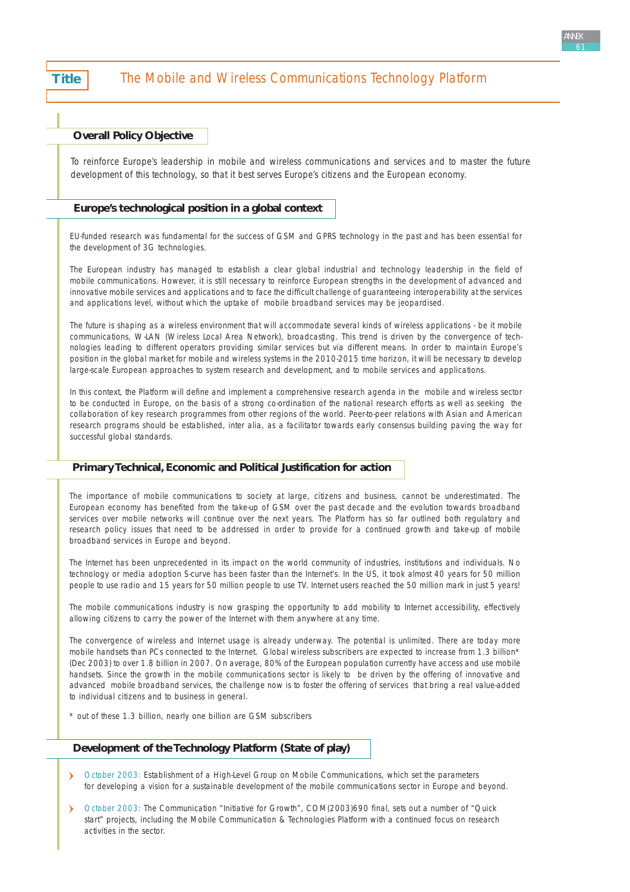# Title The Mobile and Wireless Communications Technology Platform

## Overall Policy Objective

To reinforce Europe's leadership in mobile and wireless communications and services and to master the future development of this technology, so that it best serves Europe's citizens and the European economy.

## Europe's technological position in a global context

EU-funded research was fundamental for the success of GSM and GPRS technology in the past and has been essential for the development of 3G technologies.

The European industry has managed to establish a clear global industrial and technology leadership in the field of mobile communications. However, it is still necessary to reinforce European strengths in the development of advanced and innovative mobile services and applications and to face the difficult challenge of guaranteeing interoperability at the services and applications level, without which the uptake of mobile broadband services may be jeopardised.

The future is shaping as a wireless environment that will accommodate several kinds of wireless applications - be it mobile communications, W-LAN (Wireless Local Area Network), broadcasting. This trend is driven by the convergence of technologies leading to different operators providing similar services but via different means. In order to maintain Europe's position in the global market for mobile and wireless systems in the 2010-2015 time horizon, it will be necessary to develop large-scale European approaches to system research and development, and to mobile services and applications.

In this context, the Platform will define and implement a comprehensive research agenda in the mobile and wireless sector to be conducted in Europe, on the basis of a strong co-ordination of the national research efforts as well as seeking the collaboration of key research programmes from other regions of the world. Peer-to-peer relations with Asian and American research programs should be established, inter alia, as a facilitator towards early consensus building paving the way for successful global standards.

## Primary Technical, Economic and Political Justification for action

The importance of mobile communications to society at large, citizens and business, cannot be underestimated. The European economy has benefited from the take-up of GSM over the past decade and the evolution towards broadband services over mobile networks will continue over the next years. The Platform has so far outlined both regulatory and research policy issues that need to be addressed in order to provide for a continued growth and take-up of mobile broadband services in Europe and beyond.

The Internet has been unprecedented in its impact on the world community of industries, institutions and individuals. No technology or media adoption S-curve has been faster than the Internet's. In the US, it took almost 40 years for 50 million people to use radio and 15 years for 50 million people to use TV. Internet users reached the 50 million mark in just 5 years!

The mobile communications industry is now grasping the opportunity to add mobility to Internet accessibility, effectively allowing citizens to carry the power of the Internet with them anywhere at any time.

The convergence of wireless and Internet usage is already underway. The potential is unlimited. There are today more mobile handsets than PCs connected to the Internet. Global wireless subscribers are expected to increase from 1.3 billion* (Dec 2003) to over 1.8 billion in 2007. On average, 80% of the European population currently have access and use mobile handsets. Since the growth in the mobile communications sector is likely to be driven by the offering of innovative and advanced mobile broadband services, the challenge now is to foster the offering of services that bring a real value-added to individual citizens and to business in general.

\* out of these 1.3 billion, nearly one billion are GSM subscribers

## Development of the Technology Platform (State of play)

- October 2003: Establishment of a High-Level Group on Mobile Communications, which set the parameters for developing a vision for a sustainable development of the mobile communications sector in Europe and beyond.
- October 2003: The Communication "Initiative for Growth", COM(2003)690 final, sets out a number of "Quick start" projects, including the Mobile Communication & Technologies Platform with a continued focus on research activities in the sector.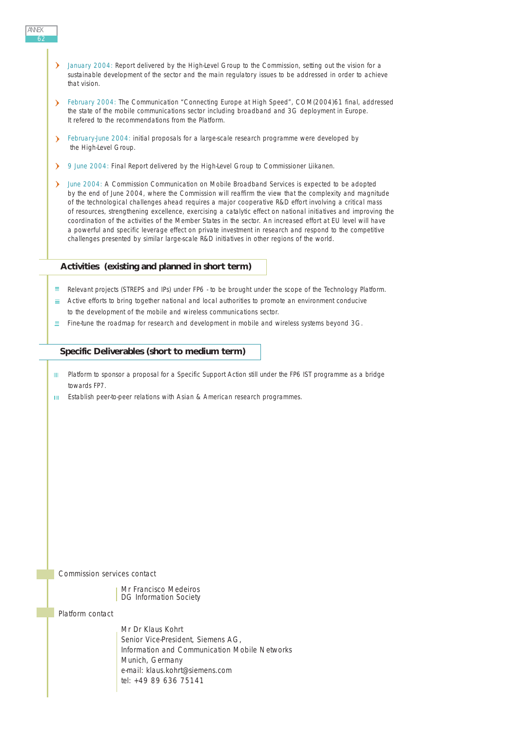- January 2004: Report delivered by the High-Level Group to the Commission, setting out the vision for a sustainable development of the sector and the main regulatory issues to be addressed in order to achieve that vision.
- February 2004: The Communication "Connecting Europe at High Speed", COM(2004)61 final, addressed the state of the mobile communications sector including broadband and 3G deployment in Europe. It refered to the recommendations from the Platform.
- February-June 2004: initial proposals for a large-scale research programme were developed by the High-Level Group.
- 9 June 2004: Final Report delivered by the High-Level Group to Commissioner Liikanen.
- June 2004: A Commission Communication on Mobile Broadband Services is expected to be adopted by the end of June 2004, where the Commission will reaffirm the view that the complexity and magnitude of the technological challenges ahead requires a major cooperative R&D effort involving a critical mass of resources, strengthening excellence, exercising a catalytic effect on national initiatives and improving the coordination of the activities of the Member States in the sector. An increased effort at EU level will have a powerful and specific leverage effect on private investment in research and respond to the competitive challenges presented by similar large-scale R&D initiatives in other regions of the world.

## Activities (existing and planned in short term)

- Relevant projects (STREPS and IPs) under FP6 - to be brought under the scope of the Technology Platform.
- Active efforts to bring together national and local authorities to promote an environment conducive to the development of the mobile and wireless communications sector.
- Fine-tune the roadmap for research and development in mobile and wireless systems beyond 3G.

## Specific Deliverables (short to medium term)

- Platform to sponsor a proposal for a Specific Support Action still under the FP6 IST programme as a bridge towards FP7.
- Establish peer-to-peer relations with Asian & American research programmes.

Commission services contact

Mr Francisco Medeiros
DG Information Society

Platform contact

Mr Dr Klaus Kohrt
Senior Vice-President, Siemens AG,
Information and Communication Mobile Networks
Munich, Germany
e-mail: klaus.kohrt@siemens.com
tel: +49 89 636 75141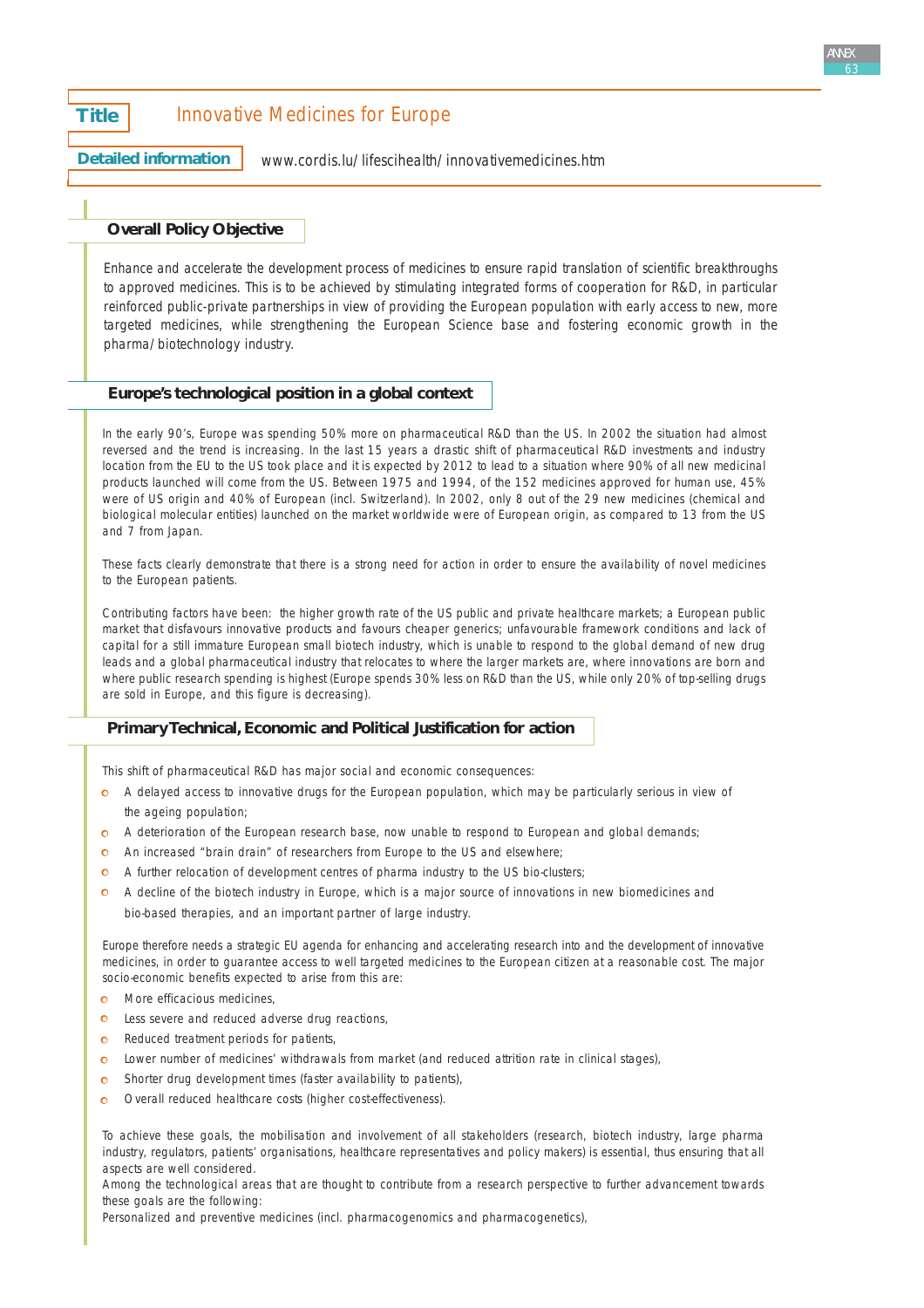**Title** Innovative Medicines for Europe

**Detailed information** www.cordis.lu/lifescihealth/innovativemedicines.htm

### Overall Policy Objective

Enhance and accelerate the development process of medicines to ensure rapid translation of scientific breakthroughs to approved medicines. This is to be achieved by stimulating integrated forms of cooperation for R&D, in particular reinforced public-private partnerships in view of providing the European population with early access to new, more targeted medicines, while strengthening the European Science base and fostering economic growth in the pharma/biotechnology industry.

### Europe's technological position in a global context

In the early 90's, Europe was spending 50% more on pharmaceutical R&D than the US. In 2002 the situation had almost reversed and the trend is increasing. In the last 15 years a drastic shift of pharmaceutical R&D investments and industry location from the EU to the US took place and it is expected by 2012 to lead to a situation where 90% of all new medicinal products launched will come from the US. Between 1975 and 1994, of the 152 medicines approved for human use, 45% were of US origin and 40% of European (incl. Switzerland). In 2002, only 8 out of the 29 new medicines (chemical and biological molecular entities) launched on the market worldwide were of European origin, as compared to 13 from the US and 7 from Japan.

These facts clearly demonstrate that there is a strong need for action in order to ensure the availability of novel medicines to the European patients.

Contributing factors have been: the higher growth rate of the US public and private healthcare markets; a European public market that disfavours innovative products and favours cheaper generics; unfavourable framework conditions and lack of capital for a still immature European small biotech industry, which is unable to respond to the global demand of new drug leads and a global pharmaceutical industry that relocates to where the larger markets are, where innovations are born and where public research spending is highest (Europe spends 30% less on R&D than the US, while only 20% of top-selling drugs are sold in Europe, and this figure is decreasing).

### Primary Technical, Economic and Political Justification for action

This shift of pharmaceutical R&D has major social and economic consequences:

- A delayed access to innovative drugs for the European population, which may be particularly serious in view of the ageing population;
- A deterioration of the European research base, now unable to respond to European and global demands;
- An increased "brain drain" of researchers from Europe to the US and elsewhere;
- A further relocation of development centres of pharma industry to the US bio-clusters;
- A decline of the biotech industry in Europe, which is a major source of innovations in new biomedicines and bio-based therapies, and an important partner of large industry.

Europe therefore needs a strategic EU agenda for enhancing and accelerating research into and the development of innovative medicines, in order to guarantee access to well targeted medicines to the European citizen at a reasonable cost. The major socio-economic benefits expected to arise from this are:

- More efficacious medicines,
- Less severe and reduced adverse drug reactions,
- Reduced treatment periods for patients,
- Lower number of medicines' withdrawals from market (and reduced attrition rate in clinical stages),
- Shorter drug development times (faster availability to patients),
- Overall reduced healthcare costs (higher cost-effectiveness).

To achieve these goals, the mobilisation and involvement of all stakeholders (research, biotech industry, large pharma industry, regulators, patients' organisations, healthcare representatives and policy makers) is essential, thus ensuring that all aspects are well considered.

Among the technological areas that are thought to contribute from a research perspective to further advancement towards these goals are the following:

Personalized and preventive medicines (incl. pharmacogenomics and pharmacogenetics),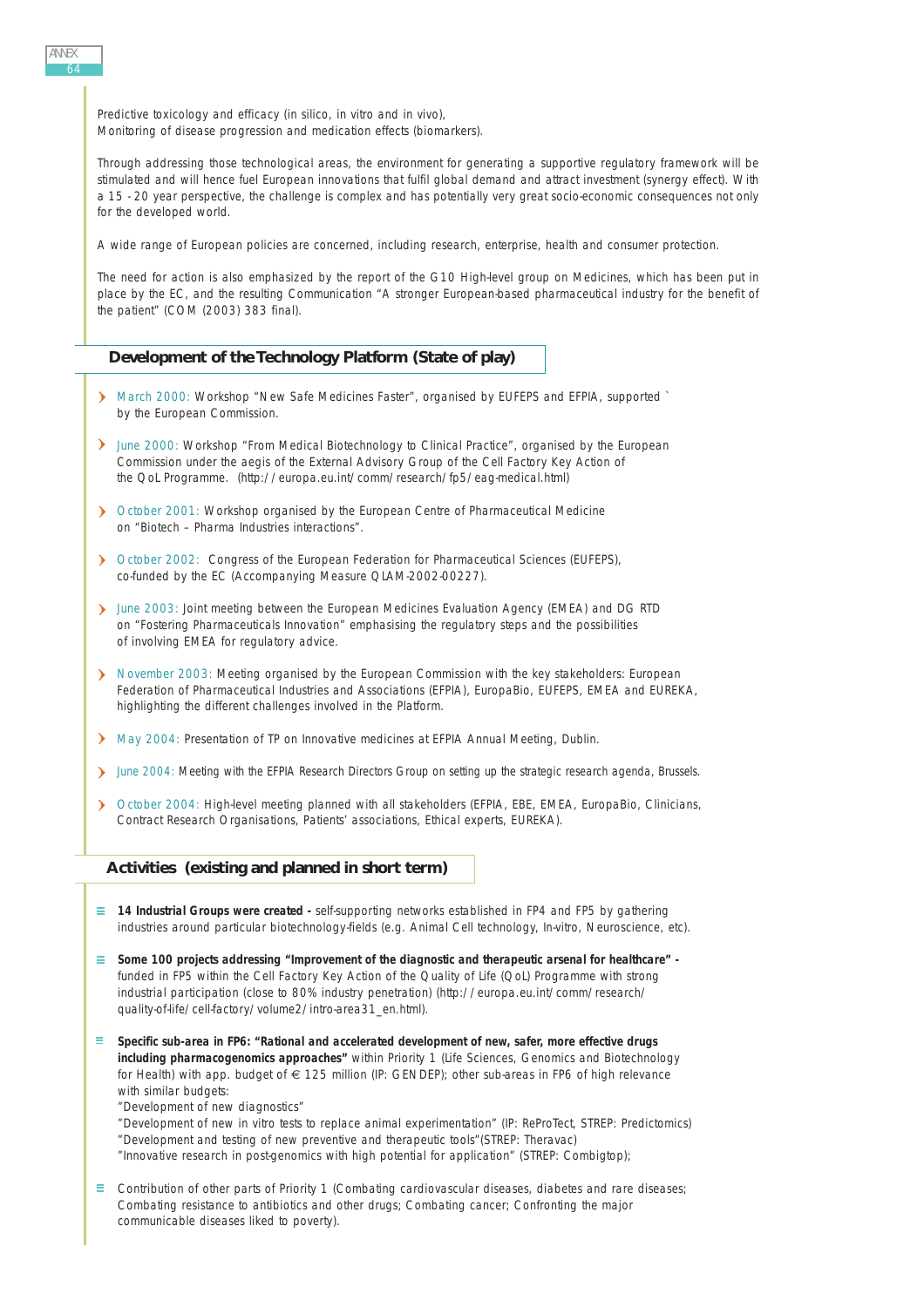Predictive toxicology and efficacy (in silico, in vitro and in vivo),
Monitoring of disease progression and medication effects (biomarkers).

Through addressing those technological areas, the environment for generating a supportive regulatory framework will be stimulated and will hence fuel European innovations that fulfil global demand and attract investment (synergy effect). With a 15 - 20 year perspective, the challenge is complex and has potentially very great socio-economic consequences not only for the developed world.

A wide range of European policies are concerned, including research, enterprise, health and consumer protection.

The need for action is also emphasized by the report of the G10 High-level group on Medicines, which has been put in place by the EC, and the resulting Communication "A stronger European-based pharmaceutical industry for the benefit of the patient" (COM (2003) 383 final).

## Development of the Technology Platform (State of play)

- March 2000: Workshop "New Safe Medicines Faster", organised by EUFEPS and EFPIA, supported ` by the European Commission.
- June 2000: Workshop "From Medical Biotechnology to Clinical Practice", organised by the European Commission under the aegis of the External Advisory Group of the Cell Factory Key Action of the QoL Programme. (http://europa.eu.int/comm/research/fp5/eag-medical.html)
- October 2001: Workshop organised by the European Centre of Pharmaceutical Medicine on "Biotech – Pharma Industries interactions".
- October 2002: Congress of the European Federation for Pharmaceutical Sciences (EUFEPS), co-funded by the EC (Accompanying Measure QLAM-2002-00227).
- June 2003: Joint meeting between the European Medicines Evaluation Agency (EMEA) and DG RTD on "Fostering Pharmaceuticals Innovation" emphasising the regulatory steps and the possibilities of involving EMEA for regulatory advice.
- November 2003: Meeting organised by the European Commission with the key stakeholders: European Federation of Pharmaceutical Industries and Associations (EFPIA), EuropaBio, EUFEPS, EMEA and EUREKA, highlighting the different challenges involved in the Platform.
- May 2004: Presentation of TP on Innovative medicines at EFPIA Annual Meeting, Dublin.
- June 2004: Meeting with the EFPIA Research Directors Group on setting up the strategic research agenda, Brussels.
- October 2004: High-level meeting planned with all stakeholders (EFPIA, EBE, EMEA, EuropaBio, Clinicians, Contract Research Organisations, Patients' associations, Ethical experts, EUREKA).

## Activities (existing and planned in short term)

- **14 Industrial Groups were created -** self-supporting networks established in FP4 and FP5 by gathering industries around particular biotechnology-fields (e.g. Animal Cell technology, In-vitro, Neuroscience, etc).
- **Some 100 projects addressing "Improvement of the diagnostic and therapeutic arsenal for healthcare" -** funded in FP5 within the Cell Factory Key Action of the Quality of Life (QoL) Programme with strong industrial participation (close to 80% industry penetration) (http://europa.eu.int/comm/research/quality-of-life/cell-factory/volume2/intro-area31_en.html).
- **Specific sub-area in FP6: "Rational and accelerated development of new, safer, more effective drugs including pharmacogenomics approaches"** within Priority 1 (Life Sciences, Genomics and Biotechnology for Health) with app. budget of € 125 million (IP: GENDEP); other sub-areas in FP6 of high relevance with similar budgets:
  "Development of new diagnostics"
  "Development of new in vitro tests to replace animal experimentation" (IP: ReProTect, STREP: Predictomics)
  "Development and testing of new preventive and therapeutic tools"(STREP: Theravac)
  "Innovative research in post-genomics with high potential for application" (STREP: Combigtop);
- Contribution of other parts of Priority 1 (Combating cardiovascular diseases, diabetes and rare diseases; Combating resistance to antibiotics and other drugs; Combating cancer; Confronting the major communicable diseases liked to poverty).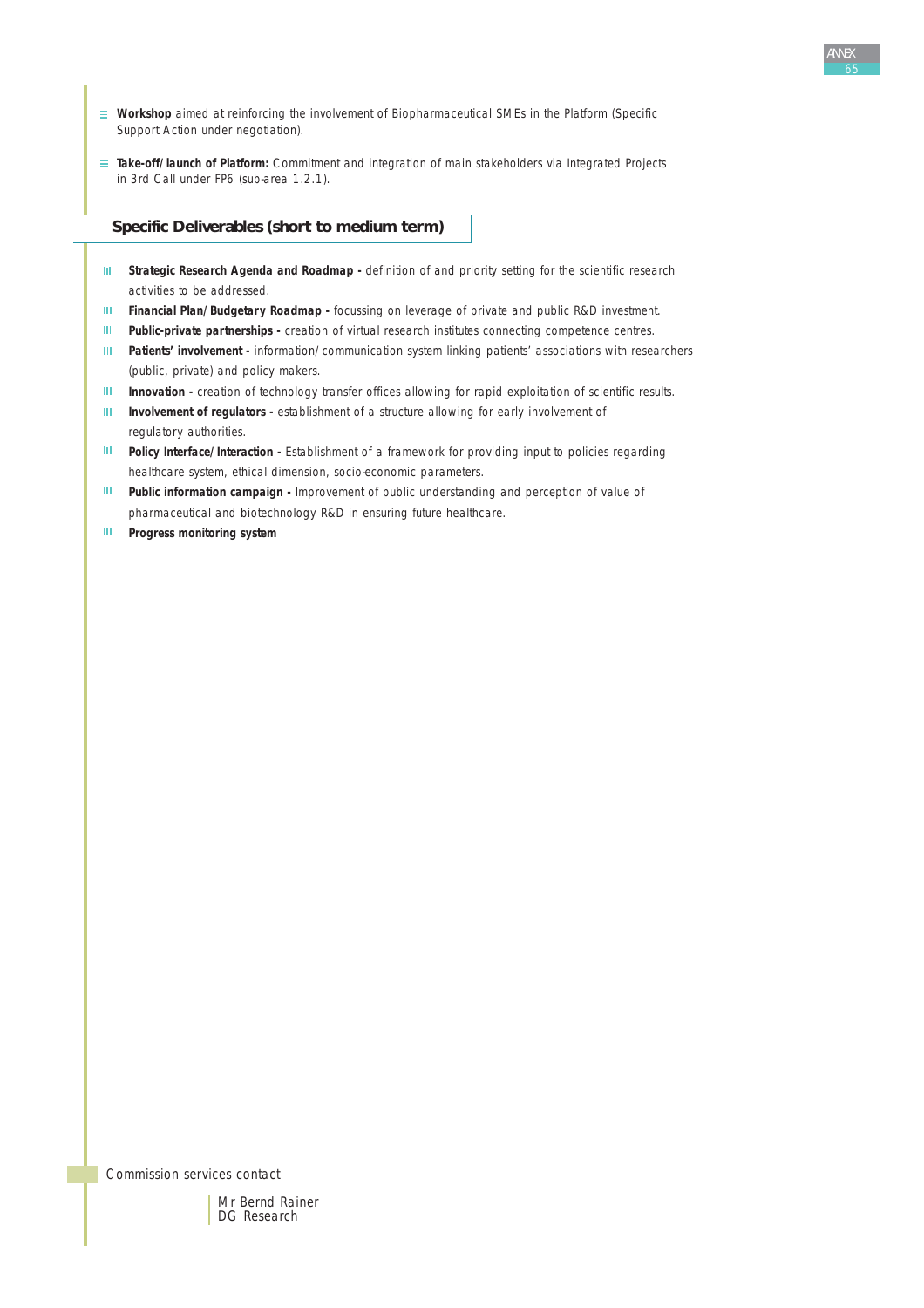- **Workshop** aimed at reinforcing the involvement of Biopharmaceutical SMEs in the Platform (Specific Support Action under negotiation).
- **Take-off/launch of Platform:** Commitment and integration of main stakeholders via Integrated Projects in 3rd Call under FP6 (sub-area 1.2.1).

## Specific Deliverables (short to medium term)

- **Strategic Research Agenda and Roadmap -** definition of and priority setting for the scientific research activities to be addressed.
- **Financial Plan/Budgetary Roadmap -** focussing on leverage of private and public R&D investment.
- **Public-private partnerships -** creation of virtual research institutes connecting competence centres.
- **Patients' involvement -** information/communication system linking patients' associations with researchers (public, private) and policy makers.
- **Innovation -** creation of technology transfer offices allowing for rapid exploitation of scientific results.
- **Involvement of regulators -** establishment of a structure allowing for early involvement of regulatory authorities.
- **Policy Interface/Interaction -** Establishment of a framework for providing input to policies regarding healthcare system, ethical dimension, socio-economic parameters.
- **Public information campaign -** Improvement of public understanding and perception of value of pharmaceutical and biotechnology R&D in ensuring future healthcare.
- **Progress monitoring system**

Commission services contact

Mr Bernd Rainer
DG Research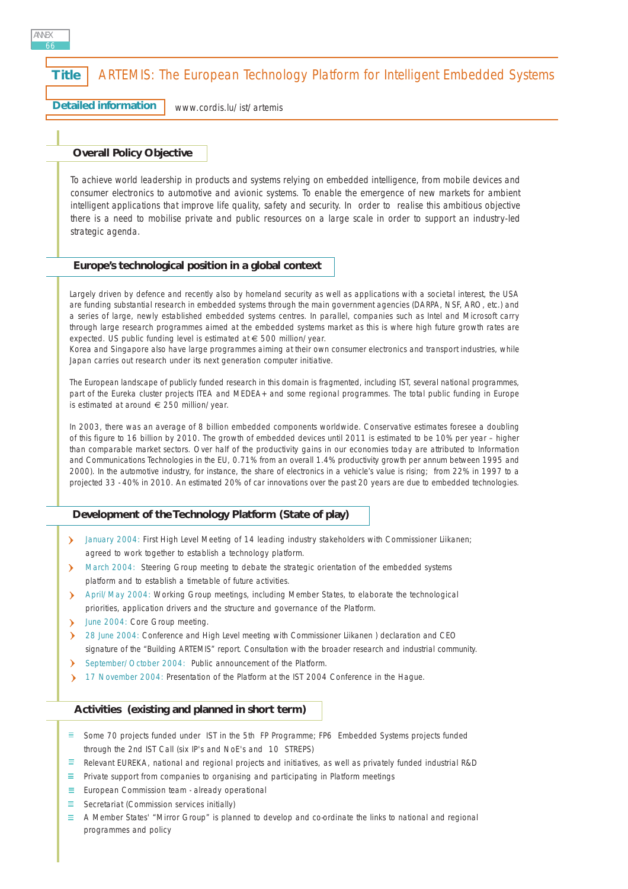**Title** ARTEMIS: The European Technology Platform for Intelligent Embedded Systems

**Detailed information** www.cordis.lu/ist/artemis

## Overall Policy Objective

To achieve world leadership in products and systems relying on embedded intelligence, from mobile devices and consumer electronics to automotive and avionic systems. To enable the emergence of new markets for ambient intelligent applications that improve life quality, safety and security. In order to realise this ambitious objective there is a need to mobilise private and public resources on a large scale in order to support an industry-led strategic agenda.

## Europe's technological position in a global context

Largely driven by defence and recently also by homeland security as well as applications with a societal interest, the USA are funding substantial research in embedded systems through the main government agencies (DARPA, NSF, ARO, etc.) and a series of large, newly established embedded systems centres. In parallel, companies such as Intel and Microsoft carry through large research programmes aimed at the embedded systems market as this is where high future growth rates are expected. US public funding level is estimated at € 500 million/year.
Korea and Singapore also have large programmes aiming at their own consumer electronics and transport industries, while Japan carries out research under its next generation computer initiative.

The European landscape of publicly funded research in this domain is fragmented, including IST, several national programmes, part of the Eureka cluster projects ITEA and MEDEA+ and some regional programmes. The total public funding in Europe is estimated at around € 250 million/year.

In 2003, there was an average of 8 billion embedded components worldwide. Conservative estimates foresee a doubling of this figure to 16 billion by 2010. The growth of embedded devices until 2011 is estimated to be 10% per year – higher than comparable market sectors. Over half of the productivity gains in our economies today are attributed to Information and Communications Technologies in the EU, 0.71% from an overall 1.4% productivity growth per annum between 1995 and 2000). In the automotive industry, for instance, the share of electronics in a vehicle's value is rising; from 22% in 1997 to a projected 33 - 40% in 2010. An estimated 20% of car innovations over the past 20 years are due to embedded technologies.

## Development of the Technology Platform (State of play)

- January 2004: First High Level Meeting of 14 leading industry stakeholders with Commissioner Liikanen; agreed to work together to establish a technology platform.
- March 2004: Steering Group meeting to debate the strategic orientation of the embedded systems platform and to establish a timetable of future activities.
- April/May 2004: Working Group meetings, including Member States, to elaborate the technological priorities, application drivers and the structure and governance of the Platform.
- June 2004: Core Group meeting.
- 28 June 2004: Conference and High Level meeting with Commissioner Liikanen ) declaration and CEO signature of the "Building ARTEMIS" report. Consultation with the broader research and industrial community.
- September/October 2004: Public announcement of the Platform.
- 17 November 2004: Presentation of the Platform at the IST 2004 Conference in the Hague.

## Activities (existing and planned in short term)

- Some 70 projects funded under IST in the 5th FP Programme; FP6 Embedded Systems projects funded through the 2nd IST Call (six IP's and NoE's and 10 STREPS)
- Relevant EUREKA, national and regional projects and initiatives, as well as privately funded industrial R&D
- Private support from companies to organising and participating in Platform meetings
- European Commission team - already operational
- Secretariat (Commission services initially)
- A Member States' "Mirror Group" is planned to develop and co-ordinate the links to national and regional programmes and policy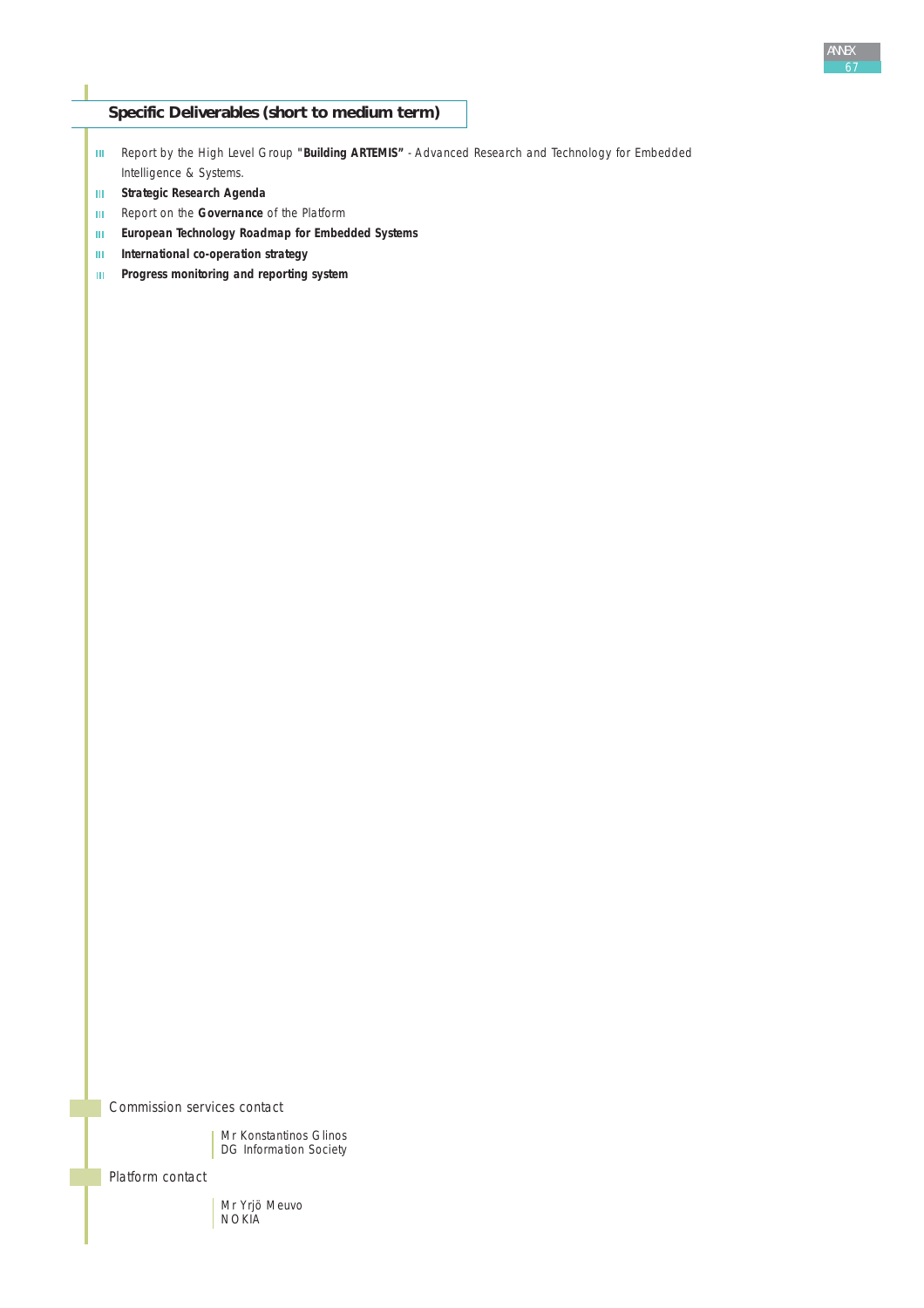## Specific Deliverables (short to medium term)

- Report by the High Level Group **"Building ARTEMIS"** - Advanced Research and Technology for Embedded Intelligence & Systems.
- **Strategic Research Agenda**
- Report on the **Governance** of the Platform
- **European Technology Roadmap for Embedded Systems**
- **International co-operation strategy**
- **Progress monitoring and reporting system**

Commission services contact

Mr Konstantinos Glinos
DG Information Society

Platform contact

Mr Yrjö Meuvo
NOKIA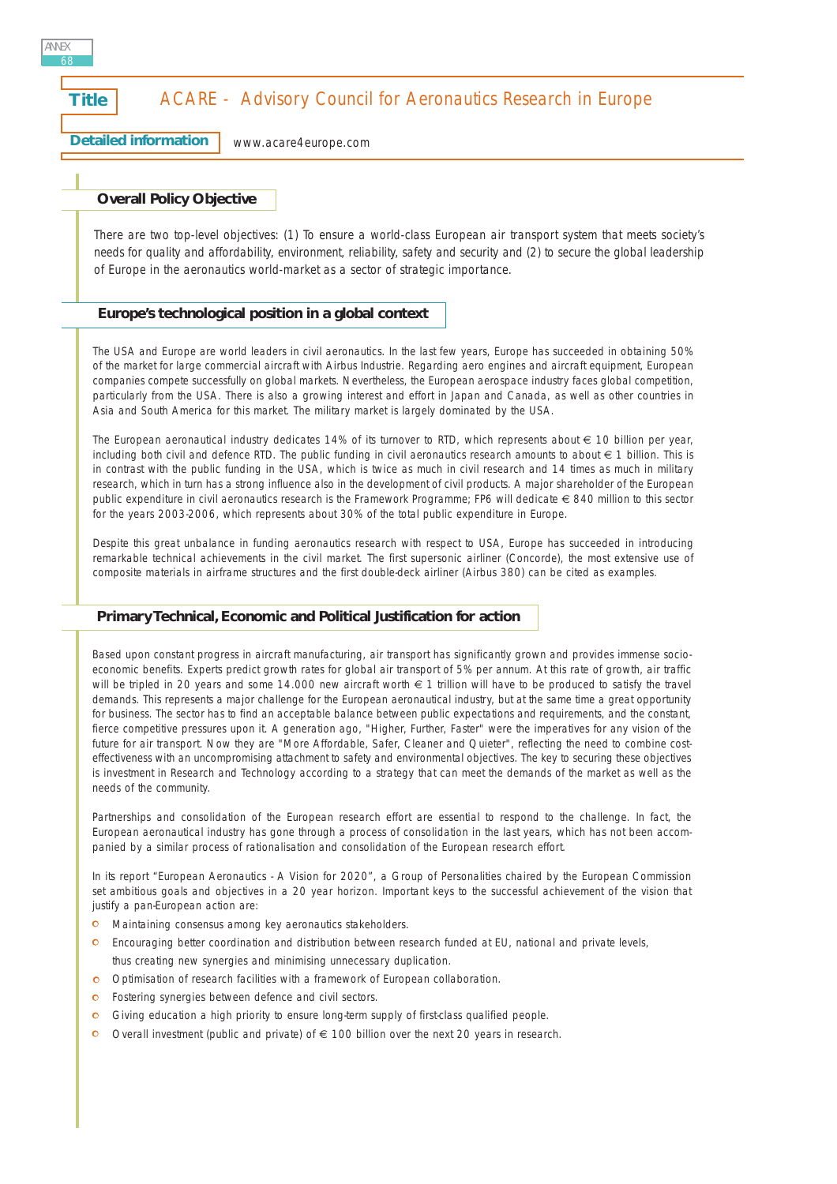**Title** ACARE - Advisory Council for Aeronautics Research in Europe

**Detailed information** www.acare4europe.com

## Overall Policy Objective

There are two top-level objectives: (1) To ensure a world-class European air transport system that meets society's needs for quality and affordability, environment, reliability, safety and security and (2) to secure the global leadership of Europe in the aeronautics world-market as a sector of strategic importance.

## Europe's technological position in a global context

The USA and Europe are world leaders in civil aeronautics. In the last few years, Europe has succeeded in obtaining 50% of the market for large commercial aircraft with Airbus Industrie. Regarding aero engines and aircraft equipment, European companies compete successfully on global markets. Nevertheless, the European aerospace industry faces global competition, particularly from the USA. There is also a growing interest and effort in Japan and Canada, as well as other countries in Asia and South America for this market. The military market is largely dominated by the USA.

The European aeronautical industry dedicates 14% of its turnover to RTD, which represents about € 10 billion per year, including both civil and defence RTD. The public funding in civil aeronautics research amounts to about € 1 billion. This is in contrast with the public funding in the USA, which is twice as much in civil research and 14 times as much in military research, which in turn has a strong influence also in the development of civil products. A major shareholder of the European public expenditure in civil aeronautics research is the Framework Programme; FP6 will dedicate € 840 million to this sector for the years 2003-2006, which represents about 30% of the total public expenditure in Europe.

Despite this great unbalance in funding aeronautics research with respect to USA, Europe has succeeded in introducing remarkable technical achievements in the civil market. The first supersonic airliner (Concorde), the most extensive use of composite materials in airframe structures and the first double-deck airliner (Airbus 380) can be cited as examples.

## Primary Technical, Economic and Political Justification for action

Based upon constant progress in aircraft manufacturing, air transport has significantly grown and provides immense socio-economic benefits. Experts predict growth rates for global air transport of 5% per annum. At this rate of growth, air traffic will be tripled in 20 years and some 14.000 new aircraft worth € 1 trillion will have to be produced to satisfy the travel demands. This represents a major challenge for the European aeronautical industry, but at the same time a great opportunity for business. The sector has to find an acceptable balance between public expectations and requirements, and the constant, fierce competitive pressures upon it. A generation ago, "Higher, Further, Faster" were the imperatives for any vision of the future for air transport. Now they are "More Affordable, Safer, Cleaner and Quieter", reflecting the need to combine cost-effectiveness with an uncompromising attachment to safety and environmental objectives. The key to securing these objectives is investment in Research and Technology according to a strategy that can meet the demands of the market as well as the needs of the community.

Partnerships and consolidation of the European research effort are essential to respond to the challenge. In fact, the European aeronautical industry has gone through a process of consolidation in the last years, which has not been accompanied by a similar process of rationalisation and consolidation of the European research effort.

In its report "European Aeronautics - A Vision for 2020", a Group of Personalities chaired by the European Commission set ambitious goals and objectives in a 20 year horizon. Important keys to the successful achievement of the vision that justify a pan-European action are:

- Maintaining consensus among key aeronautics stakeholders.
- Encouraging better coordination and distribution between research funded at EU, national and private levels, thus creating new synergies and minimising unnecessary duplication.
- Optimisation of research facilities with a framework of European collaboration.
- Fostering synergies between defence and civil sectors.
- Giving education a high priority to ensure long-term supply of first-class qualified people.
- Overall investment (public and private) of € 100 billion over the next 20 years in research.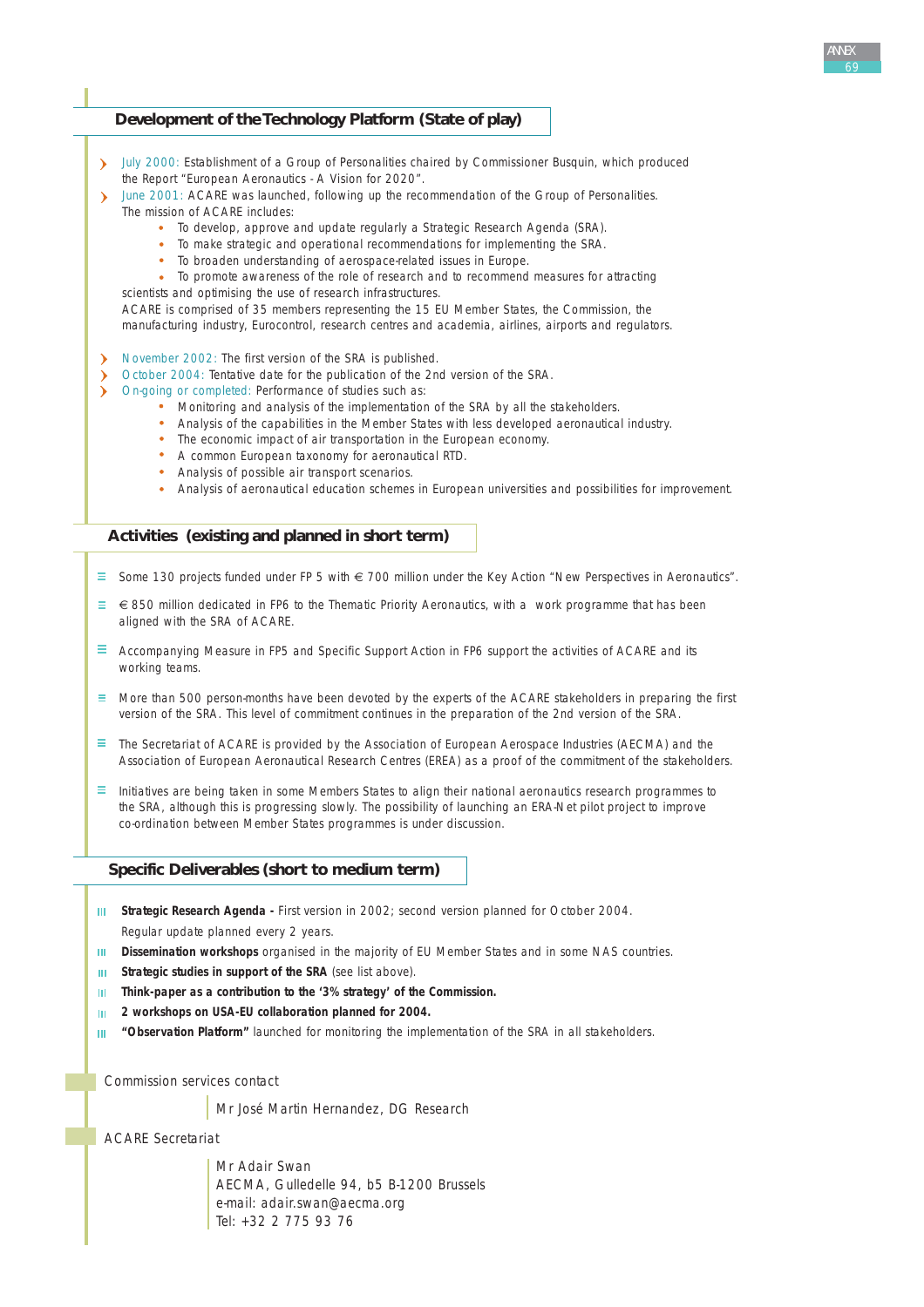## Development of the Technology Platform (State of play)

- July 2000: Establishment of a Group of Personalities chaired by Commissioner Busquin, which produced the Report "European Aeronautics - A Vision for 2020".
- June 2001: ACARE was launched, following up the recommendation of the Group of Personalities. The mission of ACARE includes:
  - To develop, approve and update regularly a Strategic Research Agenda (SRA).
  - To make strategic and operational recommendations for implementing the SRA.
  - To broaden understanding of aerospace-related issues in Europe.
  - To promote awareness of the role of research and to recommend measures for attracting scientists and optimising the use of research infrastructures.

  ACARE is comprised of 35 members representing the 15 EU Member States, the Commission, the manufacturing industry, Eurocontrol, research centres and academia, airlines, airports and regulators.

- November 2002: The first version of the SRA is published.
- October 2004: Tentative date for the publication of the 2nd version of the SRA.
- On-going or completed: Performance of studies such as:
  - Monitoring and analysis of the implementation of the SRA by all the stakeholders.
  - Analysis of the capabilities in the Member States with less developed aeronautical industry.
  - The economic impact of air transportation in the European economy.
  - A common European taxonomy for aeronautical RTD.
  - Analysis of possible air transport scenarios.
  - Analysis of aeronautical education schemes in European universities and possibilities for improvement.

## Activities (existing and planned in short term)

- Some 130 projects funded under FP 5 with € 700 million under the Key Action "New Perspectives in Aeronautics".
- € 850 million dedicated in FP6 to the Thematic Priority Aeronautics, with a work programme that has been aligned with the SRA of ACARE.
- Accompanying Measure in FP5 and Specific Support Action in FP6 support the activities of ACARE and its working teams.
- More than 500 person-months have been devoted by the experts of the ACARE stakeholders in preparing the first version of the SRA. This level of commitment continues in the preparation of the 2nd version of the SRA.
- The Secretariat of ACARE is provided by the Association of European Aerospace Industries (AECMA) and the Association of European Aeronautical Research Centres (EREA) as a proof of the commitment of the stakeholders.
- Initiatives are being taken in some Members States to align their national aeronautics research programmes to the SRA, although this is progressing slowly. The possibility of launching an ERA-Net pilot project to improve co-ordination between Member States programmes is under discussion.

## Specific Deliverables (short to medium term)

- **Strategic Research Agenda -** First version in 2002; second version planned for October 2004. Regular update planned every 2 years.
- **Dissemination workshops** organised in the majority of EU Member States and in some NAS countries.
- **Strategic studies in support of the SRA** (see list above).
- **Think-paper as a contribution to the '3% strategy' of the Commission.**
- **2 workshops on USA-EU collaboration planned for 2004.**
- **"Observation Platform"** launched for monitoring the implementation of the SRA in all stakeholders.

Commission services contact

Mr José Martin Hernandez, DG Research

ACARE Secretariat

Mr Adair Swan
AECMA, Gulledelle 94, b5 B-1200 Brussels
e-mail: adair.swan@aecma.org
Tel: +32 2 775 93 76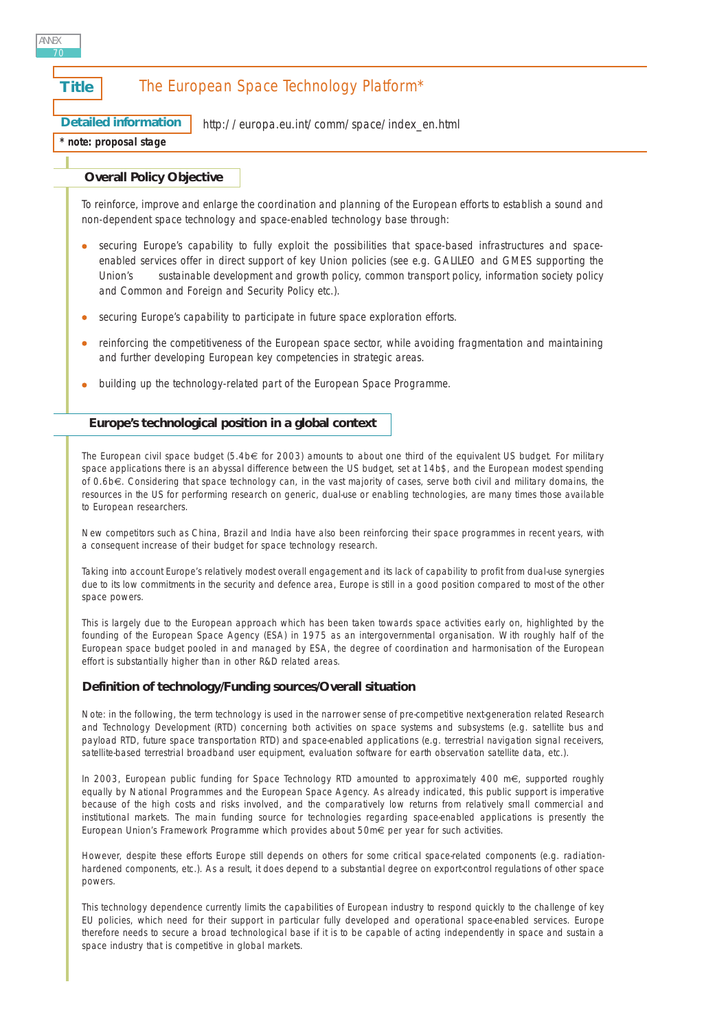**Title** The European Space Technology Platform*

**Detailed information** http://europa.eu.int/comm/space/index_en.html

*** note: proposal stage**

## Overall Policy Objective

To reinforce, improve and enlarge the coordination and planning of the European efforts to establish a sound and non-dependent space technology and space-enabled technology base through:

- securing Europe's capability to fully exploit the possibilities that space-based infrastructures and space-enabled services offer in direct support of key Union policies (see e.g. GALILEO and GMES supporting the Union's sustainable development and growth policy, common transport policy, information society policy and Common and Foreign and Security Policy etc.).
- securing Europe's capability to participate in future space exploration efforts.
- reinforcing the competitiveness of the European space sector, while avoiding fragmentation and maintaining and further developing European key competencies in strategic areas.
- building up the technology-related part of the European Space Programme.

## Europe's technological position in a global context

The European civil space budget (5.4b€ for 2003) amounts to about one third of the equivalent US budget. For military space applications there is an abyssal difference between the US budget, set at 14b$, and the European modest spending of 0.6b€. Considering that space technology can, in the vast majority of cases, serve both civil and military domains, the resources in the US for performing research on generic, dual-use or enabling technologies, are many times those available to European researchers.

New competitors such as China, Brazil and India have also been reinforcing their space programmes in recent years, with a consequent increase of their budget for space technology research.

Taking into account Europe's relatively modest overall engagement and its lack of capability to profit from dual-use synergies due to its low commitments in the security and defence area, Europe is still in a good position compared to most of the other space powers.

This is largely due to the European approach which has been taken towards space activities early on, highlighted by the founding of the European Space Agency (ESA) in 1975 as an intergovernmental organisation. With roughly half of the European space budget pooled in and managed by ESA, the degree of coordination and harmonisation of the European effort is substantially higher than in other R&D related areas.

### Definition of technology/Funding sources/Overall situation

Note: in the following, the term technology is used in the narrower sense of pre-competitive next-generation related Research and Technology Development (RTD) concerning both activities on space systems and subsystems (e.g. satellite bus and payload RTD, future space transportation RTD) and space-enabled applications (e.g. terrestrial navigation signal receivers, satellite-based terrestrial broadband user equipment, evaluation software for earth observation satellite data, etc.).

In 2003, European public funding for Space Technology RTD amounted to approximately 400 m€, supported roughly equally by National Programmes and the European Space Agency. As already indicated, this public support is imperative because of the high costs and risks involved, and the comparatively low returns from relatively small commercial and institutional markets. The main funding source for technologies regarding space-enabled applications is presently the European Union's Framework Programme which provides about 50m€ per year for such activities.

However, despite these efforts Europe still depends on others for some critical space-related components (e.g. radiation-hardened components, etc.). As a result, it does depend to a substantial degree on export-control regulations of other space powers.

This technology dependence currently limits the capabilities of European industry to respond quickly to the challenge of key EU policies, which need for their support in particular fully developed and operational space-enabled services. Europe therefore needs to secure a broad technological base if it is to be capable of acting independently in space and sustain a space industry that is competitive in global markets.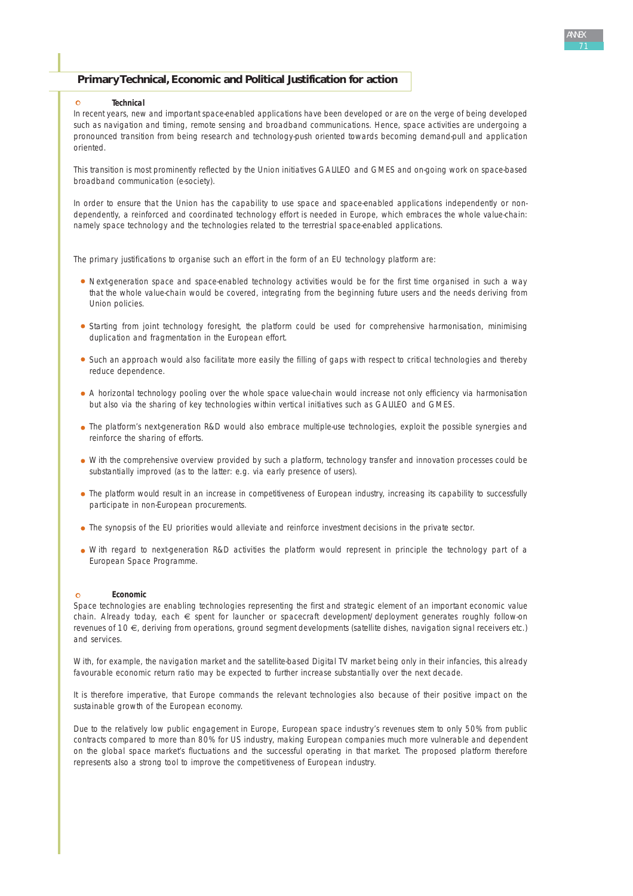## Primary Technical, Economic and Political Justification for action

### Technical

In recent years, new and important space-enabled applications have been developed or are on the verge of being developed such as navigation and timing, remote sensing and broadband communications. Hence, space activities are undergoing a pronounced transition from being research and technology-push oriented towards becoming demand-pull and application oriented.

This transition is most prominently reflected by the Union initiatives GALILEO and GMES and on-going work on space-based broadband communication (e-society).

In order to ensure that the Union has the capability to use space and space-enabled applications independently or non-dependently, a reinforced and coordinated technology effort is needed in Europe, which embraces the whole value-chain: namely space technology and the technologies related to the terrestrial space-enabled applications.

The primary justifications to organise such an effort in the form of an EU technology platform are:

- Next-generation space and space-enabled technology activities would be for the first time organised in such a way that the whole value-chain would be covered, integrating from the beginning future users and the needs deriving from Union policies.
- Starting from joint technology foresight, the platform could be used for comprehensive harmonisation, minimising duplication and fragmentation in the European effort.
- Such an approach would also facilitate more easily the filling of gaps with respect to critical technologies and thereby reduce dependence.
- A horizontal technology pooling over the whole space value-chain would increase not only efficiency via harmonisation but also via the sharing of key technologies within vertical initiatives such as GALILEO and GMES.
- The platform's next-generation R&D would also embrace multiple-use technologies, exploit the possible synergies and reinforce the sharing of efforts.
- With the comprehensive overview provided by such a platform, technology transfer and innovation processes could be substantially improved (as to the latter: e.g. via early presence of users).
- The platform would result in an increase in competitiveness of European industry, increasing its capability to successfully participate in non-European procurements.
- The synopsis of the EU priorities would alleviate and reinforce investment decisions in the private sector.
- With regard to next-generation R&D activities the platform would represent in principle the technology part of a European Space Programme.

### Economic

Space technologies are enabling technologies representing the first and strategic element of an important economic value chain. Already today, each € spent for launcher or spacecraft development/deployment generates roughly follow-on revenues of 10 €, deriving from operations, ground segment developments (satellite dishes, navigation signal receivers etc.) and services.

With, for example, the navigation market and the satellite-based Digital TV market being only in their infancies, this already favourable economic return ratio may be expected to further increase substantially over the next decade.

It is therefore imperative, that Europe commands the relevant technologies also because of their positive impact on the sustainable growth of the European economy.

Due to the relatively low public engagement in Europe, European space industry's revenues stem to only 50% from public contracts compared to more than 80% for US industry, making European companies much more vulnerable and dependent on the global space market's fluctuations and the successful operating in that market. The proposed platform therefore represents also a strong tool to improve the competitiveness of European industry.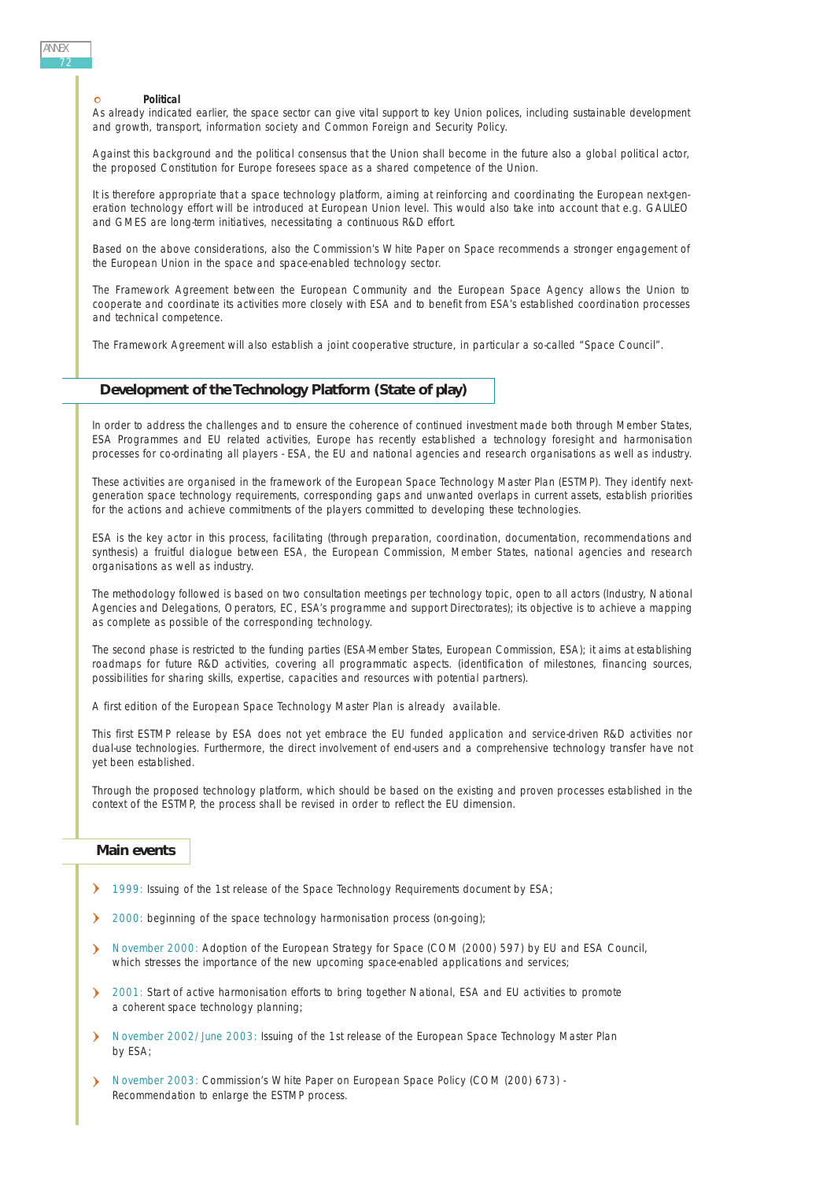- **Political**

As already indicated earlier, the space sector can give vital support to key Union polices, including sustainable development and growth, transport, information society and Common Foreign and Security Policy.

Against this background and the political consensus that the Union shall become in the future also a global political actor, the proposed Constitution for Europe foresees space as a shared competence of the Union.

It is therefore appropriate that a space technology platform, aiming at reinforcing and coordinating the European next-generation technology effort will be introduced at European Union level. This would also take into account that e.g. GALILEO and GMES are long-term initiatives, necessitating a continuous R&D effort.

Based on the above considerations, also the Commission's White Paper on Space recommends a stronger engagement of the European Union in the space and space-enabled technology sector.

The Framework Agreement between the European Community and the European Space Agency allows the Union to cooperate and coordinate its activities more closely with ESA and to benefit from ESA's established coordination processes and technical competence.

The Framework Agreement will also establish a joint cooperative structure, in particular a so-called "Space Council".

## Development of the Technology Platform (State of play)

In order to address the challenges and to ensure the coherence of continued investment made both through Member States, ESA Programmes and EU related activities, Europe has recently established a technology foresight and harmonisation processes for co-ordinating all players - ESA, the EU and national agencies and research organisations as well as industry.

These activities are organised in the framework of the European Space Technology Master Plan (ESTMP). They identify next-generation space technology requirements, corresponding gaps and unwanted overlaps in current assets, establish priorities for the actions and achieve commitments of the players committed to developing these technologies.

ESA is the key actor in this process, facilitating (through preparation, coordination, documentation, recommendations and synthesis) a fruitful dialogue between ESA, the European Commission, Member States, national agencies and research organisations as well as industry.

The methodology followed is based on two consultation meetings per technology topic, open to all actors (Industry, National Agencies and Delegations, Operators, EC, ESA's programme and support Directorates); its objective is to achieve a mapping as complete as possible of the corresponding technology.

The second phase is restricted to the funding parties (ESA-Member States, European Commission, ESA); it aims at establishing roadmaps for future R&D activities, covering all programmatic aspects. (identification of milestones, financing sources, possibilities for sharing skills, expertise, capacities and resources with potential partners).

A first edition of the European Space Technology Master Plan is already available.

This first ESTMP release by ESA does not yet embrace the EU funded application and service-driven R&D activities nor dual-use technologies. Furthermore, the direct involvement of end-users and a comprehensive technology transfer have not yet been established.

Through the proposed technology platform, which should be based on the existing and proven processes established in the context of the ESTMP, the process shall be revised in order to reflect the EU dimension.

## Main events

- 1999: Issuing of the 1st release of the Space Technology Requirements document by ESA;
- 2000: beginning of the space technology harmonisation process (on-going);
- November 2000: Adoption of the European Strategy for Space (COM (2000) 597) by EU and ESA Council, which stresses the importance of the new upcoming space-enabled applications and services;
- 2001: Start of active harmonisation efforts to bring together National, ESA and EU activities to promote a coherent space technology planning;
- November 2002/June 2003: Issuing of the 1st release of the European Space Technology Master Plan by ESA;
- November 2003: Commission's White Paper on European Space Policy (COM (200) 673) - Recommendation to enlarge the ESTMP process.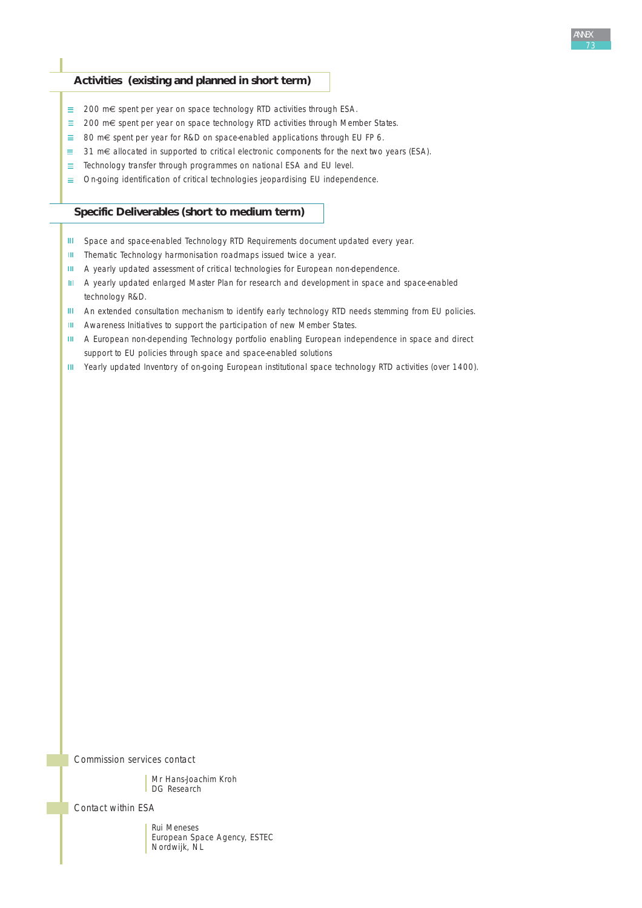## Activities (existing and planned in short term)

- 200 m€ spent per year on space technology RTD activities through ESA.
- 200 m€ spent per year on space technology RTD activities through Member States.
- 80 m€ spent per year for R&D on space-enabled applications through EU FP 6.
- 31 m€ allocated in supported to critical electronic components for the next two years (ESA).
- Technology transfer through programmes on national ESA and EU level.
- On-going identification of critical technologies jeopardising EU independence.

## Specific Deliverables (short to medium term)

- Space and space-enabled Technology RTD Requirements document updated every year.
- Thematic Technology harmonisation roadmaps issued twice a year.
- A yearly updated assessment of critical technologies for European non-dependence.
- A yearly updated enlarged Master Plan for research and development in space and space-enabled technology R&D.
- An extended consultation mechanism to identify early technology RTD needs stemming from EU policies.
- Awareness Initiatives to support the participation of new Member States.
- A European non-depending Technology portfolio enabling European independence in space and direct support to EU policies through space and space-enabled solutions
- Yearly updated Inventory of on-going European institutional space technology RTD activities (over 1400).

Commission services contact

Mr Hans-Joachim Kroh
DG Research

Contact within ESA

Rui Meneses
European Space Agency, ESTEC
Nordwijk, NL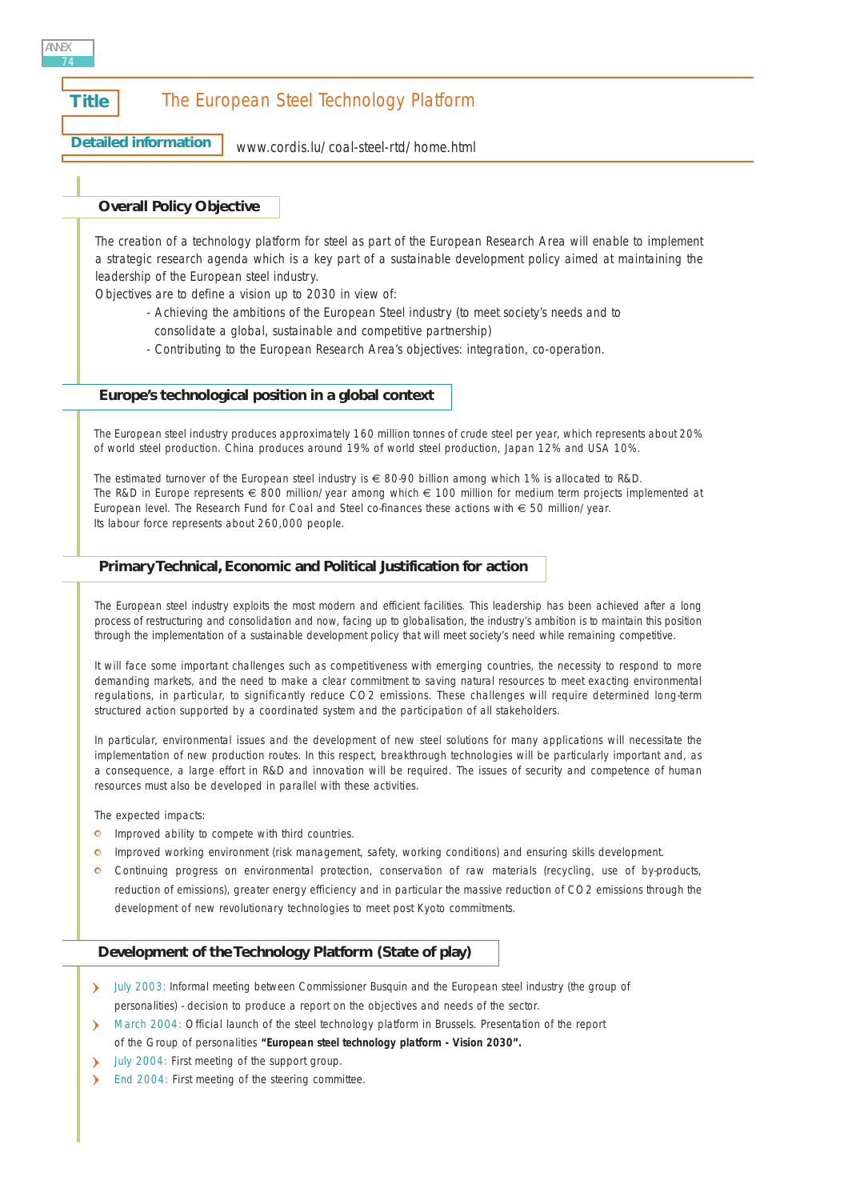**Title** The European Steel Technology Platform

**Detailed information** www.cordis.lu/coal-steel-rtd/home.html

## Overall Policy Objective

The creation of a technology platform for steel as part of the European Research Area will enable to implement a strategic research agenda which is a key part of a sustainable development policy aimed at maintaining the leadership of the European steel industry.

Objectives are to define a vision up to 2030 in view of:

- Achieving the ambitions of the European Steel industry (to meet society's needs and to consolidate a global, sustainable and competitive partnership)
- Contributing to the European Research Area's objectives: integration, co-operation.

## Europe's technological position in a global context

The European steel industry produces approximately 160 million tonnes of crude steel per year, which represents about 20% of world steel production. China produces around 19% of world steel production, Japan 12% and USA 10%.

The estimated turnover of the European steel industry is € 80-90 billion among which 1% is allocated to R&D.
The R&D in Europe represents € 800 million/year among which € 100 million for medium term projects implemented at European level. The Research Fund for Coal and Steel co-finances these actions with € 50 million/year.
Its labour force represents about 260,000 people.

## Primary Technical, Economic and Political Justification for action

The European steel industry exploits the most modern and efficient facilities. This leadership has been achieved after a long process of restructuring and consolidation and now, facing up to globalisation, the industry's ambition is to maintain this position through the implementation of a sustainable development policy that will meet society's need while remaining competitive.

It will face some important challenges such as competitiveness with emerging countries, the necessity to respond to more demanding markets, and the need to make a clear commitment to saving natural resources to meet exacting environmental regulations, in particular, to significantly reduce $CO_2$ emissions. These challenges will require determined long-term structured action supported by a coordinated system and the participation of all stakeholders.

In particular, environmental issues and the development of new steel solutions for many applications will necessitate the implementation of new production routes. In this respect, breakthrough technologies will be particularly important and, as a consequence, a large effort in R&D and innovation will be required. The issues of security and competence of human resources must also be developed in parallel with these activities.

The expected impacts:

- Improved ability to compete with third countries.
- Improved working environment (risk management, safety, working conditions) and ensuring skills development.
- Continuing progress on environmental protection, conservation of raw materials (recycling, use of by-products, reduction of emissions), greater energy efficiency and in particular the massive reduction of $CO_2$ emissions through the development of new revolutionary technologies to meet post Kyoto commitments.

## Development of the Technology Platform (State of play)

- July 2003: Informal meeting between Commissioner Busquin and the European steel industry (the group of personalities) - decision to produce a report on the objectives and needs of the sector.
- March 2004: Official launch of the steel technology platform in Brussels. Presentation of the report of the Group of personalities **"European steel technology platform - Vision 2030".**
- July 2004: First meeting of the support group.
- End 2004: First meeting of the steering committee.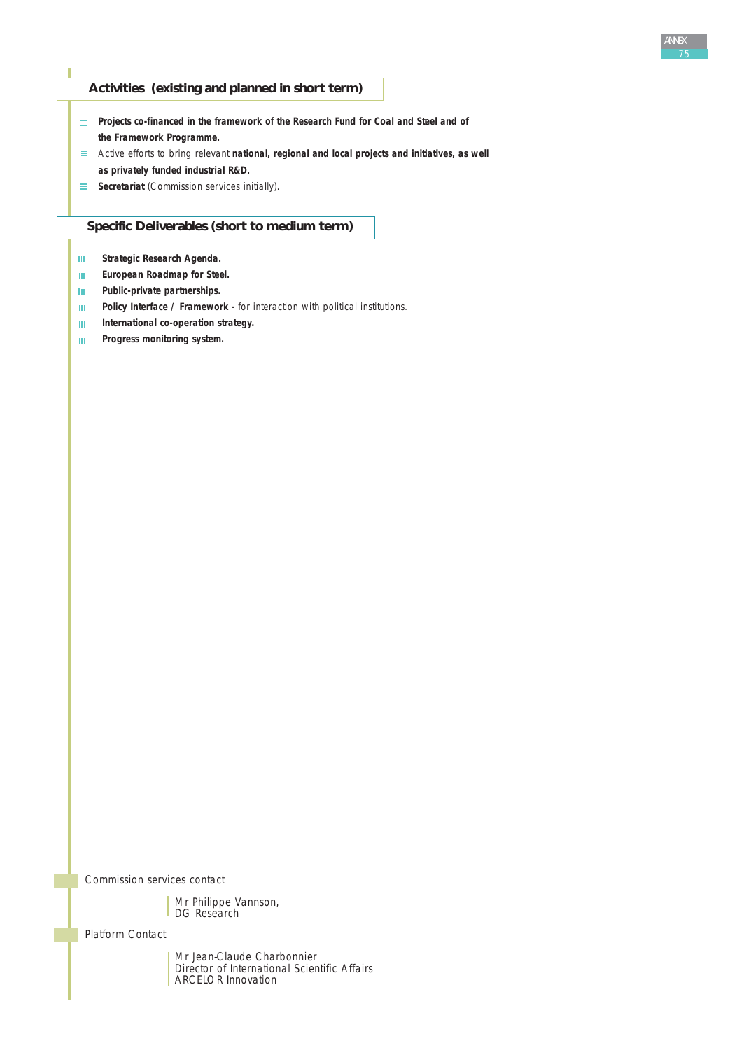## Activities (existing and planned in short term)

- **Projects co-financed in the framework of the Research Fund for Coal and Steel and of the Framework Programme.**
- Active efforts to bring relevant **national, regional and local projects and initiatives, as well as privately funded industrial R&D.**
- **Secretariat** (Commission services initially).

## Specific Deliverables (short to medium term)

- **Strategic Research Agenda.**
- **European Roadmap for Steel.**
- **Public-private partnerships.**
- **Policy Interface / Framework -** for interaction with political institutions.
- **International co-operation strategy.**
- **Progress monitoring system.**

Commission services contact

Mr Philippe Vannson,
DG Research

Platform Contact

Mr Jean-Claude Charbonnier
Director of International Scientific Affairs
ARCELOR Innovation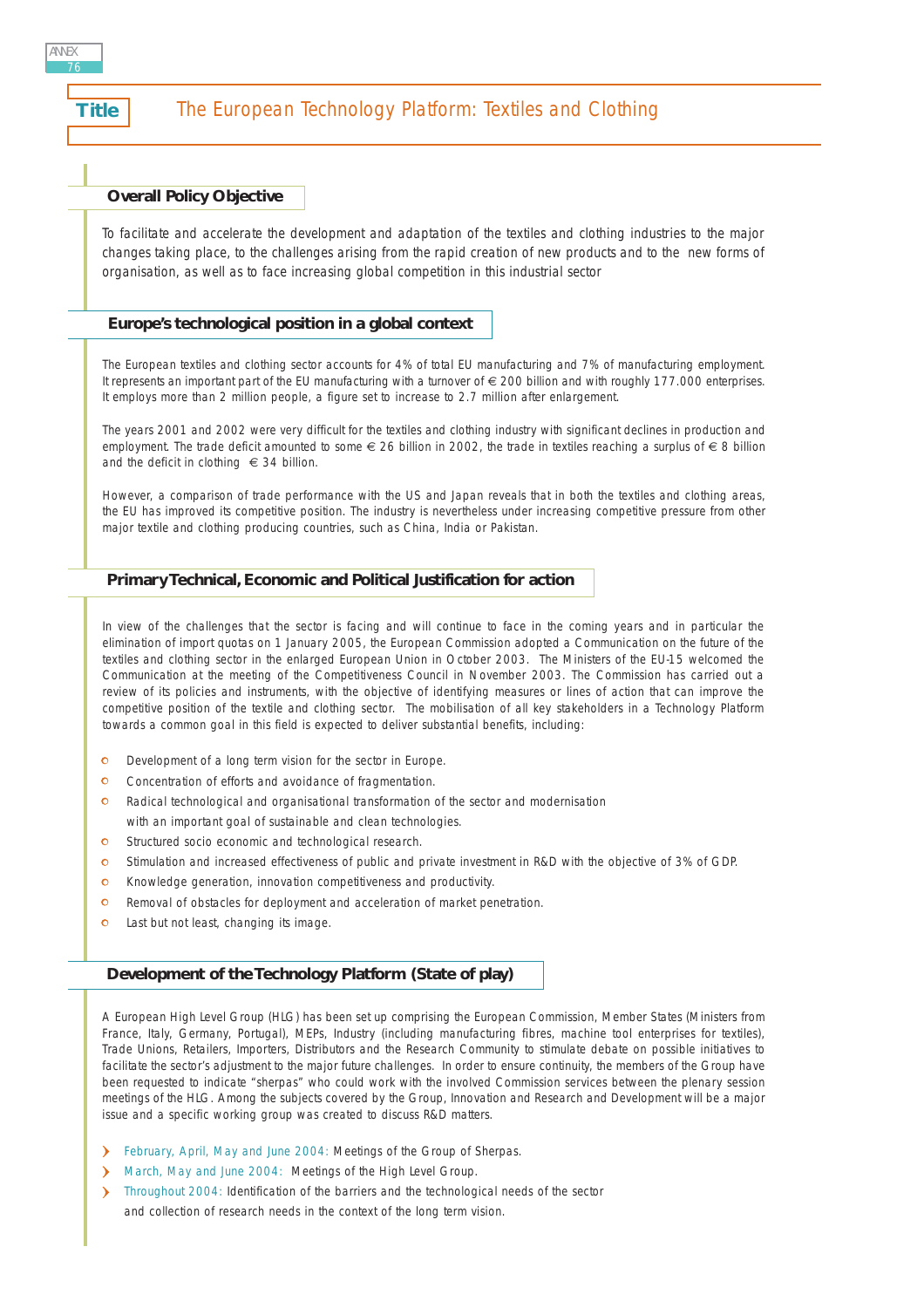# Title: The European Technology Platform: Textiles and Clothing

## Overall Policy Objective

To facilitate and accelerate the development and adaptation of the textiles and clothing industries to the major changes taking place, to the challenges arising from the rapid creation of new products and to the new forms of organisation, as well as to face increasing global competition in this industrial sector

## Europe's technological position in a global context

The European textiles and clothing sector accounts for 4% of total EU manufacturing and 7% of manufacturing employment. It represents an important part of the EU manufacturing with a turnover of € 200 billion and with roughly 177.000 enterprises. It employs more than 2 million people, a figure set to increase to 2.7 million after enlargement.

The years 2001 and 2002 were very difficult for the textiles and clothing industry with significant declines in production and employment. The trade deficit amounted to some € 26 billion in 2002, the trade in textiles reaching a surplus of € 8 billion and the deficit in clothing € 34 billion.

However, a comparison of trade performance with the US and Japan reveals that in both the textiles and clothing areas, the EU has improved its competitive position. The industry is nevertheless under increasing competitive pressure from other major textile and clothing producing countries, such as China, India or Pakistan.

## Primary Technical, Economic and Political Justification for action

In view of the challenges that the sector is facing and will continue to face in the coming years and in particular the elimination of import quotas on 1 January 2005, the European Commission adopted a Communication on the future of the textiles and clothing sector in the enlarged European Union in October 2003. The Ministers of the EU-15 welcomed the Communication at the meeting of the Competitiveness Council in November 2003. The Commission has carried out a review of its policies and instruments, with the objective of identifying measures or lines of action that can improve the competitive position of the textile and clothing sector. The mobilisation of all key stakeholders in a Technology Platform towards a common goal in this field is expected to deliver substantial benefits, including:

- Development of a long term vision for the sector in Europe.
- Concentration of efforts and avoidance of fragmentation.
- Radical technological and organisational transformation of the sector and modernisation with an important goal of sustainable and clean technologies.
- Structured socio economic and technological research.
- Stimulation and increased effectiveness of public and private investment in R&D with the objective of 3% of GDP.
- Knowledge generation, innovation competitiveness and productivity.
- Removal of obstacles for deployment and acceleration of market penetration.
- Last but not least, changing its image.

## Development of the Technology Platform (State of play)

A European High Level Group (HLG) has been set up comprising the European Commission, Member States (Ministers from France, Italy, Germany, Portugal), MEPs, Industry (including manufacturing fibres, machine tool enterprises for textiles), Trade Unions, Retailers, Importers, Distributors and the Research Community to stimulate debate on possible initiatives to facilitate the sector's adjustment to the major future challenges. In order to ensure continuity, the members of the Group have been requested to indicate "sherpas" who could work with the involved Commission services between the plenary session meetings of the HLG. Among the subjects covered by the Group, Innovation and Research and Development will be a major issue and a specific working group was created to discuss R&D matters.

- February, April, May and June 2004: Meetings of the Group of Sherpas.
- March, May and June 2004: Meetings of the High Level Group.
- Throughout 2004: Identification of the barriers and the technological needs of the sector and collection of research needs in the context of the long term vision.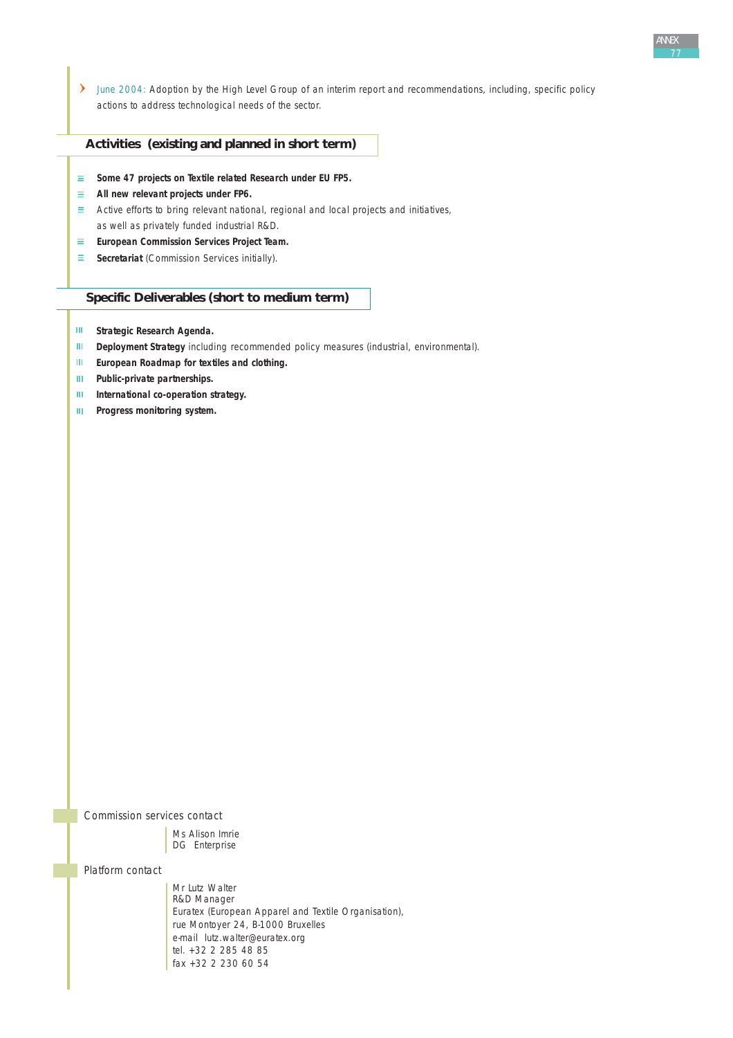- June 2004: Adoption by the High Level Group of an interim report and recommendations, including, specific policy actions to address technological needs of the sector.

## Activities (existing and planned in short term)

- **Some 47 projects on Textile related Research under EU FP5.**
- **All new relevant projects under FP6.**
- Active efforts to bring relevant national, regional and local projects and initiatives, as well as privately funded industrial R&D.
- **European Commission Services Project Team.**
- **Secretariat** (Commission Services initially).

## Specific Deliverables (short to medium term)

- **Strategic Research Agenda.**
- **Deployment Strategy** including recommended policy measures (industrial, environmental).
- **European Roadmap for textiles and clothing.**
- **Public-private partnerships.**
- **International co-operation strategy.**
- **Progress monitoring system.**

Commission services contact

Ms Alison Imrie
DG Enterprise

Platform contact

Mr Lutz Walter
R&D Manager
Euratex (European Apparel and Textile Organisation),
rue Montoyer 24, B-1000 Bruxelles
e-mail lutz.walter@euratex.org
tel. +32 2 285 48 85
fax +32 2 230 60 54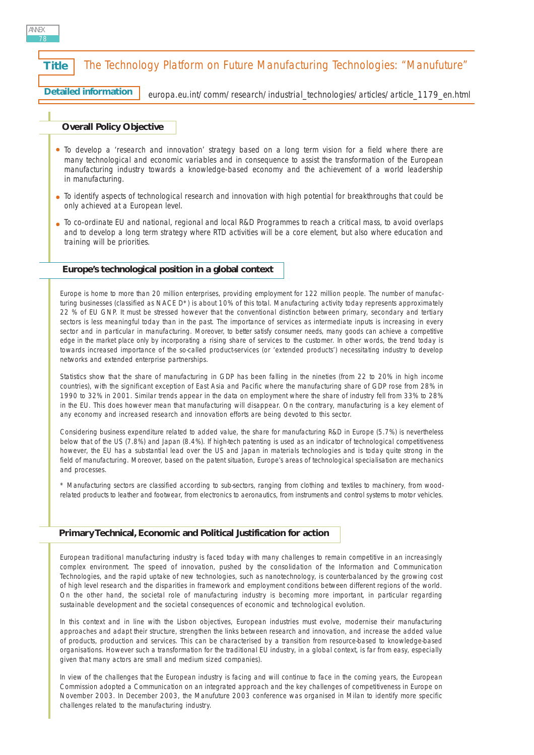**Title** The Technology Platform on Future Manufacturing Technologies: "Manufuture"

**Detailed information** europa.eu.int/comm/research/industrial_technologies/articles/article_1179_en.html

## Overall Policy Objective

- To develop a 'research and innovation' strategy based on a long term vision for a field where there are many technological and economic variables and in consequence to assist the transformation of the European manufacturing industry towards a knowledge-based economy and the achievement of a world leadership in manufacturing.
- To identify aspects of technological research and innovation with high potential for breakthroughs that could be only achieved at a European level.
- To co-ordinate EU and national, regional and local R&D Programmes to reach a critical mass, to avoid overlaps and to develop a long term strategy where RTD activities will be a core element, but also where education and training will be priorities.

## Europe's technological position in a global context

Europe is home to more than 20 million enterprises, providing employment for 122 million people. The number of manufacturing businesses (classified as NACE D*) is about 10% of this total. Manufacturing activity today represents approximately 22 % of EU GNP. It must be stressed however that the conventional distinction between primary, secondary and tertiary sectors is less meaningful today than in the past. The importance of services as intermediate inputs is increasing in every sector and in particular in manufacturing. Moreover, to better satisfy consumer needs, many goods can achieve a competitive edge in the market place only by incorporating a rising share of services to the customer. In other words, the trend today is towards increased importance of the so-called product-services (or 'extended products') necessitating industry to develop networks and extended enterprise partnerships.

Statistics show that the share of manufacturing in GDP has been falling in the nineties (from 22 to 20% in high income countries), with the significant exception of East Asia and Pacific where the manufacturing share of GDP rose from 28% in 1990 to 32% in 2001. Similar trends appear in the data on employment where the share of industry fell from 33% to 28% in the EU. This does however mean that manufacturing will disappear. On the contrary, manufacturing is a key element of any economy and increased research and innovation efforts are being devoted to this sector.

Considering business expenditure related to added value, the share for manufacturing R&D in Europe (5.7%) is nevertheless below that of the US (7.8%) and Japan (8.4%). If high-tech patenting is used as an indicator of technological competitiveness however, the EU has a substantial lead over the US and Japan in materials technologies and is today quite strong in the field of manufacturing. Moreover, based on the patent situation, Europe's areas of technological specialisation are mechanics and processes.

\* Manufacturing sectors are classified according to sub-sectors, ranging from clothing and textiles to machinery, from wood-related products to leather and footwear, from electronics to aeronautics, from instruments and control systems to motor vehicles.

## Primary Technical, Economic and Political Justification for action

European traditional manufacturing industry is faced today with many challenges to remain competitive in an increasingly complex environment. The speed of innovation, pushed by the consolidation of the Information and Communication Technologies, and the rapid uptake of new technologies, such as nanotechnology, is counterbalanced by the growing cost of high level research and the disparities in framework and employment conditions between different regions of the world. On the other hand, the societal role of manufacturing industry is becoming more important, in particular regarding sustainable development and the societal consequences of economic and technological evolution.

In this context and in line with the Lisbon objectives, European industries must evolve, modernise their manufacturing approaches and adapt their structure, strengthen the links between research and innovation, and increase the added value of products, production and services. This can be characterised by a transition from resource-based to knowledge-based organisations. However such a transformation for the traditional EU industry, in a global context, is far from easy, especially given that many actors are small and medium sized companies).

In view of the challenges that the European industry is facing and will continue to face in the coming years, the European Commission adopted a Communication on an integrated approach and the key challenges of competitiveness in Europe on November 2003. In December 2003, the Manufuture 2003 conference was organised in Milan to identify more specific challenges related to the manufacturing industry.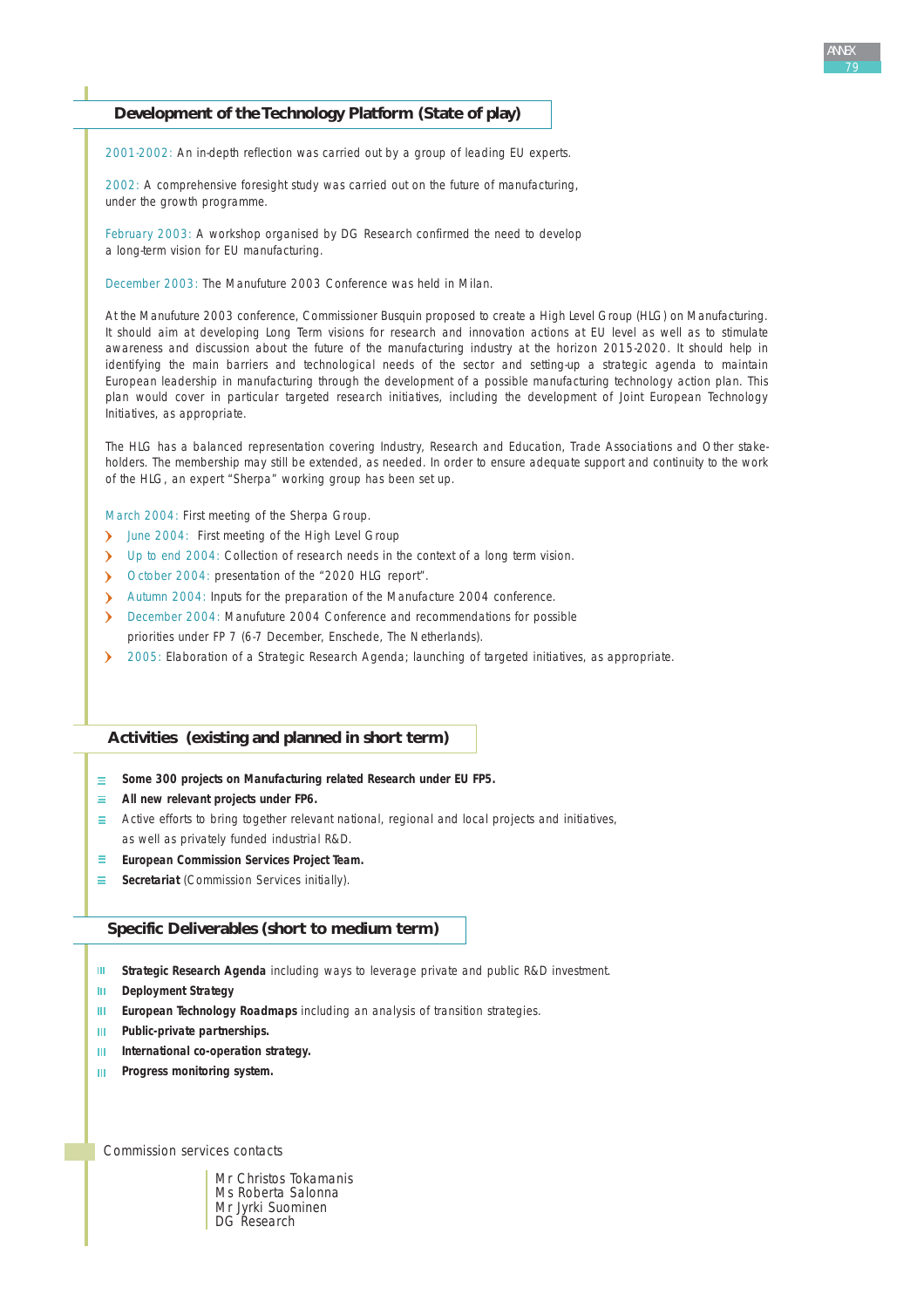## Development of the Technology Platform (State of play)

2001-2002: An in-depth reflection was carried out by a group of leading EU experts.

2002: A comprehensive foresight study was carried out on the future of manufacturing, under the growth programme.

February 2003: A workshop organised by DG Research confirmed the need to develop a long-term vision for EU manufacturing.

December 2003: The Manufuture 2003 Conference was held in Milan.

At the Manufuture 2003 conference, Commissioner Busquin proposed to create a High Level Group (HLG) on Manufacturing. It should aim at developing Long Term visions for research and innovation actions at EU level as well as to stimulate awareness and discussion about the future of the manufacturing industry at the horizon 2015-2020. It should help in identifying the main barriers and technological needs of the sector and setting-up a strategic agenda to maintain European leadership in manufacturing through the development of a possible manufacturing technology action plan. This plan would cover in particular targeted research initiatives, including the development of Joint European Technology Initiatives, as appropriate.

The HLG has a balanced representation covering Industry, Research and Education, Trade Associations and Other stakeholders. The membership may still be extended, as needed. In order to ensure adequate support and continuity to the work of the HLG, an expert "Sherpa" working group has been set up.

March 2004: First meeting of the Sherpa Group.

- June 2004: First meeting of the High Level Group
- Up to end 2004: Collection of research needs in the context of a long term vision.
- October 2004: presentation of the "2020 HLG report".
- Autumn 2004: Inputs for the preparation of the Manufacture 2004 conference.
- December 2004: Manufuture 2004 Conference and recommendations for possible priorities under FP 7 (6-7 December, Enschede, The Netherlands).
- 2005: Elaboration of a Strategic Research Agenda; launching of targeted initiatives, as appropriate.

## Activities (existing and planned in short term)

- **Some 300 projects on Manufacturing related Research under EU FP5.**
- **All new relevant projects under FP6.**
- Active efforts to bring together relevant national, regional and local projects and initiatives, as well as privately funded industrial R&D.
- **European Commission Services Project Team.**
- **Secretariat** (Commission Services initially).

## Specific Deliverables (short to medium term)

- **Strategic Research Agenda** including ways to leverage private and public R&D investment.
- **Deployment Strategy**
- **European Technology Roadmaps** including an analysis of transition strategies.
- **Public-private partnerships.**
- **International co-operation strategy.**
- **Progress monitoring system.**

Commission services contacts

Mr Christos Tokamanis
Ms Roberta Salonna
Mr Jyrki Suominen
DG Research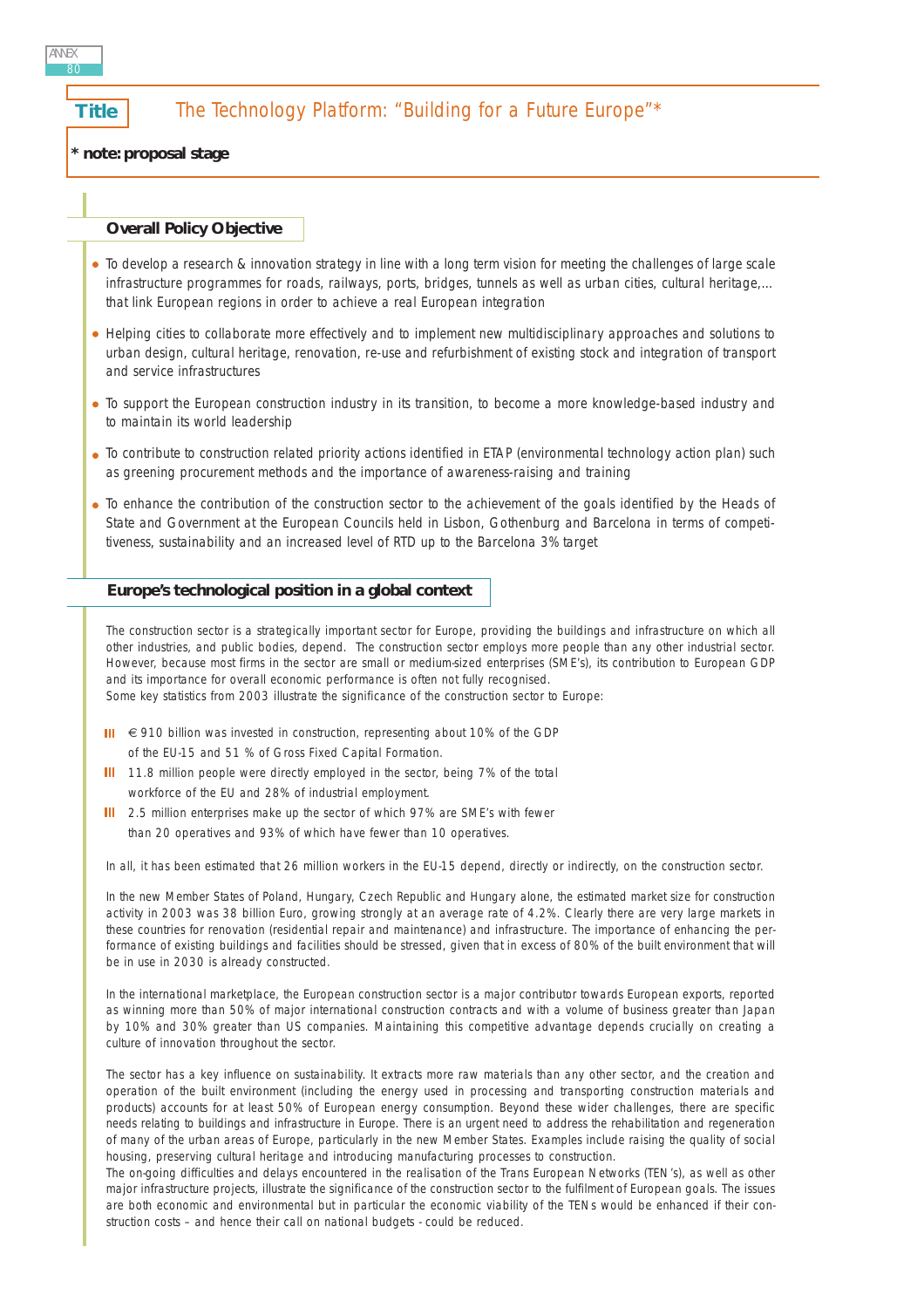# Title: The Technology Platform: "Building for a Future Europe"*

**\* note: proposal stage**

## Overall Policy Objective

- To develop a research & innovation strategy in line with a long term vision for meeting the challenges of large scale infrastructure programmes for roads, railways, ports, bridges, tunnels as well as urban cities, cultural heritage,… that link European regions in order to achieve a real European integration
- Helping cities to collaborate more effectively and to implement new multidisciplinary approaches and solutions to urban design, cultural heritage, renovation, re-use and refurbishment of existing stock and integration of transport and service infrastructures
- To support the European construction industry in its transition, to become a more knowledge-based industry and to maintain its world leadership
- To contribute to construction related priority actions identified in ETAP (environmental technology action plan) such as greening procurement methods and the importance of awareness-raising and training
- To enhance the contribution of the construction sector to the achievement of the goals identified by the Heads of State and Government at the European Councils held in Lisbon, Gothenburg and Barcelona in terms of competitiveness, sustainability and an increased level of RTD up to the Barcelona 3% target

## Europe's technological position in a global context

The construction sector is a strategically important sector for Europe, providing the buildings and infrastructure on which all other industries, and public bodies, depend. The construction sector employs more people than any other industrial sector. However, because most firms in the sector are small or medium-sized enterprises (SME's), its contribution to European GDP and its importance for overall economic performance is often not fully recognised.
Some key statistics from 2003 illustrate the significance of the construction sector to Europe:

- € 910 billion was invested in construction, representing about 10% of the GDP of the EU-15 and 51 % of Gross Fixed Capital Formation.
- 11.8 million people were directly employed in the sector, being 7% of the total workforce of the EU and 28% of industrial employment.
- 2.5 million enterprises make up the sector of which 97% are SME's with fewer than 20 operatives and 93% of which have fewer than 10 operatives.

In all, it has been estimated that 26 million workers in the EU-15 depend, directly or indirectly, on the construction sector.

In the new Member States of Poland, Hungary, Czech Republic and Hungary alone, the estimated market size for construction activity in 2003 was 38 billion Euro, growing strongly at an average rate of 4.2%. Clearly there are very large markets in these countries for renovation (residential repair and maintenance) and infrastructure. The importance of enhancing the performance of existing buildings and facilities should be stressed, given that in excess of 80% of the built environment that will be in use in 2030 is already constructed.

In the international marketplace, the European construction sector is a major contributor towards European exports, reported as winning more than 50% of major international construction contracts and with a volume of business greater than Japan by 10% and 30% greater than US companies. Maintaining this competitive advantage depends crucially on creating a culture of innovation throughout the sector.

The sector has a key influence on sustainability. It extracts more raw materials than any other sector, and the creation and operation of the built environment (including the energy used in processing and transporting construction materials and products) accounts for at least 50% of European energy consumption. Beyond these wider challenges, there are specific needs relating to buildings and infrastructure in Europe. There is an urgent need to address the rehabilitation and regeneration of many of the urban areas of Europe, particularly in the new Member States. Examples include raising the quality of social housing, preserving cultural heritage and introducing manufacturing processes to construction.
The on-going difficulties and delays encountered in the realisation of the Trans European Networks (TEN's), as well as other major infrastructure projects, illustrate the significance of the construction sector to the fulfilment of European goals. The issues are both economic and environmental but in particular the economic viability of the TENs would be enhanced if their construction costs – and hence their call on national budgets - could be reduced.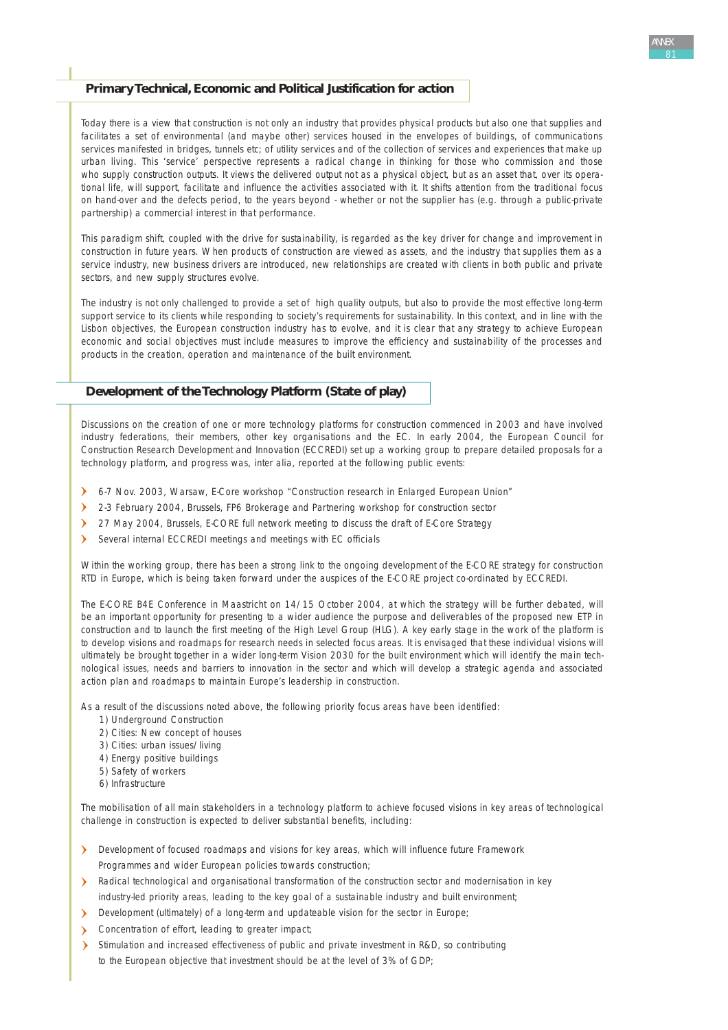## Primary Technical, Economic and Political Justification for action

Today there is a view that construction is not only an industry that provides physical products but also one that supplies and facilitates a set of environmental (and maybe other) services housed in the envelopes of buildings, of communications services manifested in bridges, tunnels etc; of utility services and of the collection of services and experiences that make up urban living. This 'service' perspective represents a radical change in thinking for those who commission and those who supply construction outputs. It views the delivered output not as a physical object, but as an asset that, over its operational life, will support, facilitate and influence the activities associated with it. It shifts attention from the traditional focus on hand-over and the defects period, to the years beyond - whether or not the supplier has (e.g. through a public-private partnership) a commercial interest in that performance.

This paradigm shift, coupled with the drive for sustainability, is regarded as the key driver for change and improvement in construction in future years. When products of construction are viewed as assets, and the industry that supplies them as a service industry, new business drivers are introduced, new relationships are created with clients in both public and private sectors, and new supply structures evolve.

The industry is not only challenged to provide a set of high quality outputs, but also to provide the most effective long-term support service to its clients while responding to society's requirements for sustainability. In this context, and in line with the Lisbon objectives, the European construction industry has to evolve, and it is clear that any strategy to achieve European economic and social objectives must include measures to improve the efficiency and sustainability of the processes and products in the creation, operation and maintenance of the built environment.

## Development of the Technology Platform (State of play)

Discussions on the creation of one or more technology platforms for construction commenced in 2003 and have involved industry federations, their members, other key organisations and the EC. In early 2004, the European Council for Construction Research Development and Innovation (ECCREDI) set up a working group to prepare detailed proposals for a technology platform, and progress was, inter alia, reported at the following public events:

- 6-7 Nov. 2003, Warsaw, E-Core workshop "Construction research in Enlarged European Union"
- 2-3 February 2004, Brussels, FP6 Brokerage and Partnering workshop for construction sector
- 27 May 2004, Brussels, E-CORE full network meeting to discuss the draft of E-Core Strategy
- Several internal ECCREDI meetings and meetings with EC officials

Within the working group, there has been a strong link to the ongoing development of the E-CORE strategy for construction RTD in Europe, which is being taken forward under the auspices of the E-CORE project co-ordinated by ECCREDI.

The E-CORE B4E Conference in Maastricht on 14/15 October 2004, at which the strategy will be further debated, will be an important opportunity for presenting to a wider audience the purpose and deliverables of the proposed new ETP in construction and to launch the first meeting of the High Level Group (HLG). A key early stage in the work of the platform is to develop visions and roadmaps for research needs in selected focus areas. It is envisaged that these individual visions will ultimately be brought together in a wider long-term Vision 2030 for the built environment which will identify the main technological issues, needs and barriers to innovation in the sector and which will develop a strategic agenda and associated action plan and roadmaps to maintain Europe's leadership in construction.

As a result of the discussions noted above, the following priority focus areas have been identified:

1) Underground Construction
2) Cities: New concept of houses
3) Cities: urban issues/living
4) Energy positive buildings
5) Safety of workers
6) Infrastructure

The mobilisation of all main stakeholders in a technology platform to achieve focused visions in key areas of technological challenge in construction is expected to deliver substantial benefits, including:

- Development of focused roadmaps and visions for key areas, which will influence future Framework Programmes and wider European policies towards construction;
- Radical technological and organisational transformation of the construction sector and modernisation in key industry-led priority areas, leading to the key goal of a sustainable industry and built environment;
- Development (ultimately) of a long-term and updateable vision for the sector in Europe;
- Concentration of effort, leading to greater impact;
- Stimulation and increased effectiveness of public and private investment in R&D, so contributing to the European objective that investment should be at the level of 3% of GDP;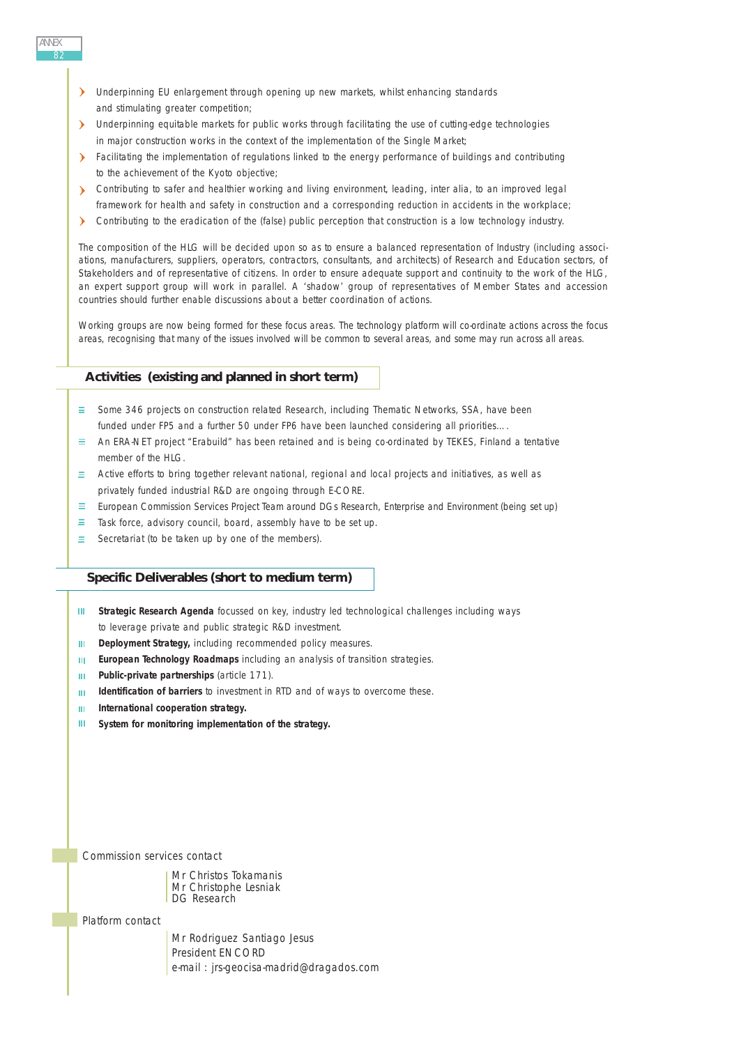- Underpinning EU enlargement through opening up new markets, whilst enhancing standards and stimulating greater competition;
- Underpinning equitable markets for public works through facilitating the use of cutting-edge technologies in major construction works in the context of the implementation of the Single Market;
- Facilitating the implementation of regulations linked to the energy performance of buildings and contributing to the achievement of the Kyoto objective;
- Contributing to safer and healthier working and living environment, leading, inter alia, to an improved legal framework for health and safety in construction and a corresponding reduction in accidents in the workplace;
- Contributing to the eradication of the (false) public perception that construction is a low technology industry.

The composition of the HLG will be decided upon so as to ensure a balanced representation of Industry (including associations, manufacturers, suppliers, operators, contractors, consultants, and architects) of Research and Education sectors, of Stakeholders and of representative of citizens. In order to ensure adequate support and continuity to the work of the HLG, an expert support group will work in parallel. A 'shadow' group of representatives of Member States and accession countries should further enable discussions about a better coordination of actions.

Working groups are now being formed for these focus areas. The technology platform will co-ordinate actions across the focus areas, recognising that many of the issues involved will be common to several areas, and some may run across all areas.

## Activities (existing and planned in short term)

- Some 346 projects on construction related Research, including Thematic Networks, SSA, have been funded under FP5 and a further 50 under FP6 have been launched considering all priorities….
- An ERA-NET project "Erabuild" has been retained and is being co-ordinated by TEKES, Finland a tentative member of the HLG.
- Active efforts to bring together relevant national, regional and local projects and initiatives, as well as privately funded industrial R&D are ongoing through E-CORE.
- European Commission Services Project Team around DGs Research, Enterprise and Environment (being set up)
- Task force, advisory council, board, assembly have to be set up.
- Secretariat (to be taken up by one of the members).

## Specific Deliverables (short to medium term)

- **Strategic Research Agenda** focussed on key, industry led technological challenges including ways to leverage private and public strategic R&D investment.
- **Deployment Strategy,** including recommended policy measures.
- **European Technology Roadmaps** including an analysis of transition strategies.
- **Public-private partnerships** (article 171).
- **Identification of barriers** to investment in RTD and of ways to overcome these.
- **International cooperation strategy.**
- **System for monitoring implementation of the strategy.**

Commission services contact

Mr Christos Tokamanis
Mr Christophe Lesniak
DG Research

Platform contact

Mr Rodriguez Santiago Jesus
President ENCORD
e-mail : jrs-geocisa-madrid@dragados.com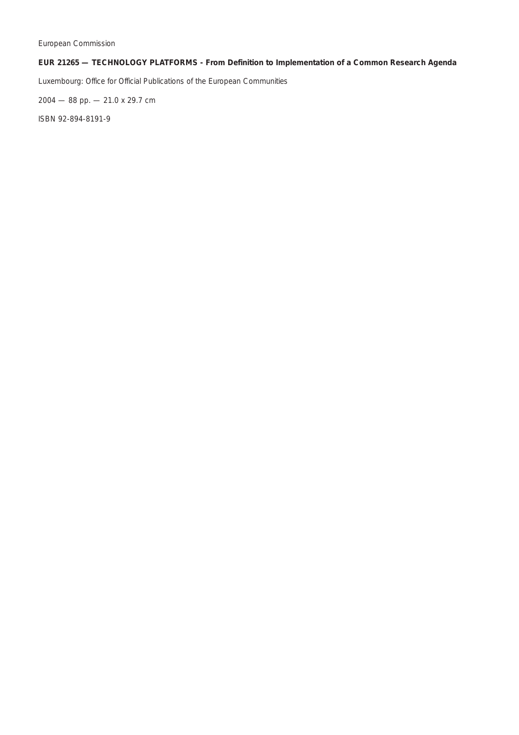European Commission

**EUR 21265 — TECHNOLOGY PLATFORMS - From Definition to Implementation of a Common Research Agenda**

Luxembourg: Office for Official Publications of the European Communities

2004 — 88 pp. — 21.0 x 29.7 cm

ISBN 92-894-8191-9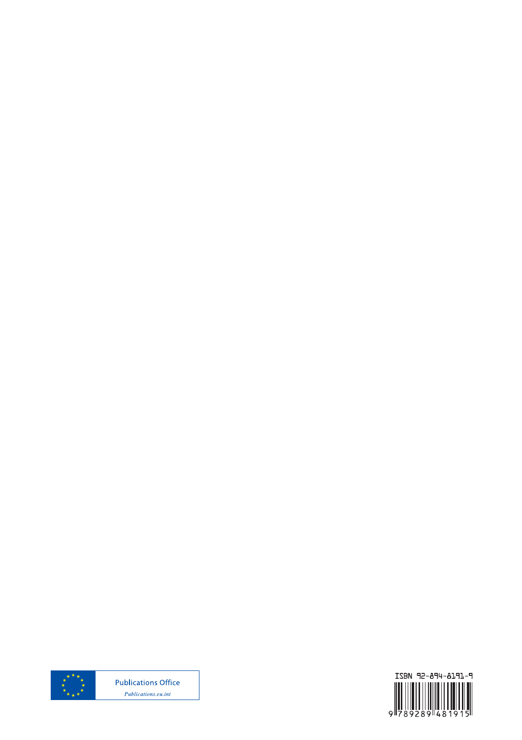Publications Office

*Publications.eu.int*

ISBN 92-894-8191-9

9 789289 481915